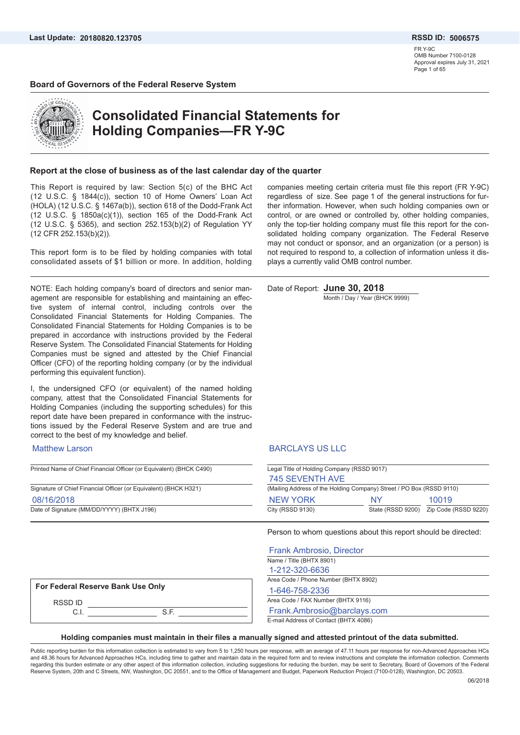Last Update: **20180820.123705**

**RSSD ID: 5006575**

FR Y-9C
OMB Number 7100-0128
Approval expires July 31, 2021

**Board of Governors of the Federal Reserve System**

# Consolidated Financial Statements for Holding Companies—FR Y-9C

**Report at the close of business as of the last calendar day of the quarter**

This Report is required by law: Section 5(c) of the BHC Act (12 U.S.C. § 1844(c)), section 10 of Home Owners' Loan Act (HOLA) (12 U.S.C. § 1467a(b)), section 618 of the Dodd-Frank Act (12 U.S.C. § 1850a(c)(1)), section 165 of the Dodd-Frank Act (12 U.S.C. § 5365), and section 252.153(b)(2) of Regulation YY (12 CFR 252.153(b)(2)).

This report form is to be filed by holding companies with total consolidated assets of $1 billion or more. In addition, holding companies meeting certain criteria must file this report (FR Y-9C) regardless of size. See page 1 of the general instructions for further information. However, when such holding companies own or control, or are owned or controlled by, other holding companies, only the top-tier holding company must file this report for the consolidated holding company organization. The Federal Reserve may not conduct or sponsor, and an organization (or a person) is not required to respond to, a collection of information unless it displays a currently valid OMB control number.

NOTE: Each holding company's board of directors and senior management are responsible for establishing and maintaining an effective system of internal control, including controls over the Consolidated Financial Statements for Holding Companies. The Consolidated Financial Statements for Holding Companies is to be prepared in accordance with instructions provided by the Federal Reserve System. The Consolidated Financial Statements for Holding Companies must be signed and attested by the Chief Financial Officer (CFO) of the reporting holding company (or by the individual performing this equivalent function).

I, the undersigned CFO (or equivalent) of the named holding company, attest that the Consolidated Financial Statements for Holding Companies (including the supporting schedules) for this report date have been prepared in conformance with the instructions issued by the Federal Reserve System and are true and correct to the best of my knowledge and belief.

Matthew Larson
Printed Name of Chief Financial Officer (or Equivalent) (BHCK C490)

Signature of Chief Financial Officer (or Equivalent) (BHCK H321)

08/16/2018
Date of Signature (MM/DD/YYYY) (BHTX J196)

Date of Report: **June 30, 2018**
Month / Day / Year (BHCK 9999)

BARCLAYS US LLC
Legal Title of Holding Company (RSSD 9017)

745 SEVENTH AVE
(Mailing Address of the Holding Company) Street / PO Box (RSSD 9110)

| NEW YORK | NY | 10019 |
|---|---|---|
| City (RSSD 9130) | State (RSSD 9200) | Zip Code (RSSD 9220) |

Person to whom questions about this report should be directed:

Frank Ambrosio, Director
Name / Title (BHTX 8901)

1-212-320-6636
Area Code / Phone Number (BHTX 8902)

1-646-758-2336
Area Code / FAX Number (BHTX 9116)

Frank.Ambrosio@barclays.com
E-mail Address of Contact (BHTX 4086)

**For Federal Reserve Bank Use Only**

RSSD ID ____________

C.I. ____________ S.F. ____________

**Holding companies must maintain in their files a manually signed and attested printout of the data submitted.**

Public reporting burden for this information collection is estimated to vary from 5 to 1,250 hours per response, with an average of 47.11 hours per response for non-Advanced Approaches HCs and 48.36 hours for Advanced Approaches HCs, including time to gather and maintain data in the required form and to review instructions and complete the information collection. Comments regarding this burden estimate or any other aspect of this information collection, including suggestions for reducing the burden, may be sent to Secretary, Board of Governors of the Federal Reserve System, 20th and C Streets, NW, Washington, DC 20551, and to the Office of Management and Budget, Paperwork Reduction Project (7100-0128), Washington, DC 20503.

06/2018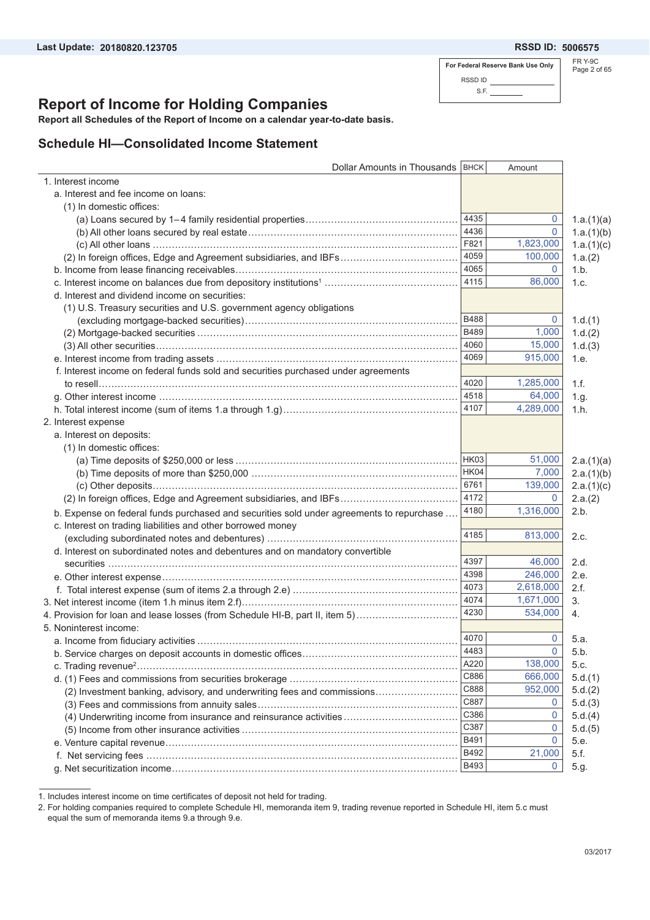For Federal Reserve Bank Use Only

RSSD ID ________

S.F. ________

# Report of Income for Holding Companies

**Report all Schedules of the Report of Income on a calendar year-to-date basis.**

## Schedule HI—Consolidated Income Statement

| Dollar Amounts in Thousands | BHCK | Amount | |
|---|---|---|---|
| 1. Interest income | | | |
| a. Interest and fee income on loans: | | | |
| (1) In domestic offices: | | | |
| (a) Loans secured by 1–4 family residential properties | 4435 | 0 | 1.a.(1)(a) |
| (b) All other loans secured by real estate | 4436 | 0 | 1.a.(1)(b) |
| (c) All other loans | F821 | 1,823,000 | 1.a.(1)(c) |
| (2) In foreign offices, Edge and Agreement subsidiaries, and IBFs | 4059 | 100,000 | 1.a.(2) |
| b. Income from lease financing receivables | 4065 | 0 | 1.b. |
| c. Interest income on balances due from depository institutions[1] | 4115 | 86,000 | 1.c. |
| d. Interest and dividend income on securities: | | | |
| (1) U.S. Treasury securities and U.S. government agency obligations (excluding mortgage-backed securities) | B488 | 0 | 1.d.(1) |
| (2) Mortgage-backed securities | B489 | 1,000 | 1.d.(2) |
| (3) All other securities | 4060 | 15,000 | 1.d.(3) |
| e. Interest income from trading assets | 4069 | 915,000 | 1.e. |
| f. Interest income on federal funds sold and securities purchased under agreements to resell | 4020 | 1,285,000 | 1.f. |
| g. Other interest income | 4518 | 64,000 | 1.g. |
| h. Total interest income (sum of items 1.a through 1.g) | 4107 | 4,289,000 | 1.h. |
| 2. Interest expense | | | |
| a. Interest on deposits: | | | |
| (1) In domestic offices: | | | |
| (a) Time deposits of $250,000 or less | HK03 | 51,000 | 2.a.(1)(a) |
| (b) Time deposits of more than $250,000 | HK04 | 7,000 | 2.a.(1)(b) |
| (c) Other deposits | 6761 | 139,000 | 2.a.(1)(c) |
| (2) In foreign offices, Edge and Agreement subsidiaries, and IBFs | 4172 | 0 | 2.a.(2) |
| b. Expense on federal funds purchased and securities sold under agreements to repurchase | 4180 | 1,316,000 | 2.b. |
| c. Interest on trading liabilities and other borrowed money (excluding subordinated notes and debentures) | 4185 | 813,000 | 2.c. |
| d. Interest on subordinated notes and debentures and on mandatory convertible securities | 4397 | 46,000 | 2.d. |
| e. Other interest expense | 4398 | 246,000 | 2.e. |
| f. Total interest expense (sum of items 2.a through 2.e) | 4073 | 2,618,000 | 2.f. |
| 3. Net interest income (item 1.h minus item 2.f) | 4074 | 1,671,000 | 3. |
| 4. Provision for loan and lease losses (from Schedule HI-B, part II, item 5) | 4230 | 534,000 | 4. |
| 5. Noninterest income: | | | |
| a. Income from fiduciary activities | 4070 | 0 | 5.a. |
| b. Service charges on deposit accounts in domestic offices | 4483 | 0 | 5.b. |
| c. Trading revenue[2] | A220 | 138,000 | 5.c. |
| d. (1) Fees and commissions from securities brokerage | C886 | 666,000 | 5.d.(1) |
| (2) Investment banking, advisory, and underwriting fees and commissions | C888 | 952,000 | 5.d.(2) |
| (3) Fees and commissions from annuity sales | C887 | 0 | 5.d.(3) |
| (4) Underwriting income from insurance and reinsurance activities | C386 | 0 | 5.d.(4) |
| (5) Income from other insurance activities | C387 | 0 | 5.d.(5) |
| e. Venture capital revenue | B491 | 0 | 5.e. |
| f. Net servicing fees | B492 | 21,000 | 5.f. |
| g. Net securitization income | B493 | 0 | 5.g. |

1. Includes interest income on time certificates of deposit not held for trading.
2. For holding companies required to complete Schedule HI, memoranda item 9, trading revenue reported in Schedule HI, item 5.c must equal the sum of memoranda items 9.a through 9.e.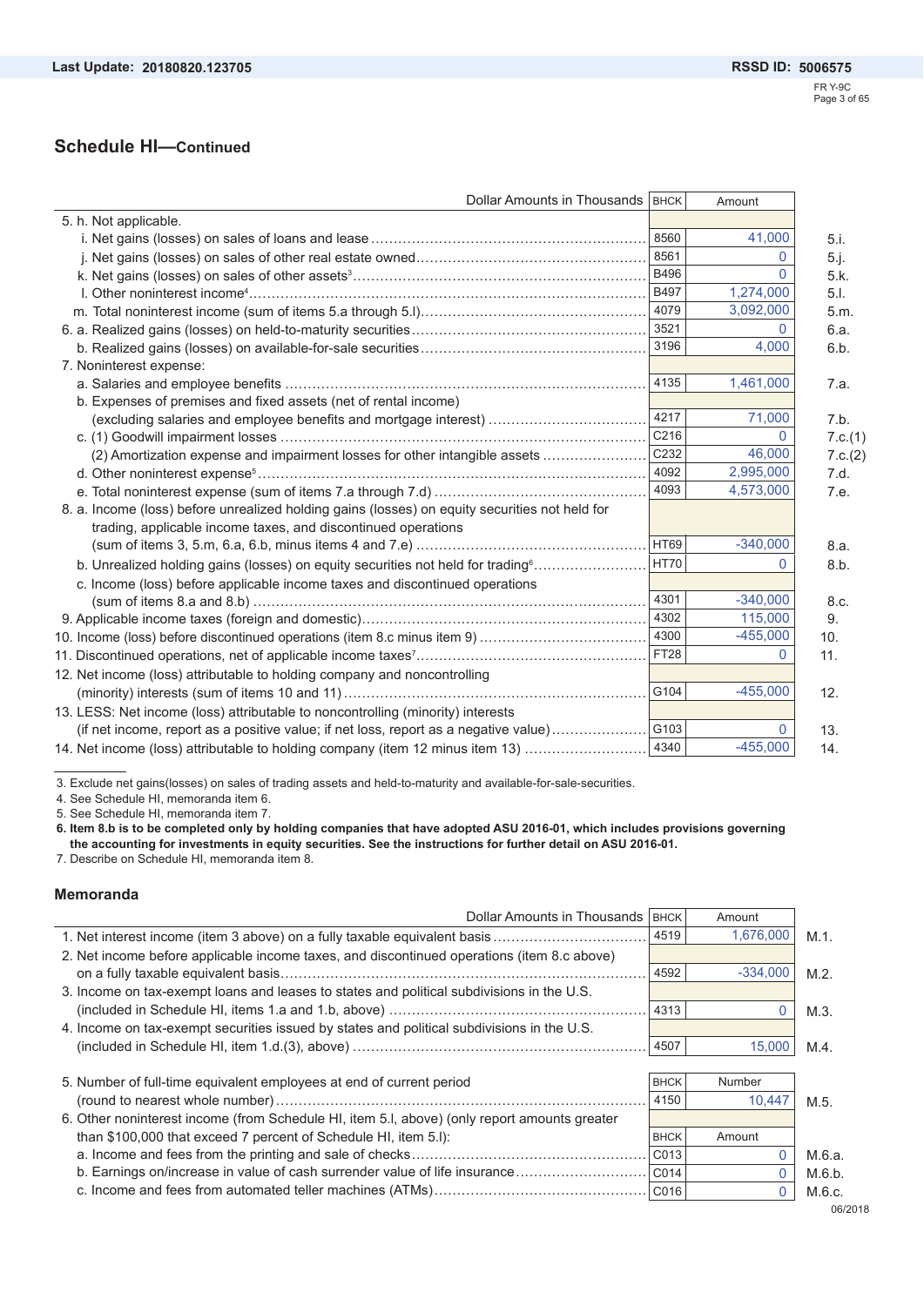## Schedule HI—Continued

| Dollar Amounts in Thousands | BHCK | Amount | |
|---|---|---|---|
| 5. h. Not applicable. | | | |
| i. Net gains (losses) on sales of loans and lease | 8560 | 41,000 | 5.i. |
| j. Net gains (losses) on sales of other real estate owned | 8561 | 0 | 5.j. |
| k. Net gains (losses) on sales of other assets[3] | B496 | 0 | 5.k. |
| l. Other noninterest income[4] | B497 | 1,274,000 | 5.l. |
| m. Total noninterest income (sum of items 5.a through 5.l) | 4079 | 3,092,000 | 5.m. |
| 6. a. Realized gains (losses) on held-to-maturity securities | 3521 | 0 | 6.a. |
| b. Realized gains (losses) on available-for-sale securities | 3196 | 4,000 | 6.b. |
| 7. Noninterest expense: | | | |
| a. Salaries and employee benefits | 4135 | 1,461,000 | 7.a. |
| b. Expenses of premises and fixed assets (net of rental income) (excluding salaries and employee benefits and mortgage interest) | 4217 | 71,000 | 7.b. |
| c. (1) Goodwill impairment losses | C216 | 0 | 7.c.(1) |
| (2) Amortization expense and impairment losses for other intangible assets | C232 | 46,000 | 7.c.(2) |
| d. Other noninterest expense[5] | 4092 | 2,995,000 | 7.d. |
| e. Total noninterest expense (sum of items 7.a through 7.d) | 4093 | 4,573,000 | 7.e. |
| 8. a. Income (loss) before unrealized holding gains (losses) on equity securities not held for trading, applicable income taxes, and discontinued operations (sum of items 3, 5.m, 6.a, 6.b, minus items 4 and 7.e) | HT69 | -340,000 | 8.a. |
| b. Unrealized holding gains (losses) on equity securities not held for trading[6] | HT70 | 0 | 8.b. |
| c. Income (loss) before applicable income taxes and discontinued operations (sum of items 8.a and 8.b) | 4301 | -340,000 | 8.c. |
| 9. Applicable income taxes (foreign and domestic) | 4302 | 115,000 | 9. |
| 10. Income (loss) before discontinued operations (item 8.c minus item 9) | 4300 | -455,000 | 10. |
| 11. Discontinued operations, net of applicable income taxes[7] | FT28 | 0 | 11. |
| 12. Net income (loss) attributable to holding company and noncontrolling (minority) interests (sum of items 10 and 11) | G104 | -455,000 | 12. |
| 13. LESS: Net income (loss) attributable to noncontrolling (minority) interests (if net income, report as a positive value; if net loss, report as a negative value) | G103 | 0 | 13. |
| 14. Net income (loss) attributable to holding company (item 12 minus item 13) | 4340 | -455,000 | 14. |

3. Exclude net gains(losses) on sales of trading assets and held-to-maturity and available-for-sale-securities.
4. See Schedule HI, memoranda item 6.
5. See Schedule HI, memoranda item 7.
**6. Item 8.b is to be completed only by holding companies that have adopted ASU 2016-01, which includes provisions governing the accounting for investments in equity securities. See the instructions for further detail on ASU 2016-01.**
7. Describe on Schedule HI, memoranda item 8.

### Memoranda

| Dollar Amounts in Thousands | BHCK | Amount | |
|---|---|---|---|
| 1. Net interest income (item 3 above) on a fully taxable equivalent basis | 4519 | 1,676,000 | M.1. |
| 2. Net income before applicable income taxes, and discontinued operations (item 8.c above) on a fully taxable equivalent basis | 4592 | -334,000 | M.2. |
| 3. Income on tax-exempt loans and leases to states and political subdivisions in the U.S. (included in Schedule HI, items 1.a and 1.b, above) | 4313 | 0 | M.3. |
| 4. Income on tax-exempt securities issued by states and political subdivisions in the U.S. (included in Schedule HI, item 1.d.(3), above) | 4507 | 15,000 | M.4. |

| | BHCK | Number | |
|---|---|---|---|
| 5. Number of full-time equivalent employees at end of current period (round to nearest whole number) | 4150 | 10,447 | M.5. |

| 6. Other noninterest income (from Schedule HI, item 5.l, above) (only report amounts greater than $100,000 that exceed 7 percent of Schedule HI, item 5.l): | BHCK | Amount | |
|---|---|---|---|
| a. Income and fees from the printing and sale of checks | C013 | 0 | M.6.a. |
| b. Earnings on/increase in value of cash surrender value of life insurance | C014 | 0 | M.6.b. |
| c. Income and fees from automated teller machines (ATMs) | C016 | 0 | M.6.c. |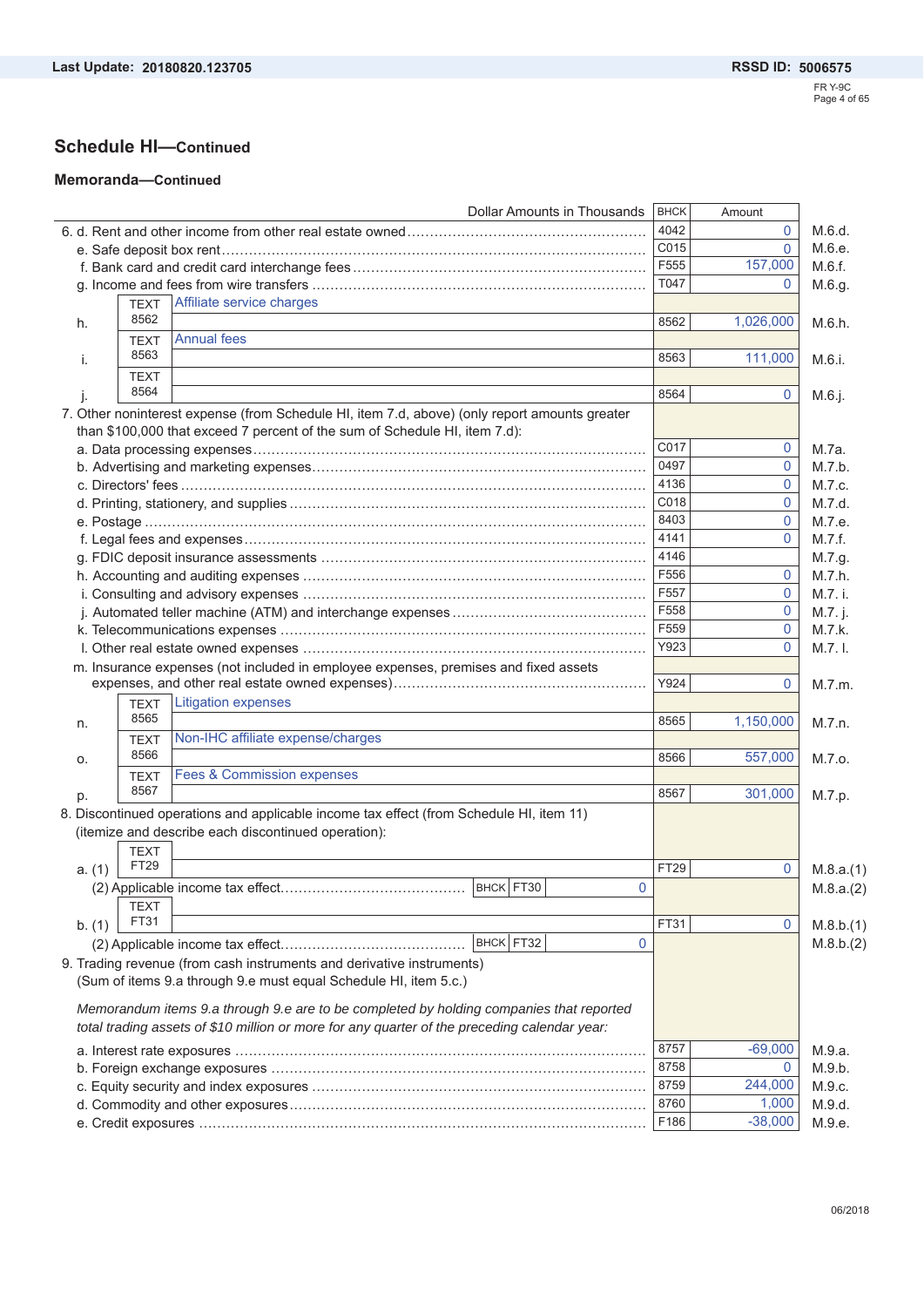Last Update: 20180820.123705

RSSD ID: 5006575

## Schedule HI—Continued

### Memoranda—Continued

| Dollar Amounts in Thousands | BHCK | Amount | |
|---|---|---|---|
| 6. d. Rent and other income from other real estate owned | 4042 | 0 | M.6.d. |
| e. Safe deposit box rent | C015 | 0 | M.6.e. |
| f. Bank card and credit card interchange fees | F555 | 157,000 | M.6.f. |
| g. Income and fees from wire transfers | T047 | 0 | M.6.g. |
| h. TEXT 8562 Affiliate service charges | 8562 | 1,026,000 | M.6.h. |
| i. TEXT 8563 Annual fees | 8563 | 111,000 | M.6.i. |
| j. TEXT 8564 | 8564 | 0 | M.6.j. |
| 7. Other noninterest expense (from Schedule HI, item 7.d, above) (only report amounts greater than $100,000 that exceed 7 percent of the sum of Schedule HI, item 7.d): | | | |
| a. Data processing expenses | C017 | 0 | M.7a. |
| b. Advertising and marketing expenses | 0497 | 0 | M.7.b. |
| c. Directors' fees | 4136 | 0 | M.7.c. |
| d. Printing, stationery, and supplies | C018 | 0 | M.7.d. |
| e. Postage | 8403 | 0 | M.7.e. |
| f. Legal fees and expenses | 4141 | 0 | M.7.f. |
| g. FDIC deposit insurance assessments | 4146 | | M.7.g. |
| h. Accounting and auditing expenses | F556 | 0 | M.7.h. |
| i. Consulting and advisory expenses | F557 | 0 | M.7. i. |
| j. Automated teller machine (ATM) and interchange expenses | F558 | 0 | M.7. j. |
| k. Telecommunications expenses | F559 | 0 | M.7.k. |
| l. Other real estate owned expenses | Y923 | 0 | M.7. l. |
| m. Insurance expenses (not included in employee expenses, premises and fixed assets expenses, and other real estate owned expenses) | Y924 | 0 | M.7.m. |
| n. TEXT 8565 Litigation expenses | 8565 | 1,150,000 | M.7.n. |
| o. TEXT 8566 Non-IHC affiliate expense/charges | 8566 | 557,000 | M.7.o. |
| p. TEXT 8567 Fees & Commission expenses | 8567 | 301,000 | M.7.p. |
| 8. Discontinued operations and applicable income tax effect (from Schedule HI, item 11) (itemize and describe each discontinued operation): | | | |
| a. (1) TEXT FT29 | FT29 | 0 | M.8.a.(1) |
| (2) Applicable income tax effect — BHCK FT30: 0 | | | M.8.a.(2) |
| b. (1) TEXT FT31 | FT31 | 0 | M.8.b.(1) |
| (2) Applicable income tax effect — BHCK FT32: 0 | | | M.8.b.(2) |
| 9. Trading revenue (from cash instruments and derivative instruments) (Sum of items 9.a through 9.e must equal Schedule HI, item 5.c.) *Memorandum items 9.a through 9.e are to be completed by holding companies that reported total trading assets of $10 million or more for any quarter of the preceding calendar year:* | | | |
| a. Interest rate exposures | 8757 | -69,000 | M.9.a. |
| b. Foreign exchange exposures | 8758 | 0 | M.9.b. |
| c. Equity security and index exposures | 8759 | 244,000 | M.9.c. |
| d. Commodity and other exposures | 8760 | 1,000 | M.9.d. |
| e. Credit exposures | F186 | -38,000 | M.9.e. |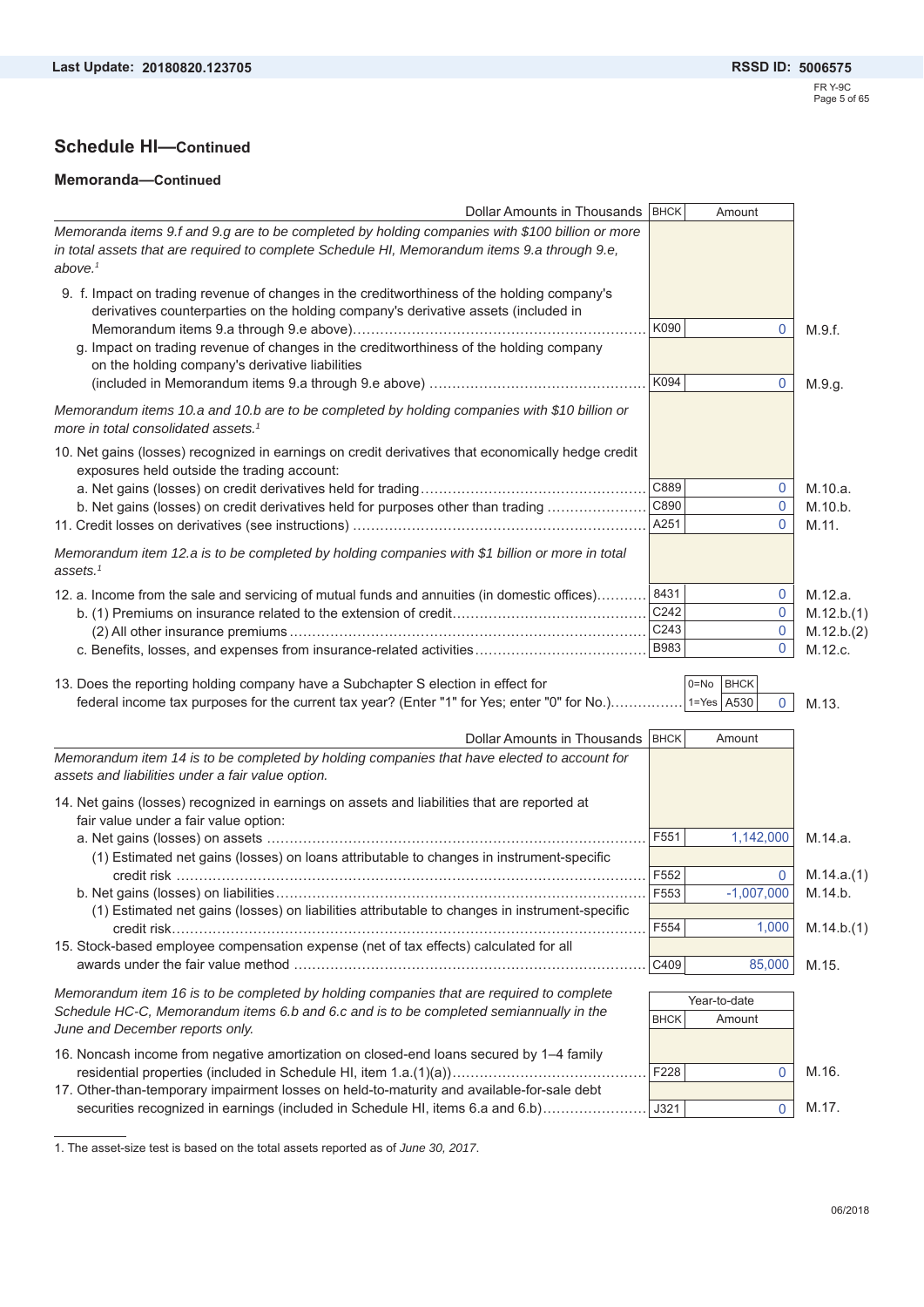Last Update: 20180820.123705

RSSD ID: 5006575

## Schedule HI—Continued

### Memoranda—Continued

| Dollar Amounts in Thousands | BHCK | Amount | |
|---|---|---|---|
| *Memoranda items 9.f and 9.g are to be completed by holding companies with $100 billion or more in total assets that are required to complete Schedule HI, Memorandum items 9.a through 9.e, above.*[1] | | | |
| 9. f. Impact on trading revenue of changes in the creditworthiness of the holding company's derivatives counterparties on the holding company's derivative assets (included in Memorandum items 9.a through 9.e above) | K090 | 0 | M.9.f. |
| g. Impact on trading revenue of changes in the creditworthiness of the holding company on the holding company's derivative liabilities (included in Memorandum items 9.a through 9.e above) | K094 | 0 | M.9.g. |
| *Memorandum items 10.a and 10.b are to be completed by holding companies with $10 billion or more in total consolidated assets.*[1] | | | |
| 10. Net gains (losses) recognized in earnings on credit derivatives that economically hedge credit exposures held outside the trading account: | | | |
| a. Net gains (losses) on credit derivatives held for trading | C889 | 0 | M.10.a. |
| b. Net gains (losses) on credit derivatives held for purposes other than trading | C890 | 0 | M.10.b. |
| 11. Credit losses on derivatives (see instructions) | A251 | 0 | M.11. |
| *Memorandum item 12.a is to be completed by holding companies with $1 billion or more in total assets.*[1] | | | |
| 12. a. Income from the sale and servicing of mutual funds and annuities (in domestic offices) | 8431 | 0 | M.12.a. |
| b. (1) Premiums on insurance related to the extension of credit | C242 | 0 | M.12.b.(1) |
| (2) All other insurance premiums | C243 | 0 | M.12.b.(2) |
| c. Benefits, losses, and expenses from insurance-related activities | B983 | 0 | M.12.c. |

| | 0=No 1=Yes | BHCK | | |
|---|---|---|---|---|
| 13. Does the reporting holding company have a Subchapter S election in effect for federal income tax purposes for the current tax year? (Enter "1" for Yes; enter "0" for No.) | | A530 | 0 | M.13. |

| Dollar Amounts in Thousands | BHCK | Amount | |
|---|---|---|---|
| *Memorandum item 14 is to be completed by holding companies that have elected to account for assets and liabilities under a fair value option.* | | | |
| 14. Net gains (losses) recognized in earnings on assets and liabilities that are reported at fair value under a fair value option: | | | |
| a. Net gains (losses) on assets | F551 | 1,142,000 | M.14.a. |
| (1) Estimated net gains (losses) on loans attributable to changes in instrument-specific credit risk | F552 | 0 | M.14.a.(1) |
| b. Net gains (losses) on liabilities | F553 | -1,007,000 | M.14.b. |
| (1) Estimated net gains (losses) on liabilities attributable to changes in instrument-specific credit risk | F554 | 1,000 | M.14.b.(1) |
| 15. Stock-based employee compensation expense (net of tax effects) calculated for all awards under the fair value method | C409 | 85,000 | M.15. |

| | Year-to-date | | |
|---|---|---|---|
| *Memorandum item 16 is to be completed by holding companies that are required to complete Schedule HC-C, Memorandum items 6.b and 6.c and is to be completed semiannually in the June and December reports only.* | BHCK | Amount | |
| 16. Noncash income from negative amortization on closed-end loans secured by 1–4 family residential properties (included in Schedule HI, item 1.a.(1)(a)) | F228 | 0 | M.16. |
| 17. Other-than-temporary impairment losses on held-to-maturity and available-for-sale debt securities recognized in earnings (included in Schedule HI, items 6.a and 6.b) | J321 | 0 | M.17. |

1. The asset-size test is based on the total assets reported as of *June 30, 2017*.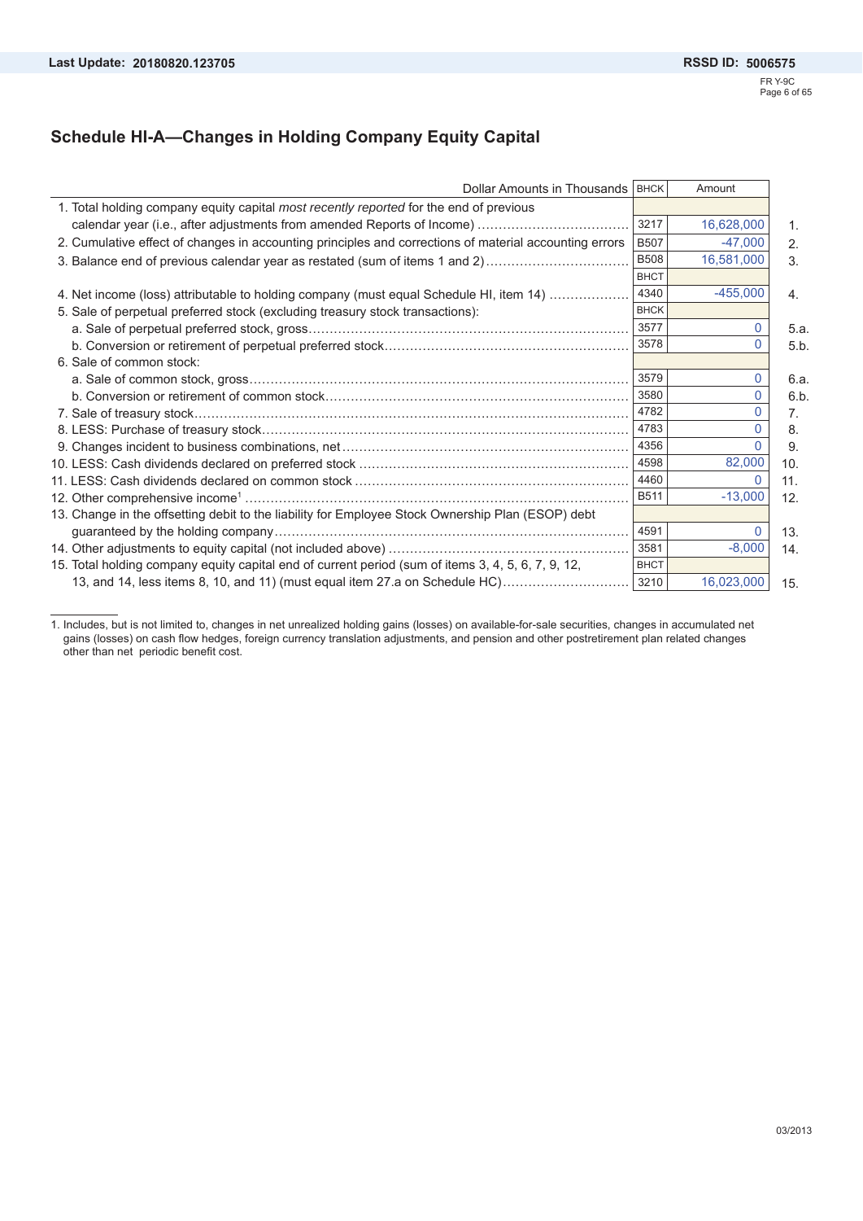Last Update: **20180820.123705**

RSSD ID: **5006575**

## Schedule HI-A—Changes in Holding Company Equity Capital

| Dollar Amounts in Thousands | BHCK | Amount | |
|---|---|---|---|
| 1. Total holding company equity capital *most recently reported* for the end of previous calendar year (i.e., after adjustments from amended Reports of Income) | 3217 | 16,628,000 | 1. |
| 2. Cumulative effect of changes in accounting principles and corrections of material accounting errors | B507 | -47,000 | 2. |
| 3. Balance end of previous calendar year as restated (sum of items 1 and 2) | B508 | 16,581,000 | 3. |
| | BHCT | | |
| 4. Net income (loss) attributable to holding company (must equal Schedule HI, item 14) | 4340 | -455,000 | 4. |
| 5. Sale of perpetual preferred stock (excluding treasury stock transactions): | BHCK | | |
| a. Sale of perpetual preferred stock, gross | 3577 | 0 | 5.a. |
| b. Conversion or retirement of perpetual preferred stock | 3578 | 0 | 5.b. |
| 6. Sale of common stock: | | | |
| a. Sale of common stock, gross | 3579 | 0 | 6.a. |
| b. Conversion or retirement of common stock | 3580 | 0 | 6.b. |
| 7. Sale of treasury stock | 4782 | 0 | 7. |
| 8. LESS: Purchase of treasury stock | 4783 | 0 | 8. |
| 9. Changes incident to business combinations, net | 4356 | 0 | 9. |
| 10. LESS: Cash dividends declared on preferred stock | 4598 | 82,000 | 10. |
| 11. LESS: Cash dividends declared on common stock | 4460 | 0 | 11. |
| 12. Other comprehensive income[1] | B511 | -13,000 | 12. |
| 13. Change in the offsetting debit to the liability for Employee Stock Ownership Plan (ESOP) debt guaranteed by the holding company | 4591 | 0 | 13. |
| 14. Other adjustments to equity capital (not included above) | 3581 | -8,000 | 14. |
| 15. Total holding company equity capital end of current period (sum of items 3, 4, 5, 6, 7, 9, 12, 13, and 14, less items 8, 10, and 11) (must equal item 27.a on Schedule HC) | BHCT 3210 | 16,023,000 | 15. |

1. Includes, but is not limited to, changes in net unrealized holding gains (losses) on available-for-sale securities, changes in accumulated net gains (losses) on cash flow hedges, foreign currency translation adjustments, and pension and other postretirement plan related changes other than net periodic benefit cost.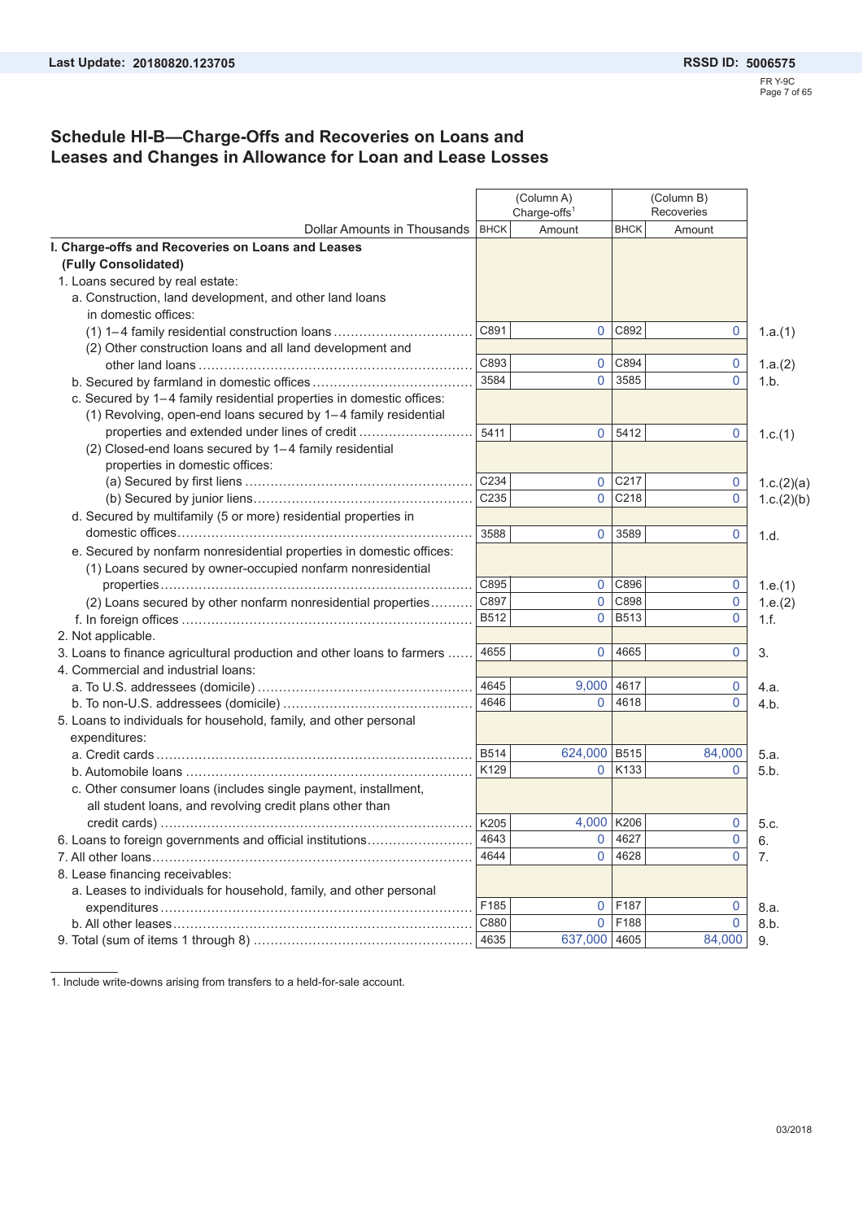Last Update: 20180820.123705

RSSD ID: 5006575

FR Y-9C

## Schedule HI-B—Charge-Offs and Recoveries on Loans and Leases and Changes in Allowance for Loan and Lease Losses

| Dollar Amounts in Thousands | (Column A) Charge-offs[1] BHCK | Amount | (Column B) Recoveries BHCK | Amount | |
|---|---|---|---|---|---|
| **I. Charge-offs and Recoveries on Loans and Leases (Fully Consolidated)** | | | | | |
| 1. Loans secured by real estate: | | | | | |
| a. Construction, land development, and other land loans in domestic offices: | | | | | |
| (1) 1–4 family residential construction loans | C891 | 0 | C892 | 0 | 1.a.(1) |
| (2) Other construction loans and all land development and other land loans | C893 | 0 | C894 | 0 | 1.a.(2) |
| b. Secured by farmland in domestic offices | 3584 | 0 | 3585 | 0 | 1.b. |
| c. Secured by 1–4 family residential properties in domestic offices: | | | | | |
| (1) Revolving, open-end loans secured by 1–4 family residential properties and extended under lines of credit | 5411 | 0 | 5412 | 0 | 1.c.(1) |
| (2) Closed-end loans secured by 1–4 family residential properties in domestic offices: | | | | | |
| (a) Secured by first liens | C234 | 0 | C217 | 0 | 1.c.(2)(a) |
| (b) Secured by junior liens | C235 | 0 | C218 | 0 | 1.c.(2)(b) |
| d. Secured by multifamily (5 or more) residential properties in domestic offices | 3588 | 0 | 3589 | 0 | 1.d. |
| e. Secured by nonfarm nonresidential properties in domestic offices: | | | | | |
| (1) Loans secured by owner-occupied nonfarm nonresidential properties | C895 | 0 | C896 | 0 | 1.e.(1) |
| (2) Loans secured by other nonfarm nonresidential properties | C897 | 0 | C898 | 0 | 1.e.(2) |
| f. In foreign offices | B512 | 0 | B513 | 0 | 1.f. |
| 2. Not applicable. | | | | | |
| 3. Loans to finance agricultural production and other loans to farmers | 4655 | 0 | 4665 | 0 | 3. |
| 4. Commercial and industrial loans: | | | | | |
| a. To U.S. addressees (domicile) | 4645 | 9,000 | 4617 | 0 | 4.a. |
| b. To non-U.S. addressees (domicile) | 4646 | 0 | 4618 | 0 | 4.b. |
| 5. Loans to individuals for household, family, and other personal expenditures: | | | | | |
| a. Credit cards | B514 | 624,000 | B515 | 84,000 | 5.a. |
| b. Automobile loans | K129 | 0 | K133 | 0 | 5.b. |
| c. Other consumer loans (includes single payment, installment, all student loans, and revolving credit plans other than credit cards) | K205 | 4,000 | K206 | 0 | 5.c. |
| 6. Loans to foreign governments and official institutions | 4643 | 0 | 4627 | 0 | 6. |
| 7. All other loans | 4644 | 0 | 4628 | 0 | 7. |
| 8. Lease financing receivables: | | | | | |
| a. Leases to individuals for household, family, and other personal expenditures | F185 | 0 | F187 | 0 | 8.a. |
| b. All other leases | C880 | 0 | F188 | 0 | 8.b. |
| 9. Total (sum of items 1 through 8) | 4635 | 637,000 | 4605 | 84,000 | 9. |

1. Include write-downs arising from transfers to a held-for-sale account.

03/2018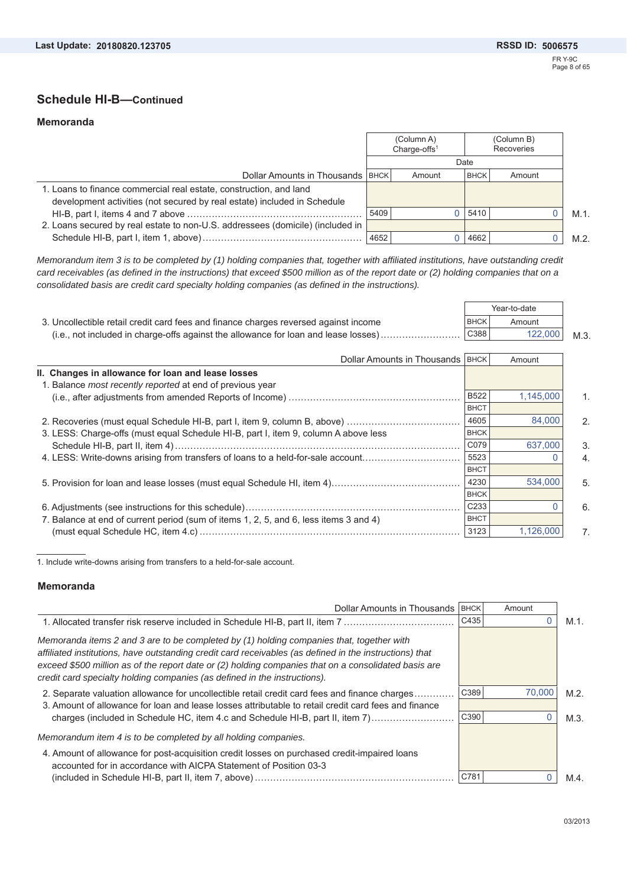## Schedule HI-B—Continued

### Memoranda

| Dollar Amounts in Thousands | (Column A) Charge-offs[1] | | (Column B) Recoveries | | |
|---|---|---|---|---|---|
| | Date | | | | |
| | BHCK | Amount | BHCK | Amount | |
| 1. Loans to finance commercial real estate, construction, and land development activities (not secured by real estate) included in Schedule HI-B, part I, items 4 and 7 above | 5409 | 0 | 5410 | 0 | M.1. |
| 2. Loans secured by real estate to non-U.S. addressees (domicile) (included in Schedule HI-B, part I, item 1, above) | 4652 | 0 | 4662 | 0 | M.2. |

*Memorandum item 3 is to be completed by (1) holding companies that, together with affiliated institutions, have outstanding credit card receivables (as defined in the instructions) that exceed $500 million as of the report date or (2) holding companies that on a consolidated basis are credit card specialty holding companies (as defined in the instructions).*

| | Year-to-date | | |
|---|---|---|---|
| | BHCK | Amount | |
| 3. Uncollectible retail credit card fees and finance charges reversed against income (i.e., not included in charge-offs against the allowance for loan and lease losses) | C388 | 122,000 | M.3. |

| Dollar Amounts in Thousands | BHCK | Amount | |
|---|---|---|---|
| **II. Changes in allowance for loan and lease losses** | | | |
| 1. Balance *most recently reported* at end of previous year (i.e., after adjustments from amended Reports of Income) | B522 | 1,145,000 | 1. |
| | BHCT | | |
| 2. Recoveries (must equal Schedule HI-B, part I, item 9, column B, above) | 4605 | 84,000 | 2. |
| 3. LESS: Charge-offs (must equal Schedule HI-B, part I, item 9, column A above less Schedule HI-B, part II, item 4) | BHCK C079 | 637,000 | 3. |
| 4. LESS: Write-downs arising from transfers of loans to a held-for-sale account | 5523 | 0 | 4. |
| | BHCT | | |
| 5. Provision for loan and lease losses (must equal Schedule HI, item 4) | 4230 | 534,000 | 5. |
| | BHCK | | |
| 6. Adjustments (see instructions for this schedule) | C233 | 0 | 6. |
| 7. Balance at end of current period (sum of items 1, 2, 5, and 6, less items 3 and 4) (must equal Schedule HC, item 4.c) | BHCT 3123 | 1,126,000 | 7. |

1. Include write-downs arising from transfers to a held-for-sale account.

### Memoranda

| Dollar Amounts in Thousands | BHCK | Amount | |
|---|---|---|---|
| 1. Allocated transfer risk reserve included in Schedule HI-B, part II, item 7 | C435 | 0 | M.1. |
| *Memoranda items 2 and 3 are to be completed by (1) holding companies that, together with affiliated institutions, have outstanding credit card receivables (as defined in the instructions) that exceed $500 million as of the report date or (2) holding companies that on a consolidated basis are credit card specialty holding companies (as defined in the instructions).* | | | |
| 2. Separate valuation allowance for uncollectible retail credit card fees and finance charges | C389 | 70,000 | M.2. |
| 3. Amount of allowance for loan and lease losses attributable to retail credit card fees and finance charges (included in Schedule HC, item 4.c and Schedule HI-B, part II, item 7) | C390 | 0 | M.3. |
| *Memorandum item 4 is to be completed by all holding companies.* | | | |
| 4. Amount of allowance for post-acquisition credit losses on purchased credit-impaired loans accounted for in accordance with AICPA Statement of Position 03-3 (included in Schedule HI-B, part II, item 7, above) | C781 | 0 | M.4. |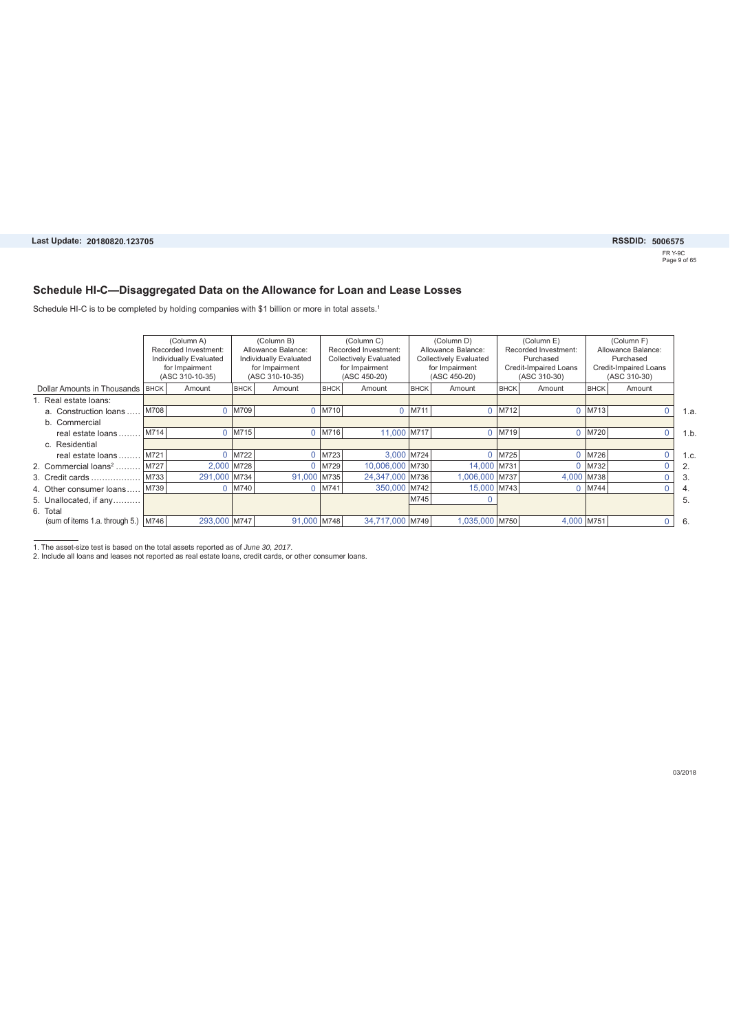## Schedule HI-C—Disaggregated Data on the Allowance for Loan and Lease Losses

Schedule HI-C is to be completed by holding companies with $1 billion or more in total assets.[1]

| Dollar Amounts in Thousands | (Column A) Recorded Investment: Individually Evaluated for Impairment (ASC 310-10-35) | | (Column B) Allowance Balance: Individually Evaluated for Impairment (ASC 310-10-35) | | (Column C) Recorded Investment: Collectively Evaluated for Impairment (ASC 450-20) | | (Column D) Allowance Balance: Collectively Evaluated for Impairment (ASC 450-20) | | (Column E) Recorded Investment: Purchased Credit-Impaired Loans (ASC 310-30) | | (Column F) Allowance Balance: Purchased Credit-Impaired Loans (ASC 310-30) | | |
|---|---|---|---|---|---|---|---|---|---|---|---|---|---|
| | BHCK | Amount | BHCK | Amount | BHCK | Amount | BHCK | Amount | BHCK | Amount | BHCK | Amount | |
| 1. Real estate loans: | | | | | | | | | | | | | |
| a. Construction loans | M708 | 0 | M709 | 0 | M710 | 0 | M711 | 0 | M712 | 0 | M713 | 0 | 1.a. |
| b. Commercial real estate loans | M714 | 0 | M715 | 0 | M716 | 11,000 | M717 | 0 | M719 | 0 | M720 | 0 | 1.b. |
| c. Residential real estate loans | M721 | 0 | M722 | 0 | M723 | 3,000 | M724 | 0 | M725 | 0 | M726 | 0 | 1.c. |
| 2. Commercial loans[2] | M727 | 2,000 | M728 | 0 | M729 | 10,006,000 | M730 | 14,000 | M731 | 0 | M732 | 0 | 2. |
| 3. Credit cards | M733 | 291,000 | M734 | 91,000 | M735 | 24,347,000 | M736 | 1,006,000 | M737 | 4,000 | M738 | 0 | 3. |
| 4. Other consumer loans | M739 | 0 | M740 | 0 | M741 | 350,000 | M742 | 15,000 | M743 | 0 | M744 | 0 | 4. |
| 5. Unallocated, if any | | | | | | | M745 | 0 | | | | | 5. |
| 6. Total (sum of items 1.a. through 5.) | M746 | 293,000 | M747 | 91,000 | M748 | 34,717,000 | M749 | 1,035,000 | M750 | 4,000 | M751 | 0 | 6. |

1. The asset-size test is based on the total assets reported as of *June 30, 2017*.
2. Include all loans and leases not reported as real estate loans, credit cards, or other consumer loans.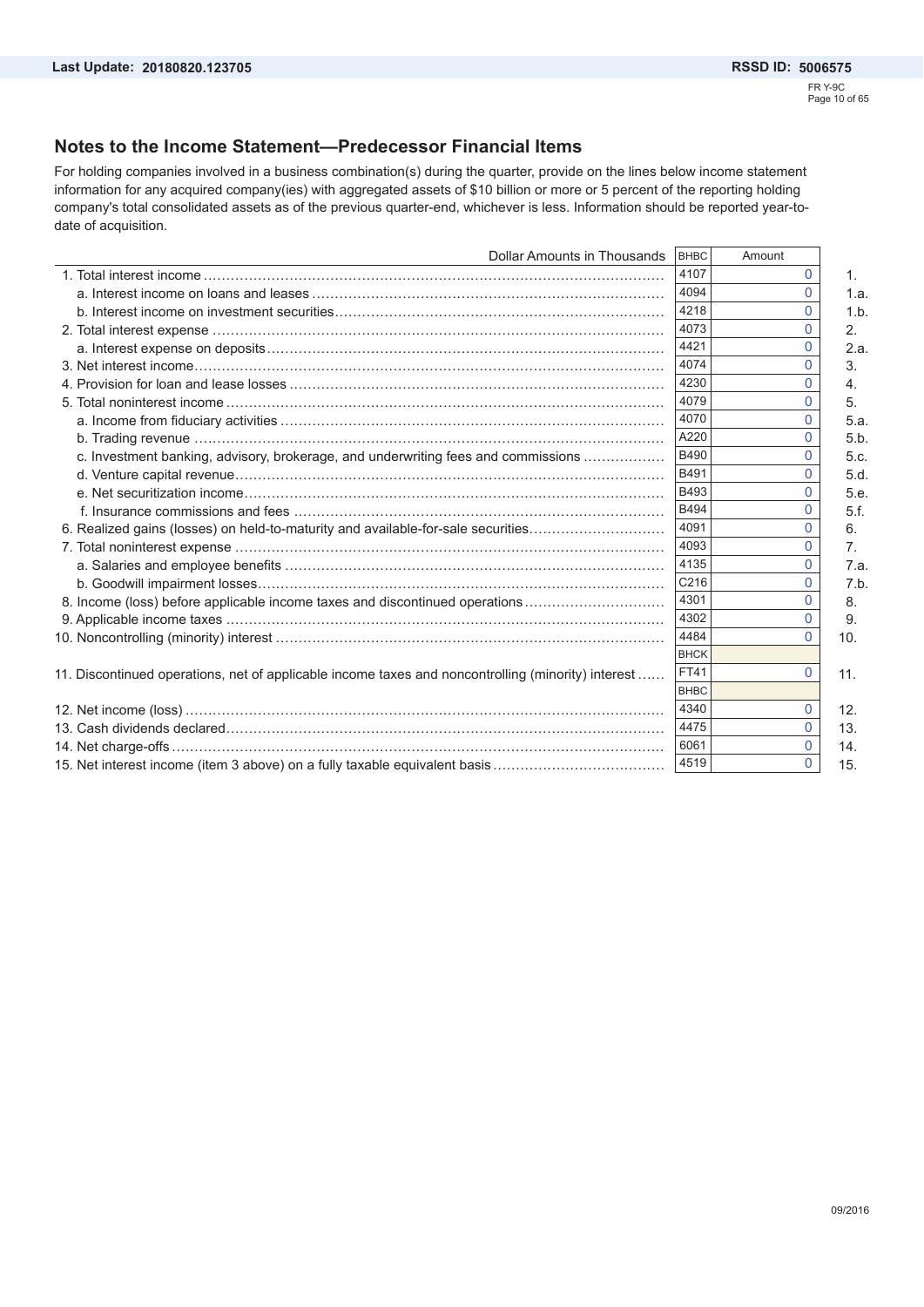## Notes to the Income Statement—Predecessor Financial Items

For holding companies involved in a business combination(s) during the quarter, provide on the lines below income statement information for any acquired company(ies) with aggregated assets of $10 billion or more or 5 percent of the reporting holding company's total consolidated assets as of the previous quarter-end, whichever is less. Information should be reported year-to-date of acquisition.

| Dollar Amounts in Thousands | BHBC | Amount | |
|---|---|---|---|
| 1. Total interest income | 4107 | 0 | 1. |
| a. Interest income on loans and leases | 4094 | 0 | 1.a. |
| b. Interest income on investment securities | 4218 | 0 | 1.b. |
| 2. Total interest expense | 4073 | 0 | 2. |
| a. Interest expense on deposits | 4421 | 0 | 2.a. |
| 3. Net interest income | 4074 | 0 | 3. |
| 4. Provision for loan and lease losses | 4230 | 0 | 4. |
| 5. Total noninterest income | 4079 | 0 | 5. |
| a. Income from fiduciary activities | 4070 | 0 | 5.a. |
| b. Trading revenue | A220 | 0 | 5.b. |
| c. Investment banking, advisory, brokerage, and underwriting fees and commissions | B490 | 0 | 5.c. |
| d. Venture capital revenue | B491 | 0 | 5.d. |
| e. Net securitization income | B493 | 0 | 5.e. |
| f. Insurance commissions and fees | B494 | 0 | 5.f. |
| 6. Realized gains (losses) on held-to-maturity and available-for-sale securities | 4091 | 0 | 6. |
| 7. Total noninterest expense | 4093 | 0 | 7. |
| a. Salaries and employee benefits | 4135 | 0 | 7.a. |
| b. Goodwill impairment losses | C216 | 0 | 7.b. |
| 8. Income (loss) before applicable income taxes and discontinued operations | 4301 | 0 | 8. |
| 9. Applicable income taxes | 4302 | 0 | 9. |
| 10. Noncontrolling (minority) interest | 4484 | 0 | 10. |
| | BHCK | | |
| 11. Discontinued operations, net of applicable income taxes and noncontrolling (minority) interest | FT41 | 0 | 11. |
| | BHBC | | |
| 12. Net income (loss) | 4340 | 0 | 12. |
| 13. Cash dividends declared | 4475 | 0 | 13. |
| 14. Net charge-offs | 6061 | 0 | 14. |
| 15. Net interest income (item 3 above) on a fully taxable equivalent basis | 4519 | 0 | 15. |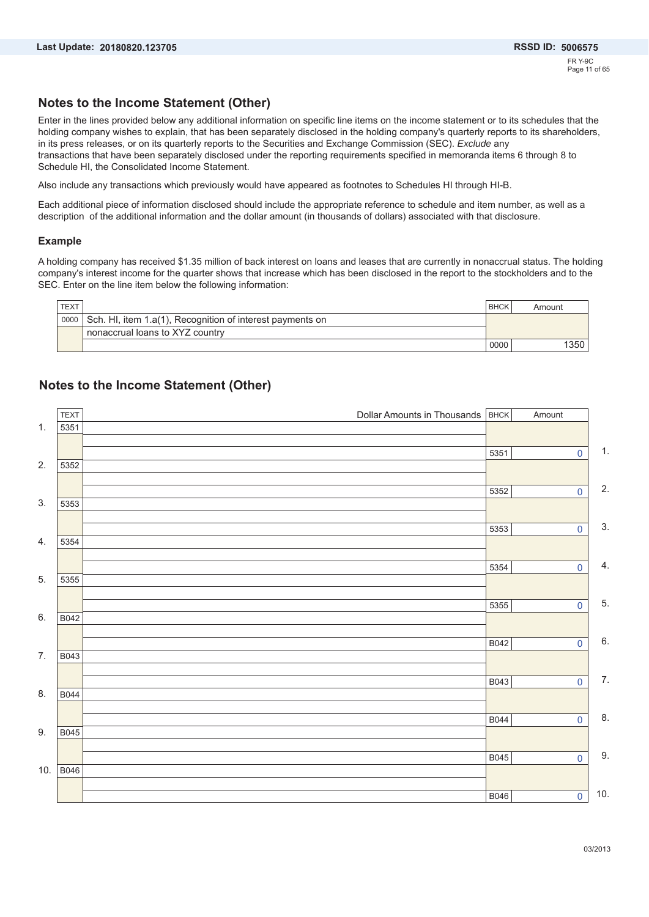## Notes to the Income Statement (Other)

Enter in the lines provided below any additional information on specific line items on the income statement or to its schedules that the holding company wishes to explain, that has been separately disclosed in the holding company's quarterly reports to its shareholders, in its press releases, or on its quarterly reports to the Securities and Exchange Commission (SEC). *Exclude* any transactions that have been separately disclosed under the reporting requirements specified in memoranda items 6 through 8 to Schedule HI, the Consolidated Income Statement.

Also include any transactions which previously would have appeared as footnotes to Schedules HI through HI-B.

Each additional piece of information disclosed should include the appropriate reference to schedule and item number, as well as a description of the additional information and the dollar amount (in thousands of dollars) associated with that disclosure.

### Example

A holding company has received $1.35 million of back interest on loans and leases that are currently in nonaccrual status. The holding company's interest income for the quarter shows that increase which has been disclosed in the report to the stockholders and to the SEC. Enter on the line item below the following information:

| TEXT | | BHCK | Amount |
|---|---|---|---|
| 0000 | Sch. HI, item 1.a(1), Recognition of interest payments on nonaccrual loans to XYZ country | 0000 | 1350 |

## Notes to the Income Statement (Other)

| | TEXT | Dollar Amounts in Thousands | BHCK | Amount | |
|---|---|---|---|---|---|
| 1. | 5351 | | 5351 | 0 | 1. |
| 2. | 5352 | | 5352 | 0 | 2. |
| 3. | 5353 | | 5353 | 0 | 3. |
| 4. | 5354 | | 5354 | 0 | 4. |
| 5. | 5355 | | 5355 | 0 | 5. |
| 6. | B042 | | B042 | 0 | 6. |
| 7. | B043 | | B043 | 0 | 7. |
| 8. | B044 | | B044 | 0 | 8. |
| 9. | B045 | | B045 | 0 | 9. |
| 10. | B046 | | B046 | 0 | 10. |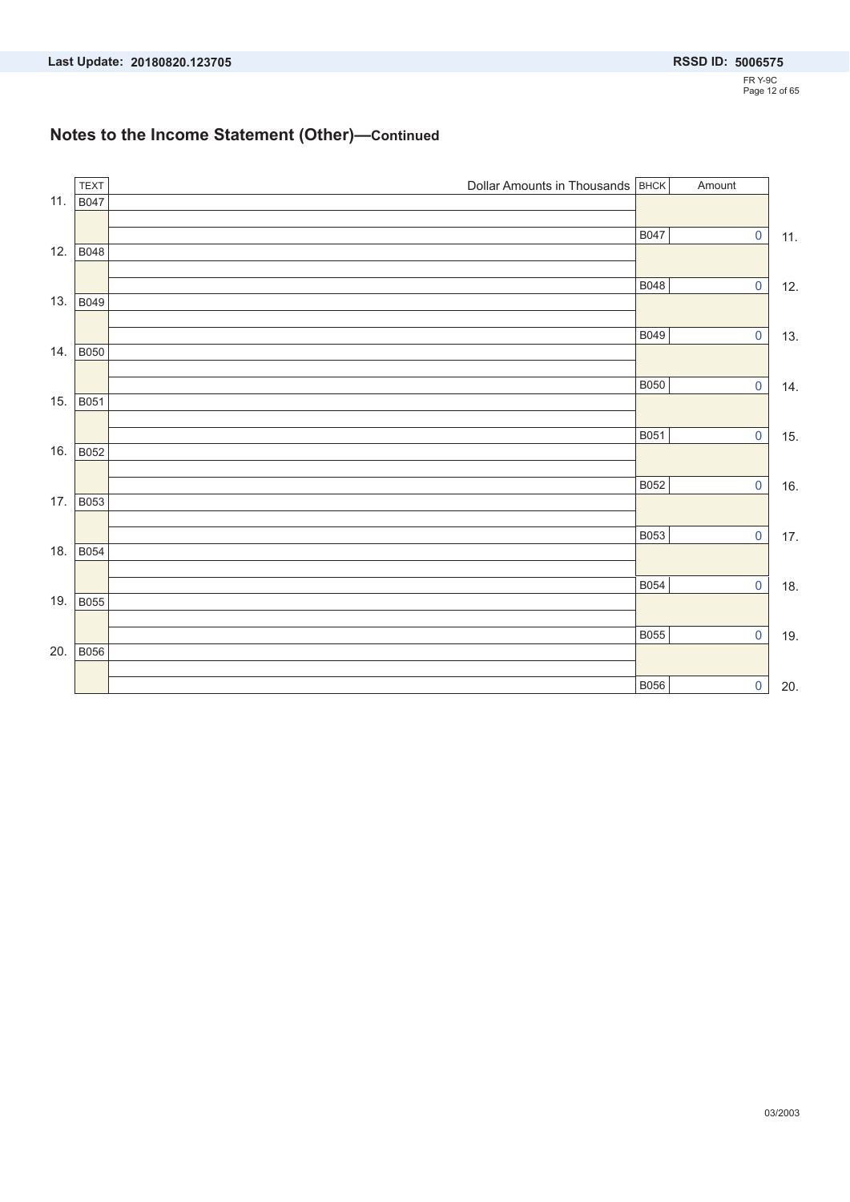## Notes to the Income Statement (Other)—Continued

| | TEXT | Dollar Amounts in Thousands | BHCK | Amount | |
|---|---|---|---|---|---|
| 11. | B047 | | | | |
| | | | B047 | 0 | 11. |
| 12. | B048 | | | | |
| | | | B048 | 0 | 12. |
| 13. | B049 | | | | |
| | | | B049 | 0 | 13. |
| 14. | B050 | | | | |
| | | | B050 | 0 | 14. |
| 15. | B051 | | | | |
| | | | B051 | 0 | 15. |
| 16. | B052 | | | | |
| | | | B052 | 0 | 16. |
| 17. | B053 | | | | |
| | | | B053 | 0 | 17. |
| 18. | B054 | | | | |
| | | | B054 | 0 | 18. |
| 19. | B055 | | | | |
| | | | B055 | 0 | 19. |
| 20. | B056 | | | | |
| | | | B056 | 0 | 20. |

03/2003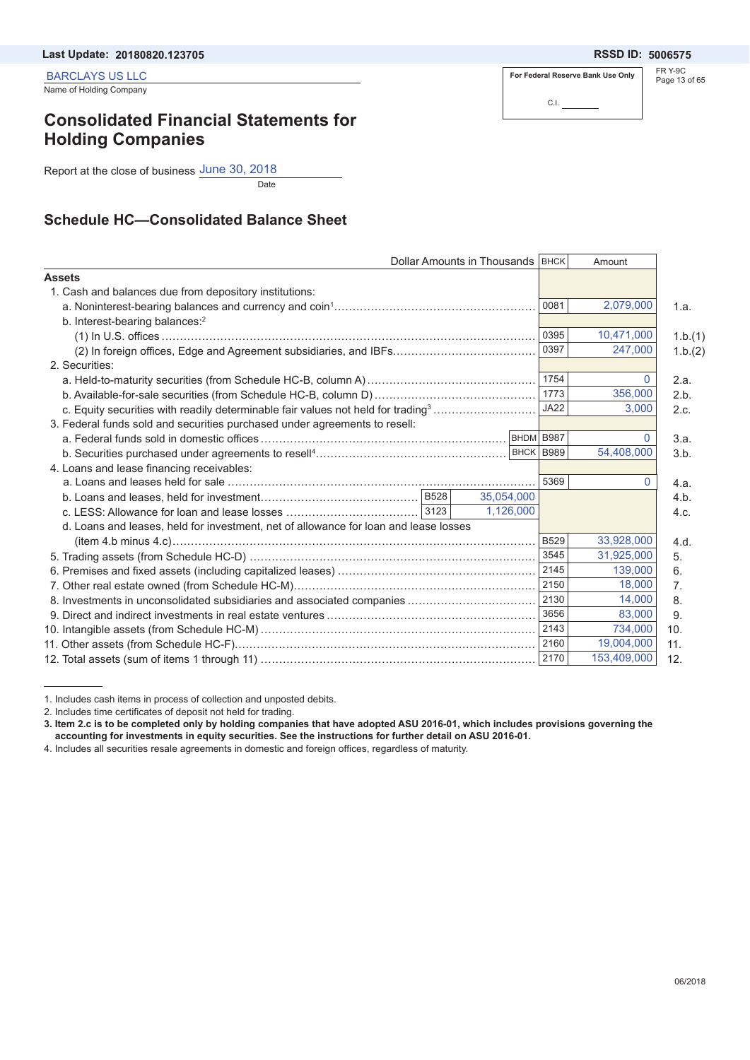Last Update: 20180820.123705

RSSD ID: 5006575

BARCLAYS US LLC
Name of Holding Company

For Federal Reserve Bank Use Only

C.I. ________

FR Y-9C

# Consolidated Financial Statements for Holding Companies

Report at the close of business June 30, 2018
Date

## Schedule HC—Consolidated Balance Sheet

| Dollar Amounts in Thousands | | | BHCK | Amount | |
|---|---|---|---|---|---|
| **Assets** | | | | | |
| 1. Cash and balances due from depository institutions: | | | | | |
| a. Noninterest-bearing balances and currency and coin[1] | | | 0081 | 2,079,000 | 1.a. |
| b. Interest-bearing balances:[2] | | | | | |
| (1) In U.S. offices | | | 0395 | 10,471,000 | 1.b.(1) |
| (2) In foreign offices, Edge and Agreement subsidiaries, and IBFs | | | 0397 | 247,000 | 1.b.(2) |
| 2. Securities: | | | | | |
| a. Held-to-maturity securities (from Schedule HC-B, column A) | | | 1754 | 0 | 2.a. |
| b. Available-for-sale securities (from Schedule HC-B, column D) | | | 1773 | 356,000 | 2.b. |
| c. Equity securities with readily determinable fair values not held for trading[3] | | | JA22 | 3,000 | 2.c. |
| 3. Federal funds sold and securities purchased under agreements to resell: | | | | | |
| a. Federal funds sold in domestic offices | | BHDM | B987 | 0 | 3.a. |
| b. Securities purchased under agreements to resell[4] | | BHCK | B989 | 54,408,000 | 3.b. |
| 4. Loans and lease financing receivables: | | | | | |
| a. Loans and leases held for sale | | | 5369 | 0 | 4.a. |
| b. Loans and leases, held for investment | B528 | 35,054,000 | | | 4.b. |
| c. LESS: Allowance for loan and lease losses | 3123 | 1,126,000 | | | 4.c. |
| d. Loans and leases, held for investment, net of allowance for loan and lease losses (item 4.b minus 4.c) | | | B529 | 33,928,000 | 4.d. |
| 5. Trading assets (from Schedule HC-D) | | | 3545 | 31,925,000 | 5. |
| 6. Premises and fixed assets (including capitalized leases) | | | 2145 | 139,000 | 6. |
| 7. Other real estate owned (from Schedule HC-M) | | | 2150 | 18,000 | 7. |
| 8. Investments in unconsolidated subsidiaries and associated companies | | | 2130 | 14,000 | 8. |
| 9. Direct and indirect investments in real estate ventures | | | 3656 | 83,000 | 9. |
| 10. Intangible assets (from Schedule HC-M) | | | 2143 | 734,000 | 10. |
| 11. Other assets (from Schedule HC-F) | | | 2160 | 19,004,000 | 11. |
| 12. Total assets (sum of items 1 through 11) | | | 2170 | 153,409,000 | 12. |

1. Includes cash items in process of collection and unposted debits.
2. Includes time certificates of deposit not held for trading.
3. **Item 2.c is to be completed only by holding companies that have adopted ASU 2016-01, which includes provisions governing the accounting for investments in equity securities. See the instructions for further detail on ASU 2016-01.**
4. Includes all securities resale agreements in domestic and foreign offices, regardless of maturity.

06/2018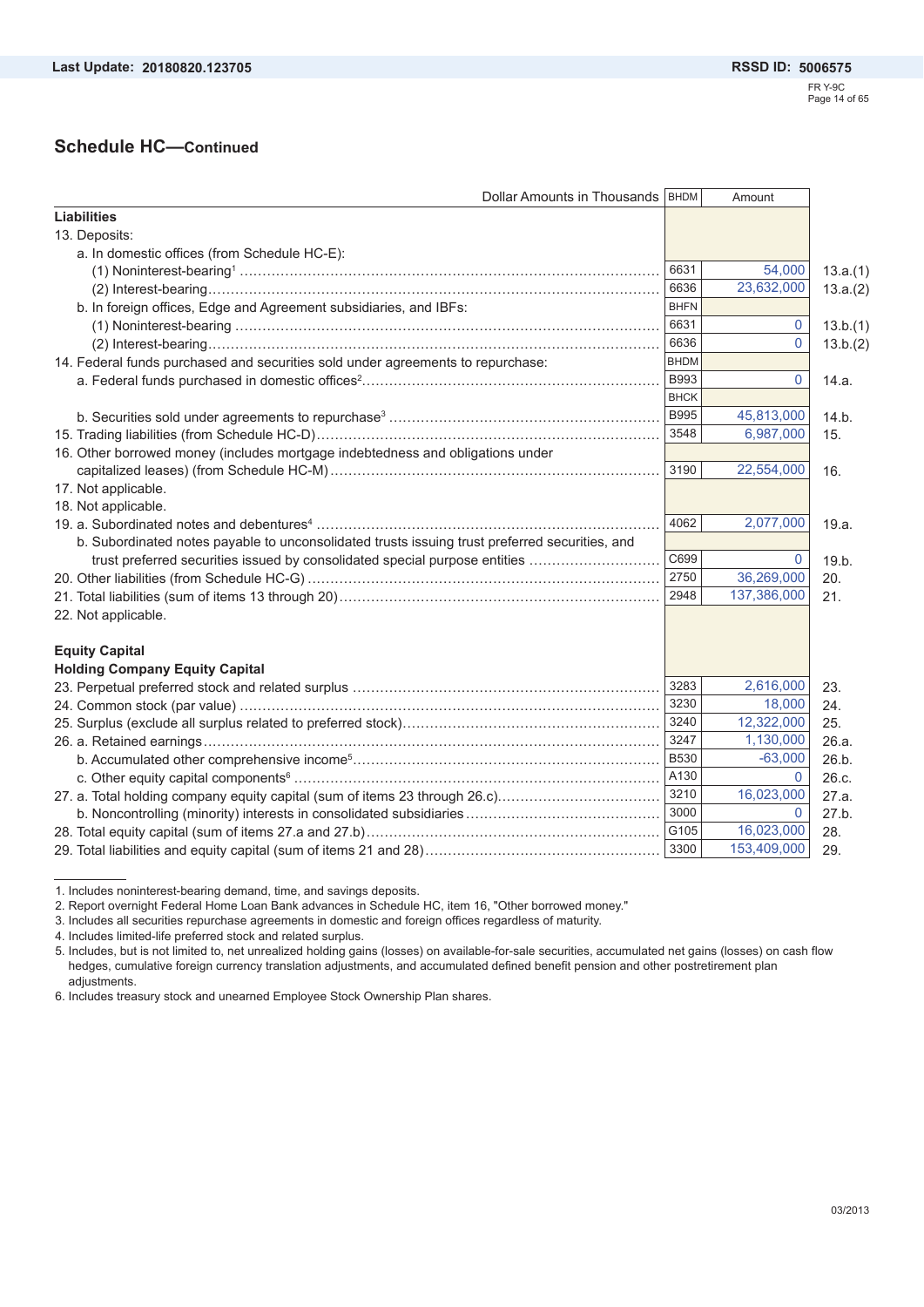## Schedule HC—Continued

| Dollar Amounts in Thousands | BHDM | Amount | |
|---|---|---|---|
| **Liabilities** | | | |
| 13. Deposits: | | | |
| a. In domestic offices (from Schedule HC-E): | | | |
| (1) Noninterest-bearing[1] | 6631 | 54,000 | 13.a.(1) |
| (2) Interest-bearing | 6636 | 23,632,000 | 13.a.(2) |
| b. In foreign offices, Edge and Agreement subsidiaries, and IBFs: | BHFN | | |
| (1) Noninterest-bearing | 6631 | 0 | 13.b.(1) |
| (2) Interest-bearing | 6636 | 0 | 13.b.(2) |
| 14. Federal funds purchased and securities sold under agreements to repurchase: | BHDM | | |
| a. Federal funds purchased in domestic offices[2] | B993 | 0 | 14.a. |
| | BHCK | | |
| b. Securities sold under agreements to repurchase[3] | B995 | 45,813,000 | 14.b. |
| 15. Trading liabilities (from Schedule HC-D) | 3548 | 6,987,000 | 15. |
| 16. Other borrowed money (includes mortgage indebtedness and obligations under capitalized leases) (from Schedule HC-M) | 3190 | 22,554,000 | 16. |
| 17. Not applicable. | | | |
| 18. Not applicable. | | | |
| 19. a. Subordinated notes and debentures[4] | 4062 | 2,077,000 | 19.a. |
| b. Subordinated notes payable to unconsolidated trusts issuing trust preferred securities, and trust preferred securities issued by consolidated special purpose entities | C699 | 0 | 19.b. |
| 20. Other liabilities (from Schedule HC-G) | 2750 | 36,269,000 | 20. |
| 21. Total liabilities (sum of items 13 through 20) | 2948 | 137,386,000 | 21. |
| 22. Not applicable. | | | |
| **Equity Capital** | | | |
| **Holding Company Equity Capital** | | | |
| 23. Perpetual preferred stock and related surplus | 3283 | 2,616,000 | 23. |
| 24. Common stock (par value) | 3230 | 18,000 | 24. |
| 25. Surplus (exclude all surplus related to preferred stock) | 3240 | 12,322,000 | 25. |
| 26. a. Retained earnings | 3247 | 1,130,000 | 26.a. |
| b. Accumulated other comprehensive income[5] | B530 | -63,000 | 26.b. |
| c. Other equity capital components[6] | A130 | 0 | 26.c. |
| 27. a. Total holding company equity capital (sum of items 23 through 26.c) | 3210 | 16,023,000 | 27.a. |
| b. Noncontrolling (minority) interests in consolidated subsidiaries | 3000 | 0 | 27.b. |
| 28. Total equity capital (sum of items 27.a and 27.b) | G105 | 16,023,000 | 28. |
| 29. Total liabilities and equity capital (sum of items 21 and 28) | 3300 | 153,409,000 | 29. |

1. Includes noninterest-bearing demand, time, and savings deposits.
2. Report overnight Federal Home Loan Bank advances in Schedule HC, item 16, "Other borrowed money."
3. Includes all securities repurchase agreements in domestic and foreign offices regardless of maturity.
4. Includes limited-life preferred stock and related surplus.
5. Includes, but is not limited to, net unrealized holding gains (losses) on available-for-sale securities, accumulated net gains (losses) on cash flow hedges, cumulative foreign currency translation adjustments, and accumulated defined benefit pension and other postretirement plan adjustments.
6. Includes treasury stock and unearned Employee Stock Ownership Plan shares.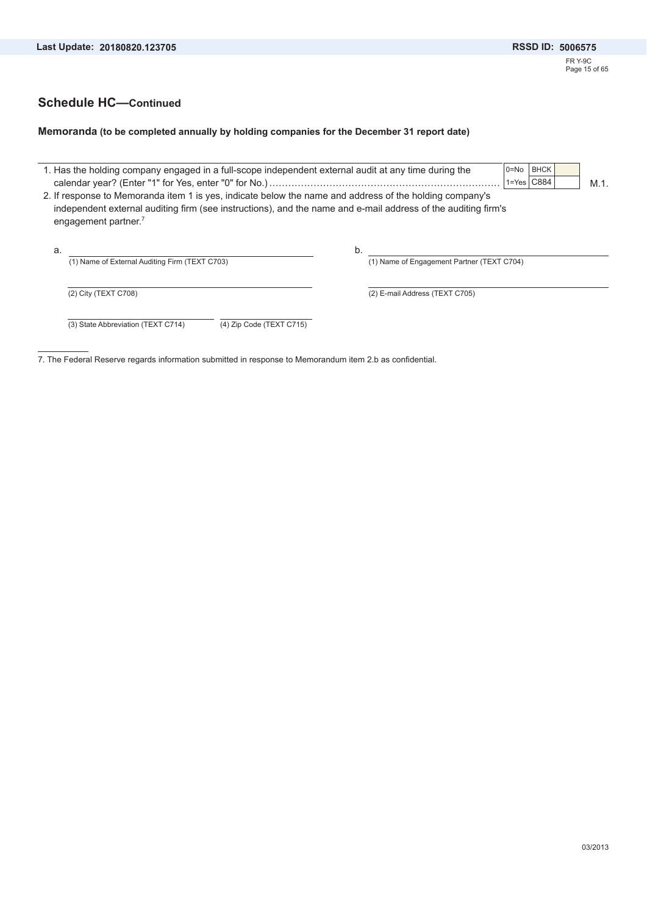## Schedule HC—Continued

**Memoranda (to be completed annually by holding companies for the December 31 report date)**

| | | | | |
|---|---|---|---|---|
| 1. Has the holding company engaged in a full-scope independent external audit at any time during the calendar year? (Enter "1" for Yes, enter "0" for No.) | 0=No 1=Yes | BHCK C884 | | M.1. |

2. If response to Memoranda item 1 is yes, indicate below the name and address of the holding company's independent external auditing firm (see instructions), and the name and e-mail address of the auditing firm's engagement partner.[7]

a.

(1) Name of External Auditing Firm (TEXT C703)

(2) City (TEXT C708)

(3) State Abbreviation (TEXT C714)

(4) Zip Code (TEXT C715)

b.

(1) Name of Engagement Partner (TEXT C704)

(2) E-mail Address (TEXT C705)

7. The Federal Reserve regards information submitted in response to Memorandum item 2.b as confidential.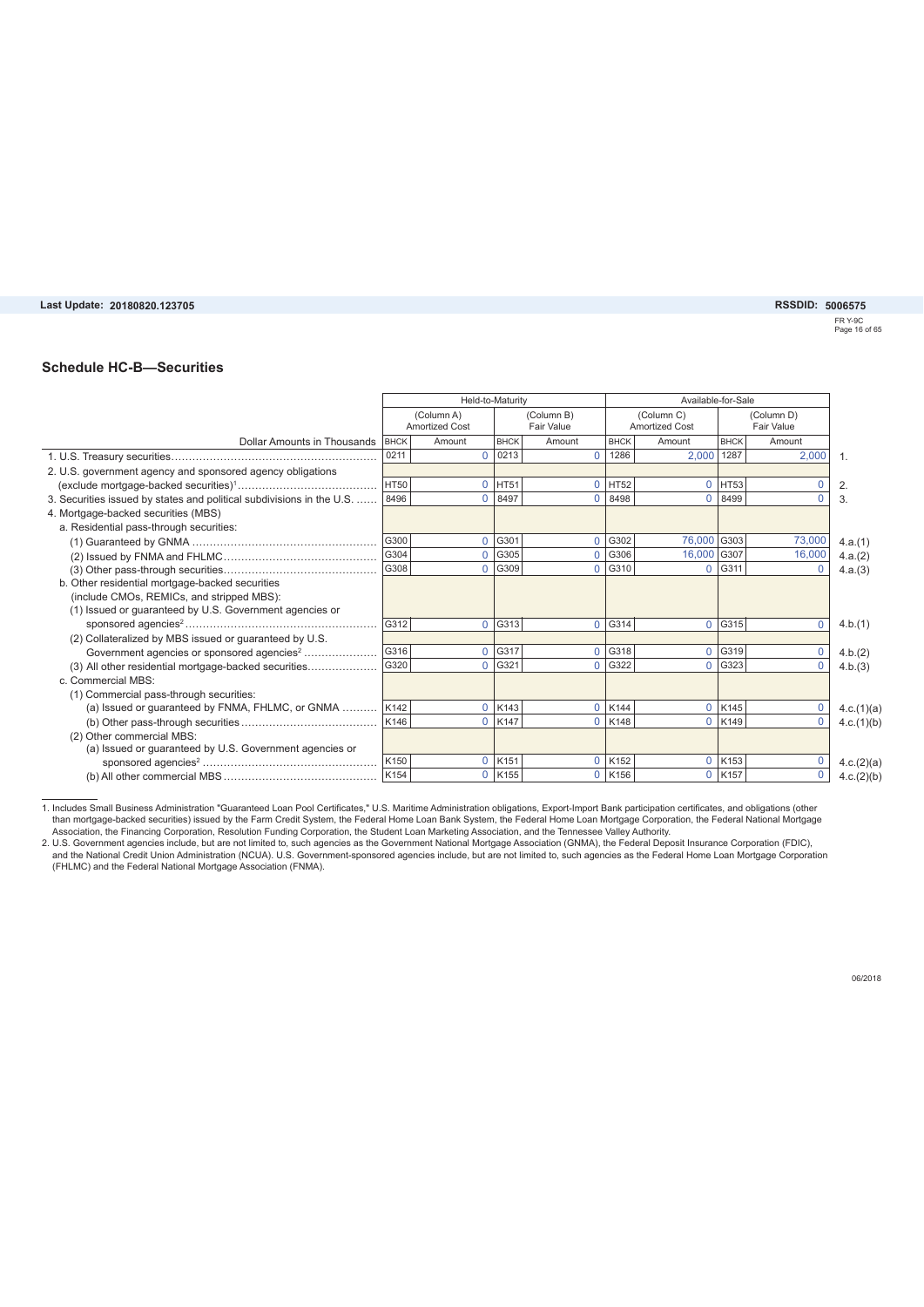Last Update: 20180820.123705

RSSDID: 5006575

FR Y-9C

## Schedule HC-B—Securities

| Dollar Amounts in Thousands | Held-to-Maturity | | | | Available-for-Sale | | | | |
|---|---|---|---|---|---|---|---|---|---|
| | (Column A) Amortized Cost | | (Column B) Fair Value | | (Column C) Amortized Cost | | (Column D) Fair Value | | |
| | BHCK | Amount | BHCK | Amount | BHCK | Amount | BHCK | Amount | |
| 1. U.S. Treasury securities | 0211 | 0 | 0213 | 0 | 1286 | 2,000 | 1287 | 2,000 | 1. |
| 2. U.S. government agency and sponsored agency obligations (exclude mortgage-backed securities)[1] | HT50 | 0 | HT51 | 0 | HT52 | 0 | HT53 | 0 | 2. |
| 3. Securities issued by states and political subdivisions in the U.S. | 8496 | 0 | 8497 | 0 | 8498 | 0 | 8499 | 0 | 3. |
| 4. Mortgage-backed securities (MBS) | | | | | | | | | |
| a. Residential pass-through securities: | | | | | | | | | |
| (1) Guaranteed by GNMA | G300 | 0 | G301 | 0 | G302 | 76,000 | G303 | 73,000 | 4.a.(1) |
| (2) Issued by FNMA and FHLMC | G304 | 0 | G305 | 0 | G306 | 16,000 | G307 | 16,000 | 4.a.(2) |
| (3) Other pass-through securities | G308 | 0 | G309 | 0 | G310 | 0 | G311 | 0 | 4.a.(3) |
| b. Other residential mortgage-backed securities (include CMOs, REMICs, and stripped MBS): | | | | | | | | | |
| (1) Issued or guaranteed by U.S. Government agencies or sponsored agencies[2] | G312 | 0 | G313 | 0 | G314 | 0 | G315 | 0 | 4.b.(1) |
| (2) Collateralized by MBS issued or guaranteed by U.S. Government agencies or sponsored agencies[2] | G316 | 0 | G317 | 0 | G318 | 0 | G319 | 0 | 4.b.(2) |
| (3) All other residential mortgage-backed securities | G320 | 0 | G321 | 0 | G322 | 0 | G323 | 0 | 4.b.(3) |
| c. Commercial MBS: | | | | | | | | | |
| (1) Commercial pass-through securities: | | | | | | | | | |
| (a) Issued or guaranteed by FNMA, FHLMC, or GNMA | K142 | 0 | K143 | 0 | K144 | 0 | K145 | 0 | 4.c.(1)(a) |
| (b) Other pass-through securities | K146 | 0 | K147 | 0 | K148 | 0 | K149 | 0 | 4.c.(1)(b) |
| (2) Other commercial MBS: | | | | | | | | | |
| (a) Issued or guaranteed by U.S. Government agencies or sponsored agencies[2] | K150 | 0 | K151 | 0 | K152 | 0 | K153 | 0 | 4.c.(2)(a) |
| (b) All other commercial MBS | K154 | 0 | K155 | 0 | K156 | 0 | K157 | 0 | 4.c.(2)(b) |

1. Includes Small Business Administration "Guaranteed Loan Pool Certificates," U.S. Maritime Administration obligations, Export-Import Bank participation certificates, and obligations (other than mortgage-backed securities) issued by the Farm Credit System, the Federal Home Loan Bank System, the Federal Home Loan Mortgage Corporation, the Federal National Mortgage Association, the Financing Corporation, Resolution Funding Corporation, the Student Loan Marketing Association, and the Tennessee Valley Authority.

2. U.S. Government agencies include, but are not limited to, such agencies as the Government National Mortgage Association (GNMA), the Federal Deposit Insurance Corporation (FDIC), and the National Credit Union Administration (NCUA). U.S. Government-sponsored agencies include, but are not limited to, such agencies as the Federal Home Loan Mortgage Corporation (FHLMC) and the Federal National Mortgage Association (FNMA).

06/2018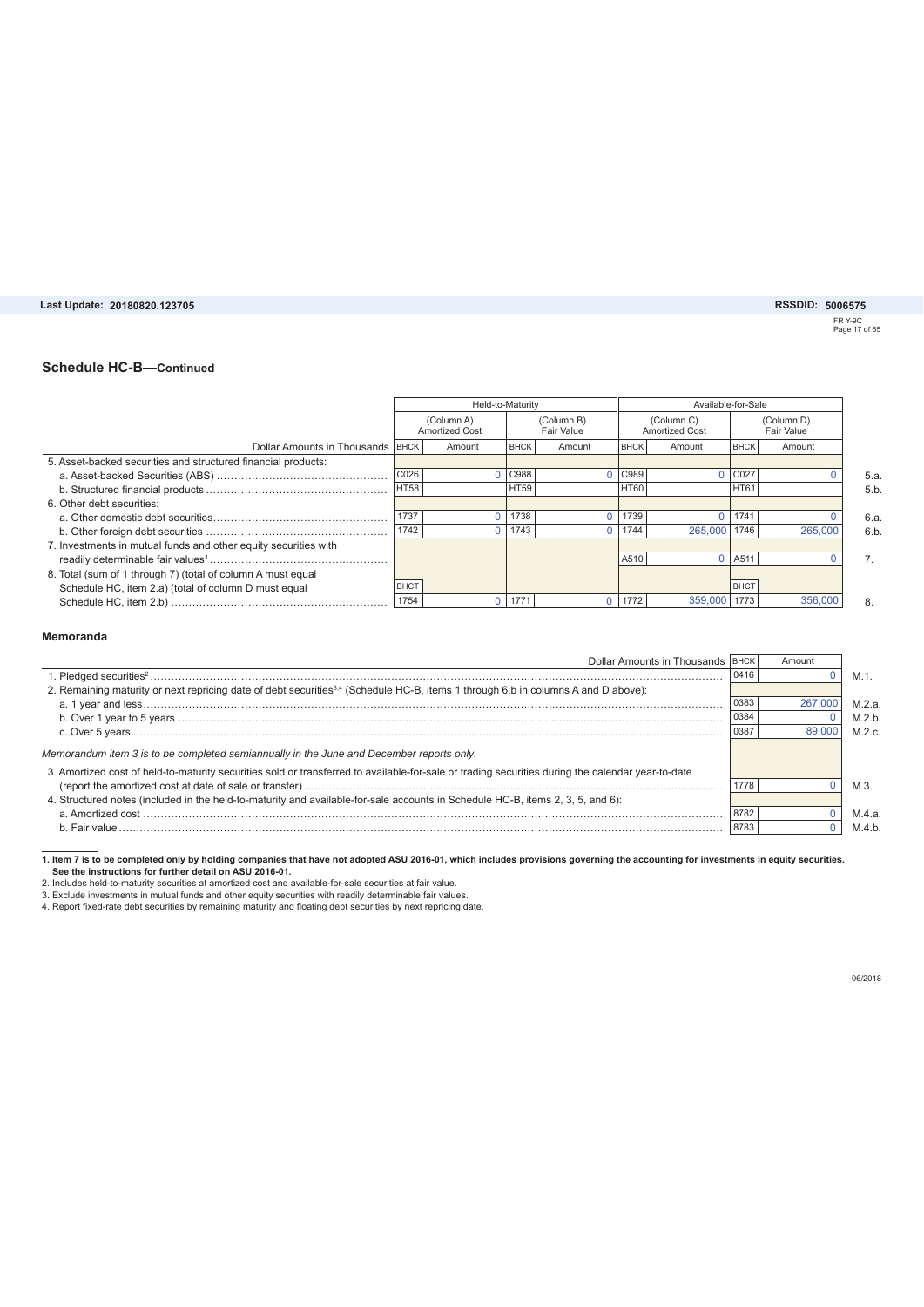Last Update: 20180820.123705

RSSDID: 5006575

## Schedule HC-B—Continued

| Dollar Amounts in Thousands | Held-to-Maturity | | | | Available-for-Sale | | | | |
|---|---|---|---|---|---|---|---|---|---|
| | (Column A) Amortized Cost | | (Column B) Fair Value | | (Column C) Amortized Cost | | (Column D) Fair Value | | |
| | BHCK | Amount | BHCK | Amount | BHCK | Amount | BHCK | Amount | |
| 5. Asset-backed securities and structured financial products: | | | | | | | | | |
| a. Asset-backed Securities (ABS) | C026 | 0 | C988 | 0 | C989 | 0 | C027 | 0 | 5.a. |
| b. Structured financial products | HT58 | | HT59 | | HT60 | | HT61 | | 5.b. |
| 6. Other debt securities: | | | | | | | | | |
| a. Other domestic debt securities | 1737 | 0 | 1738 | 0 | 1739 | 0 | 1741 | 0 | 6.a. |
| b. Other foreign debt securities | 1742 | 0 | 1743 | 0 | 1744 | 265,000 | 1746 | 265,000 | 6.b. |
| 7. Investments in mutual funds and other equity securities with readily determinable fair values[1] | | | | | A510 | 0 | A511 | 0 | 7. |
| 8. Total (sum of 1 through 7) (total of column A must equal Schedule HC, item 2.a) (total of column D must equal Schedule HC, item 2.b) | BHCT 1754 | 0 | 1771 | 0 | 1772 | 359,000 | BHCT 1773 | 356,000 | 8. |

### Memoranda

| Dollar Amounts in Thousands | BHCK | Amount | |
|---|---|---|---|
| 1. Pledged securities[2] | 0416 | 0 | M.1. |
| 2. Remaining maturity or next repricing date of debt securities[3,4] (Schedule HC-B, items 1 through 6.b in columns A and D above): | | | |
| a. 1 year and less | 0383 | 267,000 | M.2.a. |
| b. Over 1 year to 5 years | 0384 | 0 | M.2.b. |
| c. Over 5 years | 0387 | 89,000 | M.2.c. |
| *Memorandum item 3 is to be completed semiannually in the June and December reports only.* | | | |
| 3. Amortized cost of held-to-maturity securities sold or transferred to available-for-sale or trading securities during the calendar year-to-date (report the amortized cost at date of sale or transfer) | 1778 | 0 | M.3. |
| 4. Structured notes (included in the held-to-maturity and available-for-sale accounts in Schedule HC-B, items 2, 3, 5, and 6): | | | |
| a. Amortized cost | 8782 | 0 | M.4.a. |
| b. Fair value | 8783 | 0 | M.4.b. |

**1. Item 7 is to be completed only by holding companies that have not adopted ASU 2016-01, which includes provisions governing the accounting for investments in equity securities. See the instructions for further detail on ASU 2016-01.**

2. Includes held-to-maturity securities at amortized cost and available-for-sale securities at fair value.

3. Exclude investments in mutual funds and other equity securities with readily determinable fair values.

4. Report fixed-rate debt securities by remaining maturity and floating debt securities by next repricing date.

06/2018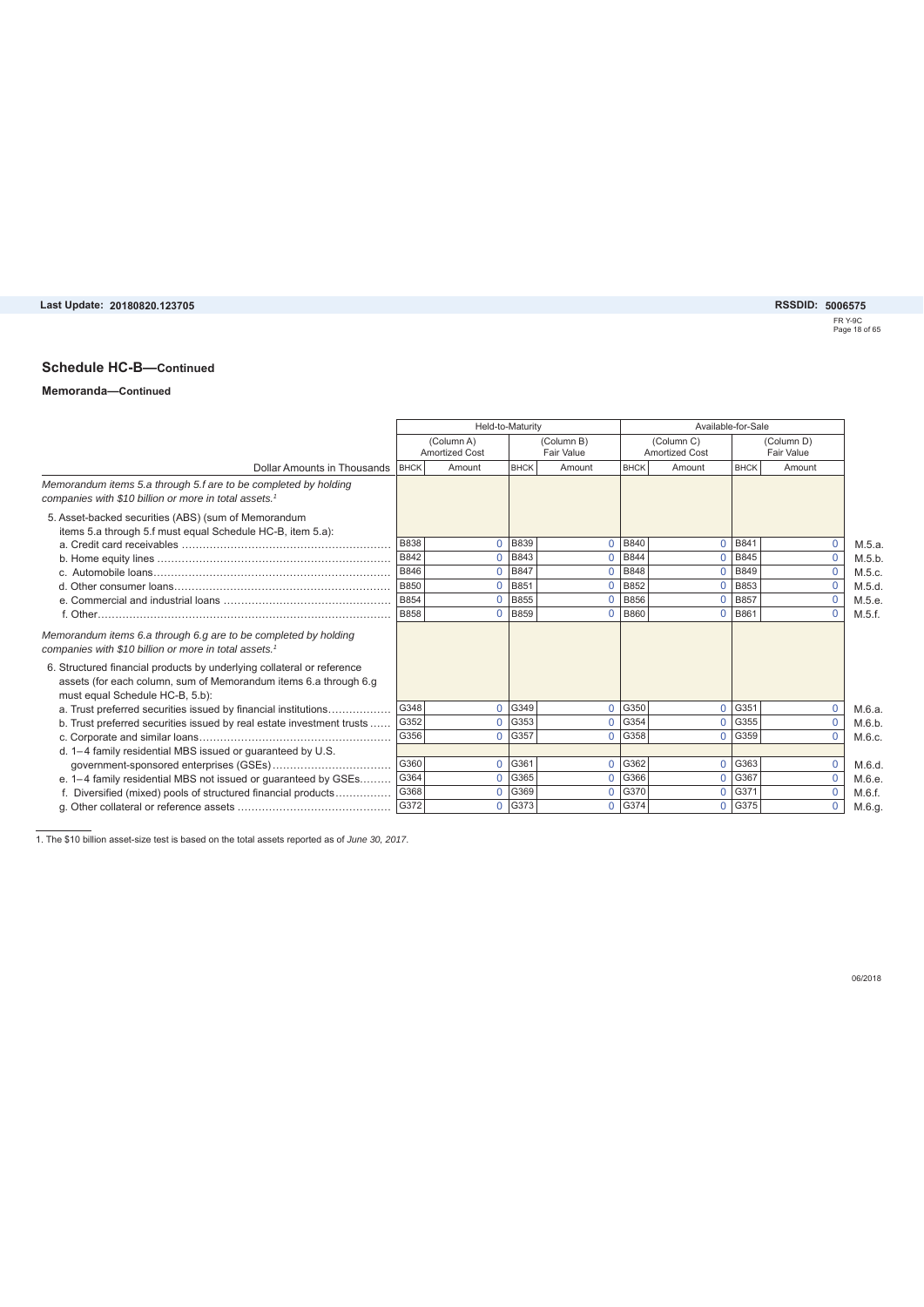## Schedule HC-B—Continued

### Memoranda—Continued

| | Held-to-Maturity | | | | Available-for-Sale | | | | |
|---|---|---|---|---|---|---|---|---|---|
| | (Column A) Amortized Cost | | (Column B) Fair Value | | (Column C) Amortized Cost | | (Column D) Fair Value | | |
| Dollar Amounts in Thousands | BHCK | Amount | BHCK | Amount | BHCK | Amount | BHCK | Amount | |
| *Memorandum items 5.a through 5.f are to be completed by holding companies with $10 billion or more in total assets.*[1] | | | | | | | | | |
| 5. Asset-backed securities (ABS) (sum of Memorandum items 5.a through 5.f must equal Schedule HC-B, item 5.a): | | | | | | | | | |
| a. Credit card receivables | B838 | 0 | B839 | 0 | B840 | 0 | B841 | 0 | M.5.a. |
| b. Home equity lines | B842 | 0 | B843 | 0 | B844 | 0 | B845 | 0 | M.5.b. |
| c. Automobile loans | B846 | 0 | B847 | 0 | B848 | 0 | B849 | 0 | M.5.c. |
| d. Other consumer loans | B850 | 0 | B851 | 0 | B852 | 0 | B853 | 0 | M.5.d. |
| e. Commercial and industrial loans | B854 | 0 | B855 | 0 | B856 | 0 | B857 | 0 | M.5.e. |
| f. Other | B858 | 0 | B859 | 0 | B860 | 0 | B861 | 0 | M.5.f. |
| *Memorandum items 6.a through 6.g are to be completed by holding companies with $10 billion or more in total assets.*[1] | | | | | | | | | |
| 6. Structured financial products by underlying collateral or reference assets (for each column, sum of Memorandum items 6.a through 6.g must equal Schedule HC-B, 5.b): | | | | | | | | | |
| a. Trust preferred securities issued by financial institutions | G348 | 0 | G349 | 0 | G350 | 0 | G351 | 0 | M.6.a. |
| b. Trust preferred securities issued by real estate investment trusts | G352 | 0 | G353 | 0 | G354 | 0 | G355 | 0 | M.6.b. |
| c. Corporate and similar loans | G356 | 0 | G357 | 0 | G358 | 0 | G359 | 0 | M.6.c. |
| d. 1–4 family residential MBS issued or guaranteed by U.S. government-sponsored enterprises (GSEs) | G360 | 0 | G361 | 0 | G362 | 0 | G363 | 0 | M.6.d. |
| e. 1–4 family residential MBS not issued or guaranteed by GSEs | G364 | 0 | G365 | 0 | G366 | 0 | G367 | 0 | M.6.e. |
| f. Diversified (mixed) pools of structured financial products | G368 | 0 | G369 | 0 | G370 | 0 | G371 | 0 | M.6.f. |
| g. Other collateral or reference assets | G372 | 0 | G373 | 0 | G374 | 0 | G375 | 0 | M.6.g. |

1. The $10 billion asset-size test is based on the total assets reported as of *June 30, 2017*.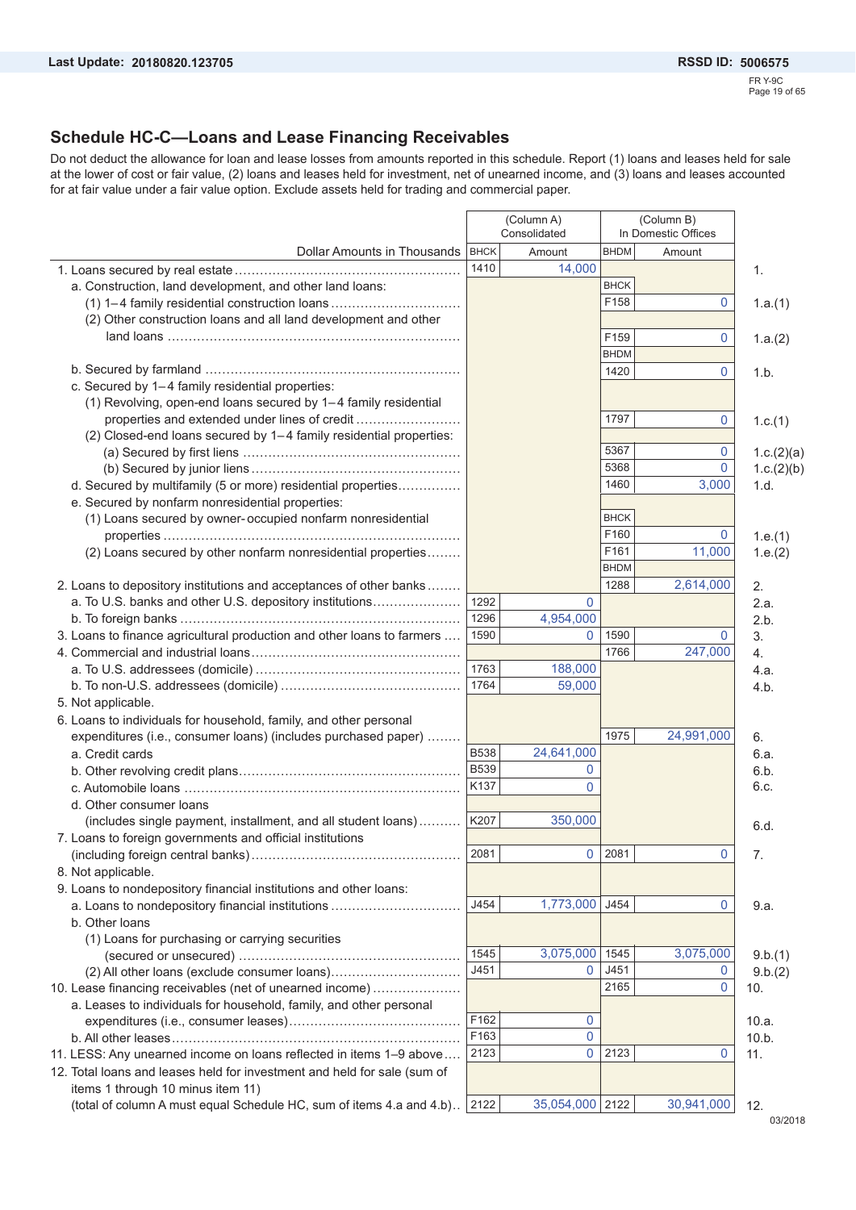Last Update: 20180820.123705 RSSD ID: 5006575

FR Y-9C

## Schedule HC-C—Loans and Lease Financing Receivables

Do not deduct the allowance for loan and lease losses from amounts reported in this schedule. Report (1) loans and leases held for sale at the lower of cost or fair value, (2) loans and leases held for investment, net of unearned income, and (3) loans and leases accounted for at fair value under a fair value option. Exclude assets held for trading and commercial paper.

| Dollar Amounts in Thousands | (Column A) Consolidated | | (Column B) In Domestic Offices | | |
|---|---|---|---|---|---|
| | BHCK | Amount | BHDM | Amount | |
| 1. Loans secured by real estate | 1410 | 14,000 | | | 1. |
| a. Construction, land development, and other land loans: | | | BHCK | | |
| (1) 1–4 family residential construction loans | | | F158 | 0 | 1.a.(1) |
| (2) Other construction loans and all land development and other land loans | | | F159 | 0 | 1.a.(2) |
| | | | BHDM | | |
| b. Secured by farmland | | | 1420 | 0 | 1.b. |
| c. Secured by 1–4 family residential properties: | | | | | |
| (1) Revolving, open-end loans secured by 1–4 family residential properties and extended under lines of credit | | | 1797 | 0 | 1.c.(1) |
| (2) Closed-end loans secured by 1–4 family residential properties: | | | | | |
| (a) Secured by first liens | | | 5367 | 0 | 1.c.(2)(a) |
| (b) Secured by junior liens | | | 5368 | 0 | 1.c.(2)(b) |
| d. Secured by multifamily (5 or more) residential properties | | | 1460 | 3,000 | 1.d. |
| e. Secured by nonfarm nonresidential properties: | | | | | |
| (1) Loans secured by owner-occupied nonfarm nonresidential properties | | | BHCK F160 | 0 | 1.e.(1) |
| (2) Loans secured by other nonfarm nonresidential properties | | | F161 | 11,000 | 1.e.(2) |
| | | | BHDM | | |
| 2. Loans to depository institutions and acceptances of other banks | | | 1288 | 2,614,000 | 2. |
| a. To U.S. banks and other U.S. depository institutions | 1292 | 0 | | | 2.a. |
| b. To foreign banks | 1296 | 4,954,000 | | | 2.b. |
| 3. Loans to finance agricultural production and other loans to farmers | 1590 | 0 | 1590 | 0 | 3. |
| 4. Commercial and industrial loans | | | 1766 | 247,000 | 4. |
| a. To U.S. addressees (domicile) | 1763 | 188,000 | | | 4.a. |
| b. To non-U.S. addressees (domicile) | 1764 | 59,000 | | | 4.b. |
| 5. Not applicable. | | | | | |
| 6. Loans to individuals for household, family, and other personal expenditures (i.e., consumer loans) (includes purchased paper) | | | 1975 | 24,991,000 | 6. |
| a. Credit cards | B538 | 24,641,000 | | | 6.a. |
| b. Other revolving credit plans | B539 | 0 | | | 6.b. |
| c. Automobile loans | K137 | 0 | | | 6.c. |
| d. Other consumer loans (includes single payment, installment, and all student loans) | K207 | 350,000 | | | 6.d. |
| 7. Loans to foreign governments and official institutions (including foreign central banks) | 2081 | 0 | 2081 | 0 | 7. |
| 8. Not applicable. | | | | | |
| 9. Loans to nondepository financial institutions and other loans: | | | | | |
| a. Loans to nondepository financial institutions | J454 | 1,773,000 | J454 | 0 | 9.a. |
| b. Other loans | | | | | |
| (1) Loans for purchasing or carrying securities (secured or unsecured) | 1545 | 3,075,000 | 1545 | 3,075,000 | 9.b.(1) |
| (2) All other loans (exclude consumer loans) | J451 | 0 | J451 | 0 | 9.b.(2) |
| 10. Lease financing receivables (net of unearned income) | | | 2165 | 0 | 10. |
| a. Leases to individuals for household, family, and other personal expenditures (i.e., consumer leases) | F162 | 0 | | | 10.a. |
| b. All other leases | F163 | 0 | | | 10.b. |
| 11. LESS: Any unearned income on loans reflected in items 1–9 above | 2123 | 0 | 2123 | 0 | 11. |
| 12. Total loans and leases held for investment and held for sale (sum of items 1 through 10 minus item 11) (total of column A must equal Schedule HC, sum of items 4.a and 4.b) | 2122 | 35,054,000 | 2122 | 30,941,000 | 12. |

03/2018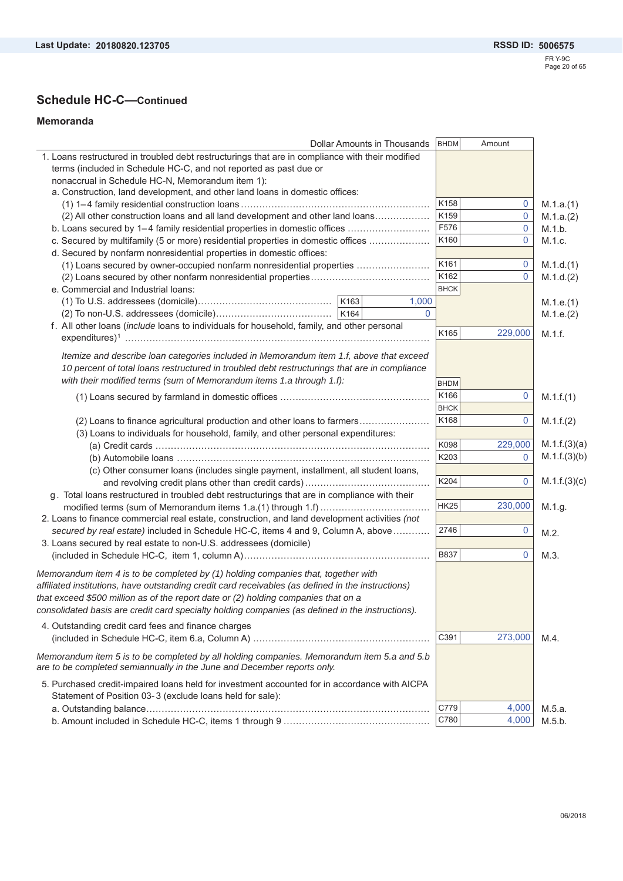## Schedule HC-C—Continued

### Memoranda

| Dollar Amounts in Thousands | | | BHDM | Amount | |
|---|---|---|---|---|---|
| 1. Loans restructured in troubled debt restructurings that are in compliance with their modified terms (included in Schedule HC-C, and not reported as past due or nonaccrual in Schedule HC-N, Memorandum item 1): | | | | | |
| a. Construction, land development, and other land loans in domestic offices: | | | | | |
| (1) 1–4 family residential construction loans | | | K158 | 0 | M.1.a.(1) |
| (2) All other construction loans and all land development and other land loans | | | K159 | 0 | M.1.a.(2) |
| b. Loans secured by 1–4 family residential properties in domestic offices | | | F576 | 0 | M.1.b. |
| c. Secured by multifamily (5 or more) residential properties in domestic offices | | | K160 | 0 | M.1.c. |
| d. Secured by nonfarm nonresidential properties in domestic offices: | | | | | |
| (1) Loans secured by owner-occupied nonfarm nonresidential properties | | | K161 | 0 | M.1.d.(1) |
| (2) Loans secured by other nonfarm nonresidential properties | | | K162 | 0 | M.1.d.(2) |
| e. Commercial and Industrial loans: | | | BHCK | | |
| (1) To U.S. addressees (domicile) | K163 | 1,000 | | | M.1.e.(1) |
| (2) To non-U.S. addressees (domicile) | K164 | 0 | | | M.1.e.(2) |
| f. All other loans (*include* loans to individuals for household, family, and other personal expenditures)[1] | | | K165 | 229,000 | M.1.f. |
| *Itemize and describe loan categories included in Memorandum item 1.f, above that exceed 10 percent of total loans restructured in troubled debt restructurings that are in compliance with their modified terms (sum of Memorandum items 1.a through 1.f):* | | | BHDM | | |
| (1) Loans secured by farmland in domestic offices | | | K166 | 0 | M.1.f.(1) |
| | | | BHCK | | |
| (2) Loans to finance agricultural production and other loans to farmers | | | K168 | 0 | M.1.f.(2) |
| (3) Loans to individuals for household, family, and other personal expenditures: | | | | | |
| (a) Credit cards | | | K098 | 229,000 | M.1.f.(3)(a) |
| (b) Automobile loans | | | K203 | 0 | M.1.f.(3)(b) |
| (c) Other consumer loans (includes single payment, installment, all student loans, and revolving credit plans other than credit cards) | | | K204 | 0 | M.1.f.(3)(c) |
| g. Total loans restructured in troubled debt restructurings that are in compliance with their modified terms (sum of Memorandum items 1.a.(1) through 1.f) | | | HK25 | 230,000 | M.1.g. |
| 2. Loans to finance commercial real estate, construction, and land development activities *(not secured by real estate)* included in Schedule HC-C, items 4 and 9, Column A, above | | | 2746 | 0 | M.2. |
| 3. Loans secured by real estate to non-U.S. addressees (domicile) (included in Schedule HC-C, item 1, column A) | | | B837 | 0 | M.3. |
| *Memorandum item 4 is to be completed by (1) holding companies that, together with affiliated institutions, have outstanding credit card receivables (as defined in the instructions) that exceed $500 million as of the report date or (2) holding companies that on a consolidated basis are credit card specialty holding companies (as defined in the instructions).* | | | | | |
| 4. Outstanding credit card fees and finance charges (included in Schedule HC-C, item 6.a, Column A) | | | C391 | 273,000 | M.4. |
| *Memorandum item 5 is to be completed by all holding companies. Memorandum item 5.a and 5.b are to be completed semiannually in the June and December reports only.* | | | | | |
| 5. Purchased credit-impaired loans held for investment accounted for in accordance with AICPA Statement of Position 03-3 (exclude loans held for sale): | | | | | |
| a. Outstanding balance | | | C779 | 4,000 | M.5.a. |
| b. Amount included in Schedule HC-C, items 1 through 9 | | | C780 | 4,000 | M.5.b. |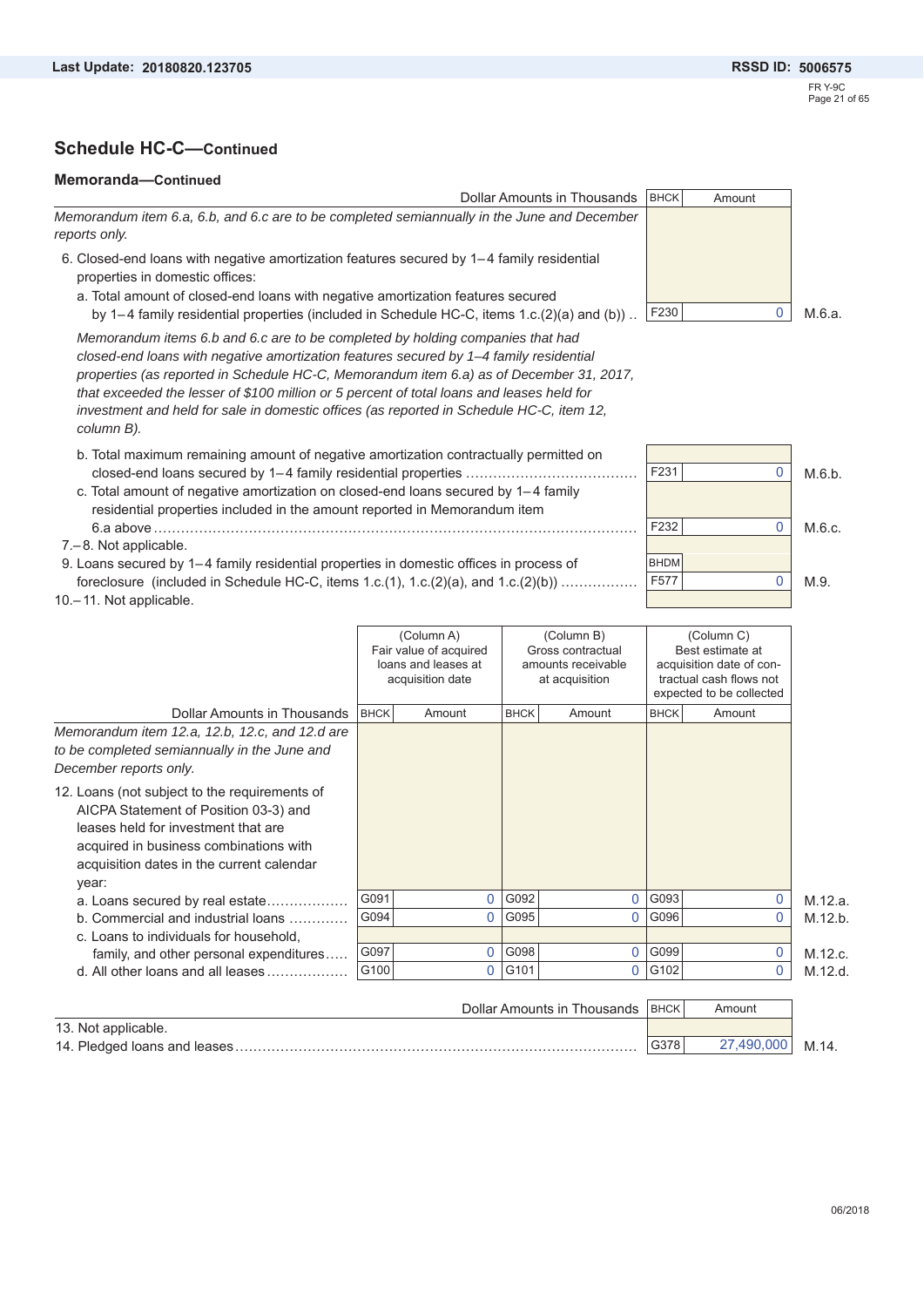## Schedule HC-C—Continued

### Memoranda—Continued

| Dollar Amounts in Thousands | BHCK | Amount | |
|---|---|---|---|
| *Memorandum item 6.a, 6.b, and 6.c are to be completed semiannually in the June and December reports only.* | | | |
| 6. Closed-end loans with negative amortization features secured by 1–4 family residential properties in domestic offices: | | | |
| a. Total amount of closed-end loans with negative amortization features secured by 1–4 family residential properties (included in Schedule HC-C, items 1.c.(2)(a) and (b)) | F230 | 0 | M.6.a. |
| *Memorandum items 6.b and 6.c are to be completed by holding companies that had closed-end loans with negative amortization features secured by 1–4 family residential properties (as reported in Schedule HC-C, Memorandum item 6.a) as of December 31, 2017, that exceeded the lesser of $100 million or 5 percent of total loans and leases held for investment and held for sale in domestic offices (as reported in Schedule HC-C, item 12, column B).* | | | |
| b. Total maximum remaining amount of negative amortization contractually permitted on closed-end loans secured by 1–4 family residential properties | F231 | 0 | M.6.b. |
| c. Total amount of negative amortization on closed-end loans secured by 1–4 family residential properties included in the amount reported in Memorandum item 6.a above | F232 | 0 | M.6.c. |
| 7.–8. Not applicable. | | | |
| 9. Loans secured by 1–4 family residential properties in domestic offices in process of foreclosure (included in Schedule HC-C, items 1.c.(1), 1.c.(2)(a), and 1.c.(2)(b)) | BHDM F577 | 0 | M.9. |
| 10.–11. Not applicable. | | | |

| Dollar Amounts in Thousands | (Column A) Fair value of acquired loans and leases at acquisition date | | (Column B) Gross contractual amounts receivable at acquisition | | (Column C) Best estimate at acquisition date of contractual cash flows not expected to be collected | | |
|---|---|---|---|---|---|---|---|
| | BHCK | Amount | BHCK | Amount | BHCK | Amount | |
| *Memorandum item 12.a, 12.b, 12.c, and 12.d are to be completed semiannually in the June and December reports only.* | | | | | | | |
| 12. Loans (not subject to the requirements of AICPA Statement of Position 03-3) and leases held for investment that are acquired in business combinations with acquisition dates in the current calendar year: | | | | | | | |
| a. Loans secured by real estate | G091 | 0 | G092 | 0 | G093 | 0 | M.12.a. |
| b. Commercial and industrial loans | G094 | 0 | G095 | 0 | G096 | 0 | M.12.b. |
| c. Loans to individuals for household, family, and other personal expenditures | G097 | 0 | G098 | 0 | G099 | 0 | M.12.c. |
| d. All other loans and all leases | G100 | 0 | G101 | 0 | G102 | 0 | M.12.d. |

| Dollar Amounts in Thousands | BHCK | Amount | |
|---|---|---|---|
| 13. Not applicable. | | | |
| 14. Pledged loans and leases | G378 | 27,490,000 | M.14. |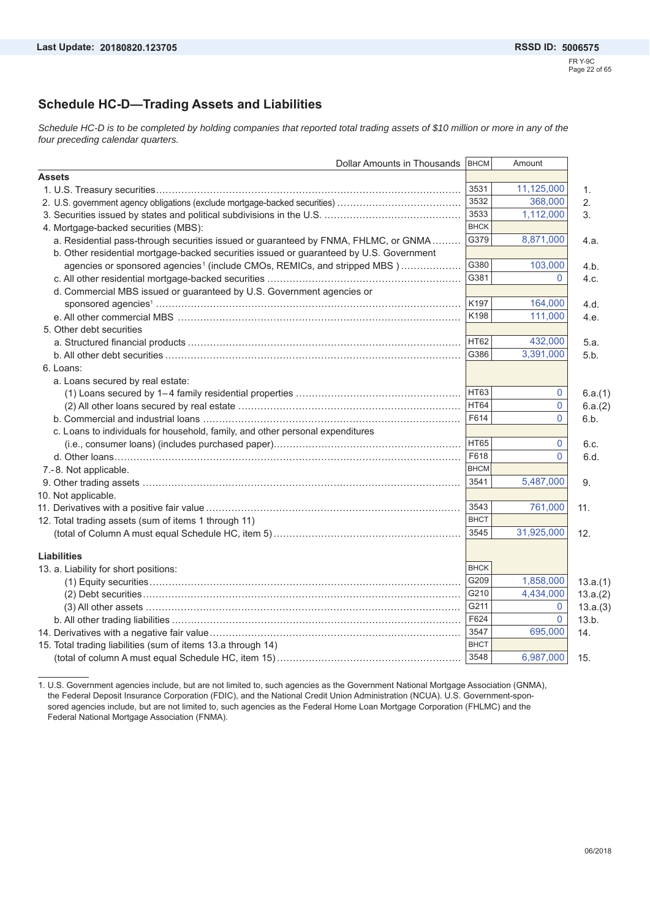## Schedule HC-D—Trading Assets and Liabilities

*Schedule HC-D is to be completed by holding companies that reported total trading assets of $10 million or more in any of the four preceding calendar quarters.*

| Dollar Amounts in Thousands | BHCM | Amount | |
|---|---|---|---|
| **Assets** | | | |
| 1. U.S. Treasury securities | 3531 | 11,125,000 | 1. |
| 2. U.S. government agency obligations (exclude mortgage-backed securities) | 3532 | 368,000 | 2. |
| 3. Securities issued by states and political subdivisions in the U.S. | 3533 | 1,112,000 | 3. |
| 4. Mortgage-backed securities (MBS): | BHCK | | |
| a. Residential pass-through securities issued or guaranteed by FNMA, FHLMC, or GNMA | G379 | 8,871,000 | 4.a. |
| b. Other residential mortgage-backed securities issued or guaranteed by U.S. Government agencies or sponsored agencies[1] (include CMOs, REMICs, and stripped MBS ) | G380 | 103,000 | 4.b. |
| c. All other residential mortgage-backed securities | G381 | 0 | 4.c. |
| d. Commercial MBS issued or guaranteed by U.S. Government agencies or sponsored agencies[1] | K197 | 164,000 | 4.d. |
| e. All other commercial MBS | K198 | 111,000 | 4.e. |
| 5. Other debt securities | | | |
| a. Structured financial products | HT62 | 432,000 | 5.a. |
| b. All other debt securities | G386 | 3,391,000 | 5.b. |
| 6. Loans: | | | |
| a. Loans secured by real estate: | | | |
| (1) Loans secured by 1–4 family residential properties | HT63 | 0 | 6.a.(1) |
| (2) All other loans secured by real estate | HT64 | 0 | 6.a.(2) |
| b. Commercial and industrial loans | F614 | 0 | 6.b. |
| c. Loans to individuals for household, family, and other personal expenditures (i.e., consumer loans) (includes purchased paper) | HT65 | 0 | 6.c. |
| d. Other loans | F618 | 0 | 6.d. |
| 7.-8. Not applicable. | BHCM | | |
| 9. Other trading assets | 3541 | 5,487,000 | 9. |
| 10. Not applicable. | | | |
| 11. Derivatives with a positive fair value | 3543 | 761,000 | 11. |
| 12. Total trading assets (sum of items 1 through 11) (total of Column A must equal Schedule HC, item 5) | BHCT 3545 | 31,925,000 | 12. |
| **Liabilities** | | | |
| 13. a. Liability for short positions: | BHCK | | |
| (1) Equity securities | G209 | 1,858,000 | 13.a.(1) |
| (2) Debt securities | G210 | 4,434,000 | 13.a.(2) |
| (3) All other assets | G211 | 0 | 13.a.(3) |
| b. All other trading liabilities | F624 | 0 | 13.b. |
| 14. Derivatives with a negative fair value | 3547 | 695,000 | 14. |
| 15. Total trading liabilities (sum of items 13.a through 14) (total of column A must equal Schedule HC, item 15) | BHCT 3548 | 6,987,000 | 15. |

1. U.S. Government agencies include, but are not limited to, such agencies as the Government National Mortgage Association (GNMA), the Federal Deposit Insurance Corporation (FDIC), and the National Credit Union Administration (NCUA). U.S. Government-sponsored agencies include, but are not limited to, such agencies as the Federal Home Loan Mortgage Corporation (FHLMC) and the Federal National Mortgage Association (FNMA).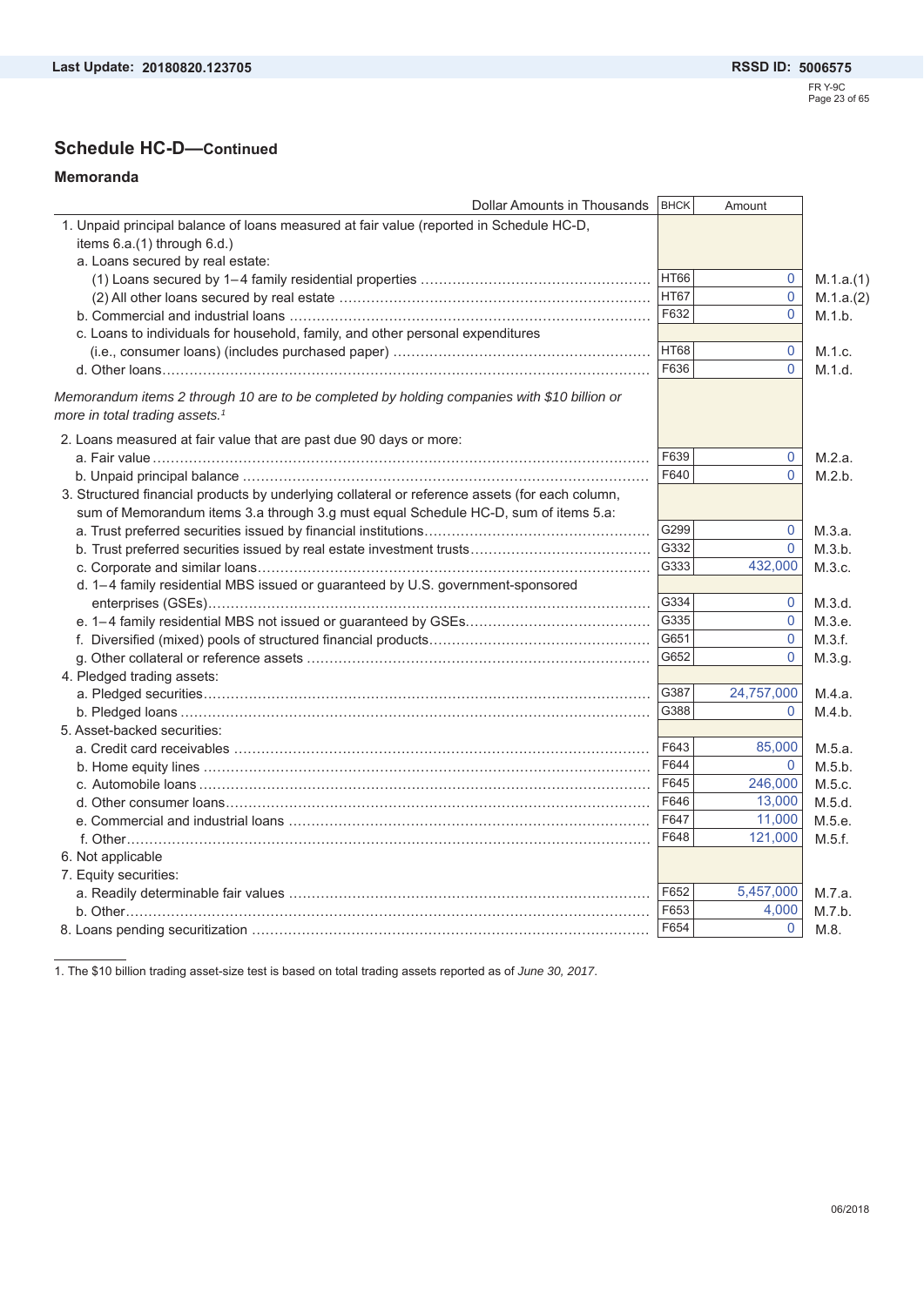## Schedule HC-D—Continued

### Memoranda

| Dollar Amounts in Thousands | BHCK | Amount | |
|---|---|---|---|
| 1. Unpaid principal balance of loans measured at fair value (reported in Schedule HC-D, items 6.a.(1) through 6.d.) | | | |
| a. Loans secured by real estate: | | | |
| (1) Loans secured by 1–4 family residential properties | HT66 | 0 | M.1.a.(1) |
| (2) All other loans secured by real estate | HT67 | 0 | M.1.a.(2) |
| b. Commercial and industrial loans | F632 | 0 | M.1.b. |
| c. Loans to individuals for household, family, and other personal expenditures (i.e., consumer loans) (includes purchased paper) | HT68 | 0 | M.1.c. |
| d. Other loans | F636 | 0 | M.1.d. |
| *Memorandum items 2 through 10 are to be completed by holding companies with $10 billion or more in total trading assets.*[1] | | | |
| 2. Loans measured at fair value that are past due 90 days or more: | | | |
| a. Fair value | F639 | 0 | M.2.a. |
| b. Unpaid principal balance | F640 | 0 | M.2.b. |
| 3. Structured financial products by underlying collateral or reference assets (for each column, sum of Memorandum items 3.a through 3.g must equal Schedule HC-D, sum of items 5.a: | | | |
| a. Trust preferred securities issued by financial institutions | G299 | 0 | M.3.a. |
| b. Trust preferred securities issued by real estate investment trusts | G332 | 0 | M.3.b. |
| c. Corporate and similar loans | G333 | 432,000 | M.3.c. |
| d. 1–4 family residential MBS issued or guaranteed by U.S. government-sponsored enterprises (GSEs) | G334 | 0 | M.3.d. |
| e. 1–4 family residential MBS not issued or guaranteed by GSEs | G335 | 0 | M.3.e. |
| f. Diversified (mixed) pools of structured financial products | G651 | 0 | M.3.f. |
| g. Other collateral or reference assets | G652 | 0 | M.3.g. |
| 4. Pledged trading assets: | | | |
| a. Pledged securities | G387 | 24,757,000 | M.4.a. |
| b. Pledged loans | G388 | 0 | M.4.b. |
| 5. Asset-backed securities: | | | |
| a. Credit card receivables | F643 | 85,000 | M.5.a. |
| b. Home equity lines | F644 | 0 | M.5.b. |
| c. Automobile loans | F645 | 246,000 | M.5.c. |
| d. Other consumer loans | F646 | 13,000 | M.5.d. |
| e. Commercial and industrial loans | F647 | 11,000 | M.5.e. |
| f. Other | F648 | 121,000 | M.5.f. |
| 6. Not applicable | | | |
| 7. Equity securities: | | | |
| a. Readily determinable fair values | F652 | 5,457,000 | M.7.a. |
| b. Other | F653 | 4,000 | M.7.b. |
| 8. Loans pending securitization | F654 | 0 | M.8. |

1. The $10 billion trading asset-size test is based on total trading assets reported as of *June 30, 2017*.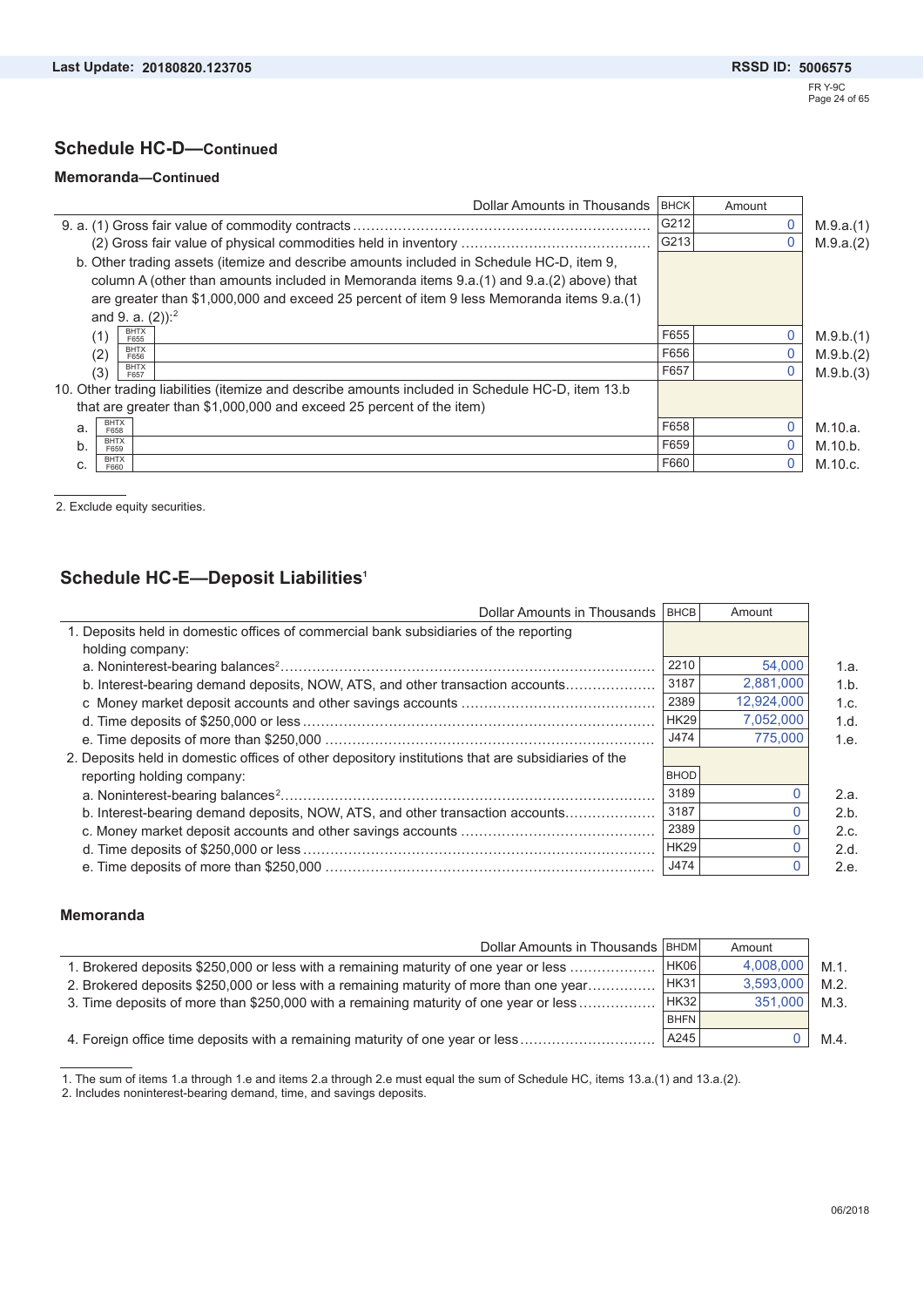## Schedule HC-D—Continued

### Memoranda—Continued

| Dollar Amounts in Thousands | BHCK | Amount | |
|---|---|---|---|
| 9. a. (1) Gross fair value of commodity contracts | G212 | 0 | M.9.a.(1) |
| (2) Gross fair value of physical commodities held in inventory | G213 | 0 | M.9.a.(2) |
| b. Other trading assets (itemize and describe amounts included in Schedule HC-D, item 9, column A (other than amounts included in Memoranda items 9.a.(1) and 9.a.(2) above) that are greater than $1,000,000 and exceed 25 percent of item 9 less Memoranda items 9.a.(1) and 9. a. (2)):[2] | | | |
| (1) BHTX F655 | F655 | 0 | M.9.b.(1) |
| (2) BHTX F656 | F656 | 0 | M.9.b.(2) |
| (3) BHTX F657 | F657 | 0 | M.9.b.(3) |
| 10. Other trading liabilities (itemize and describe amounts included in Schedule HC-D, item 13.b that are greater than $1,000,000 and exceed 25 percent of the item) | | | |
| a. BHTX F658 | F658 | 0 | M.10.a. |
| b. BHTX F659 | F659 | 0 | M.10.b. |
| c. BHTX F660 | F660 | 0 | M.10.c. |

2. Exclude equity securities.

## Schedule HC-E—Deposit Liabilities[1]

| Dollar Amounts in Thousands | BHCB | Amount | |
|---|---|---|---|
| 1. Deposits held in domestic offices of commercial bank subsidiaries of the reporting holding company: | | | |
| a. Noninterest-bearing balances[2] | 2210 | 54,000 | 1.a. |
| b. Interest-bearing demand deposits, NOW, ATS, and other transaction accounts | 3187 | 2,881,000 | 1.b. |
| c Money market deposit accounts and other savings accounts | 2389 | 12,924,000 | 1.c. |
| d. Time deposits of $250,000 or less | HK29 | 7,052,000 | 1.d. |
| e. Time deposits of more than $250,000 | J474 | 775,000 | 1.e. |
| 2. Deposits held in domestic offices of other depository institutions that are subsidiaries of the reporting holding company: | BHOD | | |
| a. Noninterest-bearing balances[2] | 3189 | 0 | 2.a. |
| b. Interest-bearing demand deposits, NOW, ATS, and other transaction accounts | 3187 | 0 | 2.b. |
| c. Money market deposit accounts and other savings accounts | 2389 | 0 | 2.c. |
| d. Time deposits of $250,000 or less | HK29 | 0 | 2.d. |
| e. Time deposits of more than $250,000 | J474 | 0 | 2.e. |

### Memoranda

| Dollar Amounts in Thousands | BHDM | Amount | |
|---|---|---|---|
| 1. Brokered deposits $250,000 or less with a remaining maturity of one year or less | HK06 | 4,008,000 | M.1. |
| 2. Brokered deposits $250,000 or less with a remaining maturity of more than one year | HK31 | 3,593,000 | M.2. |
| 3. Time deposits of more than $250,000 with a remaining maturity of one year or less | HK32 | 351,000 | M.3. |
| | BHFN | | |
| 4. Foreign office time deposits with a remaining maturity of one year or less | A245 | 0 | M.4. |

1. The sum of items 1.a through 1.e and items 2.a through 2.e must equal the sum of Schedule HC, items 13.a.(1) and 13.a.(2).
2. Includes noninterest-bearing demand, time, and savings deposits.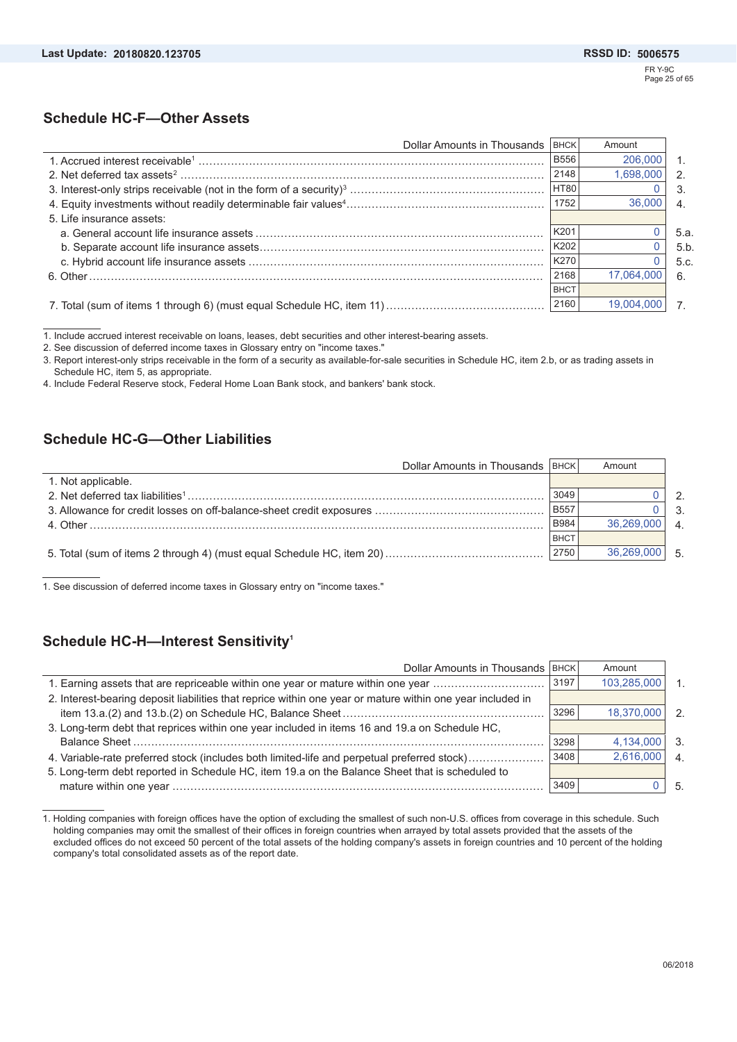## Schedule HC-F—Other Assets

| Dollar Amounts in Thousands | BHCK | Amount | |
|---|---|---|---|
| 1. Accrued interest receivable[1] | B556 | 206,000 | 1. |
| 2. Net deferred tax assets[2] | 2148 | 1,698,000 | 2. |
| 3. Interest-only strips receivable (not in the form of a security)[3] | HT80 | 0 | 3. |
| 4. Equity investments without readily determinable fair values[4] | 1752 | 36,000 | 4. |
| 5. Life insurance assets: | | | |
| a. General account life insurance assets | K201 | 0 | 5.a. |
| b. Separate account life insurance assets | K202 | 0 | 5.b. |
| c. Hybrid account life insurance assets | K270 | 0 | 5.c. |
| 6. Other | 2168 | 17,064,000 | 6. |
| | BHCT | | |
| 7. Total (sum of items 1 through 6) (must equal Schedule HC, item 11) | 2160 | 19,004,000 | 7. |

1. Include accrued interest receivable on loans, leases, debt securities and other interest-bearing assets.
2. See discussion of deferred income taxes in Glossary entry on "income taxes."
3. Report interest-only strips receivable in the form of a security as available-for-sale securities in Schedule HC, item 2.b, or as trading assets in Schedule HC, item 5, as appropriate.
4. Include Federal Reserve stock, Federal Home Loan Bank stock, and bankers' bank stock.

## Schedule HC-G—Other Liabilities

| Dollar Amounts in Thousands | BHCK | Amount | |
|---|---|---|---|
| 1. Not applicable. | | | |
| 2. Net deferred tax liabilities[1] | 3049 | 0 | 2. |
| 3. Allowance for credit losses on off-balance-sheet credit exposures | B557 | 0 | 3. |
| 4. Other | B984 | 36,269,000 | 4. |
| | BHCT | | |
| 5. Total (sum of items 2 through 4) (must equal Schedule HC, item 20) | 2750 | 36,269,000 | 5. |

1. See discussion of deferred income taxes in Glossary entry on "income taxes."

## Schedule HC-H—Interest Sensitivity[1]

| Dollar Amounts in Thousands | BHCK | Amount | |
|---|---|---|---|
| 1. Earning assets that are repriceable within one year or mature within one year | 3197 | 103,285,000 | 1. |
| 2. Interest-bearing deposit liabilities that reprice within one year or mature within one year included in item 13.a.(2) and 13.b.(2) on Schedule HC, Balance Sheet | 3296 | 18,370,000 | 2. |
| 3. Long-term debt that reprices within one year included in items 16 and 19.a on Schedule HC, Balance Sheet | 3298 | 4,134,000 | 3. |
| 4. Variable-rate preferred stock (includes both limited-life and perpetual preferred stock) | 3408 | 2,616,000 | 4. |
| 5. Long-term debt reported in Schedule HC, item 19.a on the Balance Sheet that is scheduled to mature within one year | 3409 | 0 | 5. |

1. Holding companies with foreign offices have the option of excluding the smallest of such non-U.S. offices from coverage in this schedule. Such holding companies may omit the smallest of their offices in foreign countries when arrayed by total assets provided that the assets of the excluded offices do not exceed 50 percent of the total assets of the holding company's assets in foreign countries and 10 percent of the holding company's total consolidated assets as of the report date.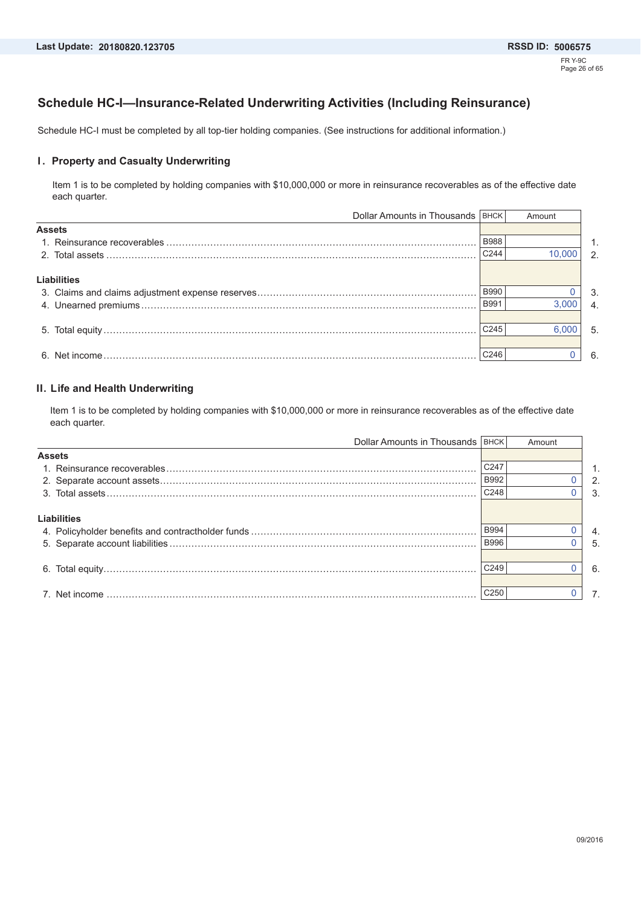## Schedule HC-I—Insurance-Related Underwriting Activities (Including Reinsurance)

Schedule HC-I must be completed by all top-tier holding companies. (See instructions for additional information.)

### I. Property and Casualty Underwriting

Item 1 is to be completed by holding companies with $10,000,000 or more in reinsurance recoverables as of the effective date each quarter.

| Dollar Amounts in Thousands | BHCK | Amount | |
|---|---|---|---|
| **Assets** | | | |
| 1. Reinsurance recoverables | B988 | | 1. |
| 2. Total assets | C244 | 10,000 | 2. |
| **Liabilities** | | | |
| 3. Claims and claims adjustment expense reserves | B990 | 0 | 3. |
| 4. Unearned premiums | B991 | 3,000 | 4. |
| 5. Total equity | C245 | 6,000 | 5. |
| 6. Net income | C246 | 0 | 6. |

### II. Life and Health Underwriting

Item 1 is to be completed by holding companies with $10,000,000 or more in reinsurance recoverables as of the effective date each quarter.

| Dollar Amounts in Thousands | BHCK | Amount | |
|---|---|---|---|
| **Assets** | | | |
| 1. Reinsurance recoverables | C247 | | 1. |
| 2. Separate account assets | B992 | 0 | 2. |
| 3. Total assets | C248 | 0 | 3. |
| **Liabilities** | | | |
| 4. Policyholder benefits and contractholder funds | B994 | 0 | 4. |
| 5. Separate account liabilities | B996 | 0 | 5. |
| 6. Total equity | C249 | 0 | 6. |
| 7. Net income | C250 | 0 | 7. |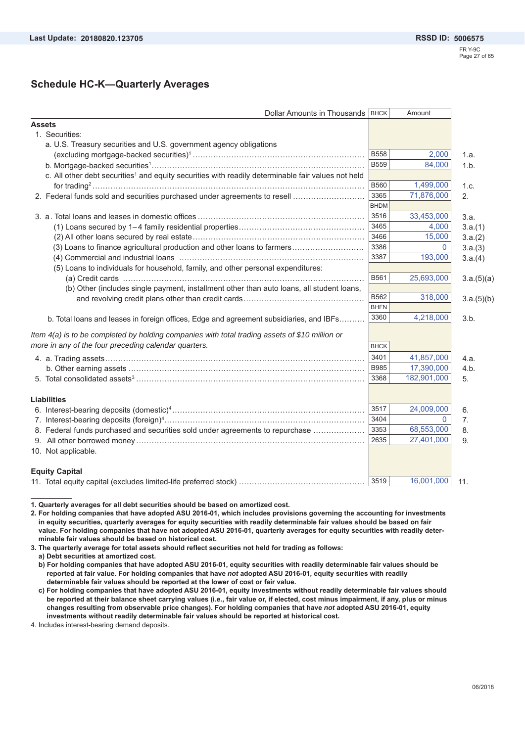Last Update: 20180820.123705 RSSD ID: 5006575

## Schedule HC-K—Quarterly Averages

| Dollar Amounts in Thousands | BHCK | Amount | |
|---|---|---|---|
| **Assets** | | | |
| 1. Securities: | | | |
| a. U.S. Treasury securities and U.S. government agency obligations (excluding mortgage-backed securities)[1] | B558 | 2,000 | 1.a. |
| b. Mortgage-backed securities[1] | B559 | 84,000 | 1.b. |
| c. All other debt securities[1] and equity securities with readily determinable fair values not held for trading[2] | B560 | 1,499,000 | 1.c. |
| 2. Federal funds sold and securities purchased under agreements to resell | 3365 | 71,876,000 | 2. |
| | BHDM | | |
| 3. a. Total loans and leases in domestic offices | 3516 | 33,453,000 | 3.a. |
| (1) Loans secured by 1–4 family residential properties | 3465 | 4,000 | 3.a.(1) |
| (2) All other loans secured by real estate | 3466 | 15,000 | 3.a.(2) |
| (3) Loans to finance agricultural production and other loans to farmers | 3386 | 0 | 3.a.(3) |
| (4) Commercial and industrial loans | 3387 | 193,000 | 3.a.(4) |
| (5) Loans to individuals for household, family, and other personal expenditures: | | | |
| (a) Credit cards | B561 | 25,693,000 | 3.a.(5)(a) |
| (b) Other (includes single payment, installment other than auto loans, all student loans, and revolving credit plans other than credit cards | B562 | 318,000 | 3.a.(5)(b) |
| | BHFN | | |
| b. Total loans and leases in foreign offices, Edge and agreement subsidiaries, and IBFs | 3360 | 4,218,000 | 3.b. |
| *Item 4(a) is to be completed by holding companies with total trading assets of $10 million or more in any of the four preceding calendar quarters.* | BHCK | | |
| 4. a. Trading assets | 3401 | 41,857,000 | 4.a. |
| b. Other earning assets | B985 | 17,390,000 | 4.b. |
| 5. Total consolidated assets[3] | 3368 | 182,901,000 | 5. |
| **Liabilities** | | | |
| 6. Interest-bearing deposits (domestic)[4] | 3517 | 24,009,000 | 6. |
| 7. Interest-bearing deposits (foreign)[4] | 3404 | 0 | 7. |
| 8. Federal funds purchased and securities sold under agreements to repurchase | 3353 | 68,553,000 | 8. |
| 9. All other borrowed money | 2635 | 27,401,000 | 9. |
| 10. Not applicable. | | | |
| **Equity Capital** | | | |
| 11. Total equity capital (excludes limited-life preferred stock) | 3519 | 16,001,000 | 11. |

**1. Quarterly averages for all debt securities should be based on amortized cost.**

**2. For holding companies that have adopted ASU 2016-01, which includes provisions governing the accounting for investments in equity securities, quarterly averages for equity securities with readily determinable fair values should be based on fair value. For holding companies that have not adopted ASU 2016-01, quarterly averages for equity securities with readily determinable fair values should be based on historical cost.**

**3. The quarterly average for total assets should reflect securities not held for trading as follows:**
**a) Debt securities at amortized cost.**
**b) For holding companies that have adopted ASU 2016-01, equity securities with readily determinable fair values should be reported at fair value. For holding companies that have *not* adopted ASU 2016-01, equity securities with readily determinable fair values should be reported at the lower of cost or fair value.**
**c) For holding companies that have adopted ASU 2016-01, equity investments without readily determinable fair values should be reported at their balance sheet carrying values (i.e., fair value or, if elected, cost minus impairment, if any, plus or minus changes resulting from observable price changes). For holding companies that have *not* adopted ASU 2016-01, equity investments without readily determinable fair values should be reported at historical cost.**

4. Includes interest-bearing demand deposits.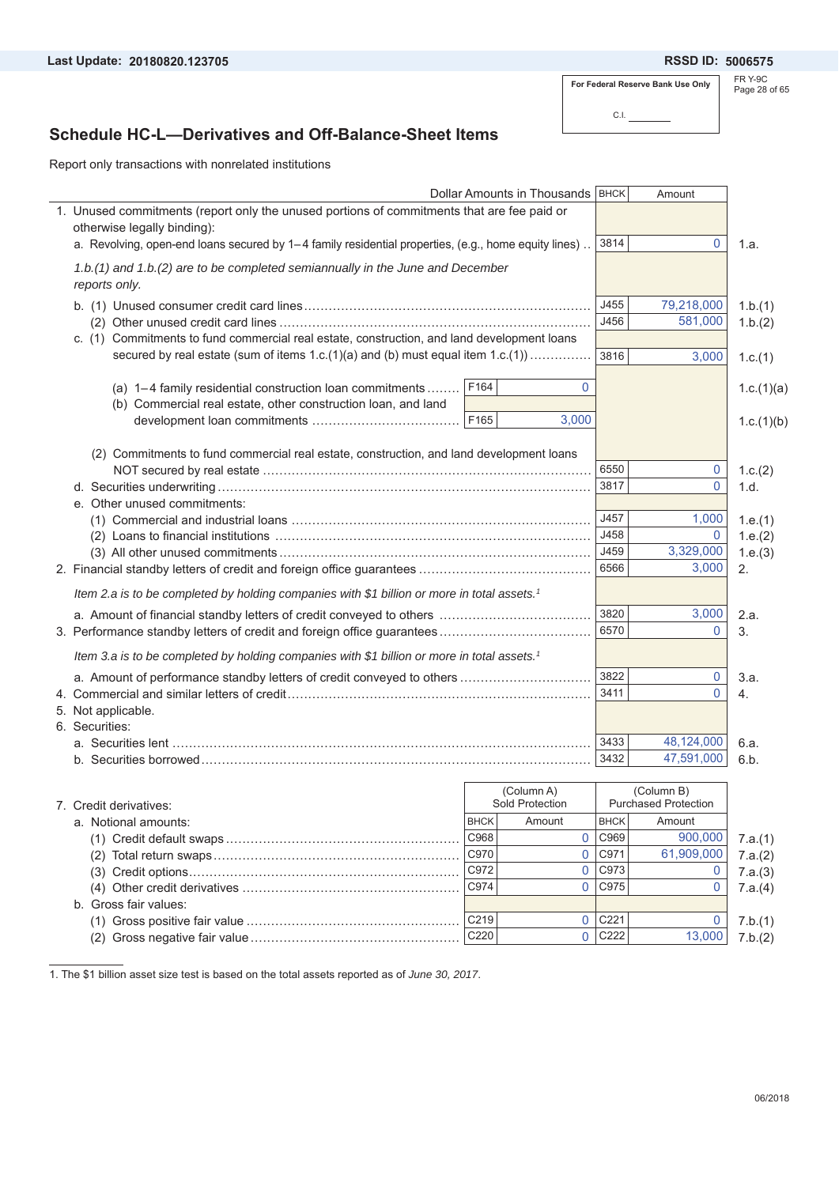Last Update: 20180820.123705

RSSD ID: 5006575

For Federal Reserve Bank Use Only

C.I. ________

## Schedule HC-L—Derivatives and Off-Balance-Sheet Items

Report only transactions with nonrelated institutions

| Dollar Amounts in Thousands | | | BHCK | Amount | |
|---|---|---|---|---|---|
| 1. Unused commitments (report only the unused portions of commitments that are fee paid or otherwise legally binding): | | | | | |
| a. Revolving, open-end loans secured by 1–4 family residential properties, (e.g., home equity lines) | | | 3814 | 0 | 1.a. |
| *1.b.(1) and 1.b.(2) are to be completed semiannually in the June and December reports only.* | | | | | |
| b. (1) Unused consumer credit card lines | | | J455 | 79,218,000 | 1.b.(1) |
| (2) Other unused credit card lines | | | J456 | 581,000 | 1.b.(2) |
| c. (1) Commitments to fund commercial real estate, construction, and land development loans secured by real estate (sum of items 1.c.(1)(a) and (b) must equal item 1.c.(1)) | | | 3816 | 3,000 | 1.c.(1) |
| (a) 1–4 family residential construction loan commitments | F164 | 0 | | | 1.c.(1)(a) |
| (b) Commercial real estate, other construction loan, and land development loan commitments | F165 | 3,000 | | | 1.c.(1)(b) |
| (2) Commitments to fund commercial real estate, construction, and land development loans NOT secured by real estate | | | 6550 | 0 | 1.c.(2) |
| d. Securities underwriting | | | 3817 | 0 | 1.d. |
| e. Other unused commitments: | | | | | |
| (1) Commercial and industrial loans | | | J457 | 1,000 | 1.e.(1) |
| (2) Loans to financial institutions | | | J458 | 0 | 1.e.(2) |
| (3) All other unused commitments | | | J459 | 3,329,000 | 1.e.(3) |
| 2. Financial standby letters of credit and foreign office guarantees | | | 6566 | 3,000 | 2. |
| *Item 2.a is to be completed by holding companies with $1 billion or more in total assets.*[1] | | | | | |
| a. Amount of financial standby letters of credit conveyed to others | | | 3820 | 3,000 | 2.a. |
| 3. Performance standby letters of credit and foreign office guarantees | | | 6570 | 0 | 3. |
| *Item 3.a is to be completed by holding companies with $1 billion or more in total assets.*[1] | | | | | |
| a. Amount of performance standby letters of credit conveyed to others | | | 3822 | 0 | 3.a. |
| 4. Commercial and similar letters of credit | | | 3411 | 0 | 4. |
| 5. Not applicable. | | | | | |
| 6. Securities: | | | | | |
| a. Securities lent | | | 3433 | 48,124,000 | 6.a. |
| b. Securities borrowed | | | 3432 | 47,591,000 | 6.b. |

| 7. Credit derivatives: | (Column A) Sold Protection | | (Column B) Purchased Protection | | |
|---|---|---|---|---|---|
| a. Notional amounts: | BHCK | Amount | BHCK | Amount | |
| (1) Credit default swaps | C968 | 0 | C969 | 900,000 | 7.a.(1) |
| (2) Total return swaps | C970 | 0 | C971 | 61,909,000 | 7.a.(2) |
| (3) Credit options | C972 | 0 | C973 | 0 | 7.a.(3) |
| (4) Other credit derivatives | C974 | 0 | C975 | 0 | 7.a.(4) |
| b. Gross fair values: | | | | | |
| (1) Gross positive fair value | C219 | 0 | C221 | 0 | 7.b.(1) |
| (2) Gross negative fair value | C220 | 0 | C222 | 13,000 | 7.b.(2) |

1. The $1 billion asset size test is based on the total assets reported as of *June 30, 2017*.

06/2018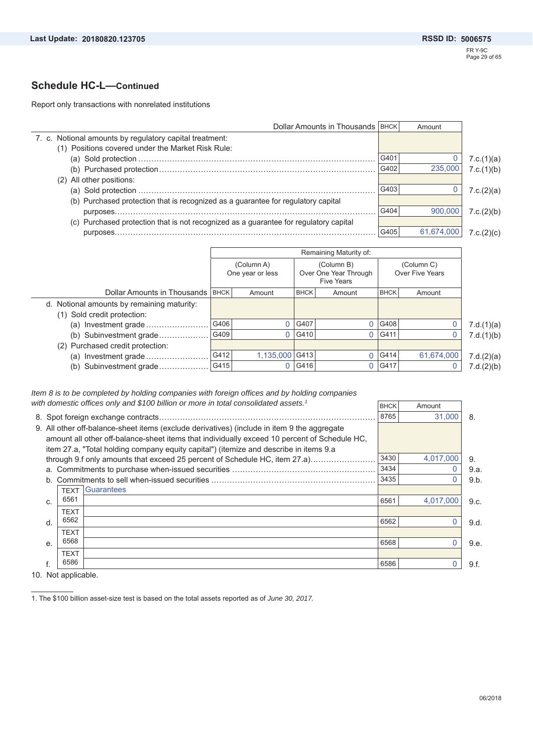## Schedule HC-L—Continued

Report only transactions with nonrelated institutions

| Dollar Amounts in Thousands | BHCK | Amount | |
|---|---|---|---|
| 7. c. Notional amounts by regulatory capital treatment: | | | |
| (1) Positions covered under the Market Risk Rule: | | | |
| (a) Sold protection | G401 | 0 | 7.c.(1)(a) |
| (b) Purchased protection | G402 | 235,000 | 7.c.(1)(b) |
| (2) All other positions: | | | |
| (a) Sold protection | G403 | 0 | 7.c.(2)(a) |
| (b) Purchased protection that is recognized as a guarantee for regulatory capital purposes | G404 | 900,000 | 7.c.(2)(b) |
| (c) Purchased protection that is not recognized as a guarantee for regulatory capital purposes | G405 | 61,674,000 | 7.c.(2)(c) |

| | Remaining Maturity of: | | | | | | |
|---|---|---|---|---|---|---|---|
| | (Column A) One year or less | | (Column B) Over One Year Through Five Years | | (Column C) Over Five Years | | |
| Dollar Amounts in Thousands | BHCK | Amount | BHCK | Amount | BHCK | Amount | |
| d. Notional amounts by remaining maturity: | | | | | | | |
| (1) Sold credit protection: | | | | | | | |
| (a) Investment grade | G406 | 0 | G407 | 0 | G408 | 0 | 7.d.(1)(a) |
| (b) Subinvestment grade | G409 | 0 | G410 | 0 | G411 | 0 | 7.d.(1)(b) |
| (2) Purchased credit protection: | | | | | | | |
| (a) Investment grade | G412 | 1,135,000 | G413 | 0 | G414 | 61,674,000 | 7.d.(2)(a) |
| (b) Subinvestment grade | G415 | 0 | G416 | 0 | G417 | 0 | 7.d.(2)(b) |

*Item 8 is to be completed by holding companies with foreign offices and by holding companies with domestic offices only and $100 billion or more in total consolidated assets.*[1]

| | BHCK | Amount | |
|---|---|---|---|
| 8. Spot foreign exchange contracts | 8765 | 31,000 | 8. |
| 9. All other off-balance-sheet items (exclude derivatives) (include in item 9 the aggregate amount all other off-balance-sheet items that individually exceed 10 percent of Schedule HC, item 27.a, "Total holding company equity capital") (itemize and describe in items 9.a through 9.f only amounts that exceed 25 percent of Schedule HC, item 27.a) | 3430 | 4,017,000 | 9. |
| a. Commitments to purchase when-issued securities | 3434 | 0 | 9.a. |
| b. Commitments to sell when-issued securities | 3435 | 0 | 9.b. |
| c. TEXT 6561 Guarantees | 6561 | 4,017,000 | 9.c. |
| d. TEXT 6562 | 6562 | 0 | 9.d. |
| e. TEXT 6568 | 6568 | 0 | 9.e. |
| f. TEXT 6586 | 6586 | 0 | 9.f. |

10. Not applicable.

1. The $100 billion asset-size test is based on the total assets reported as of *June 30, 2017*.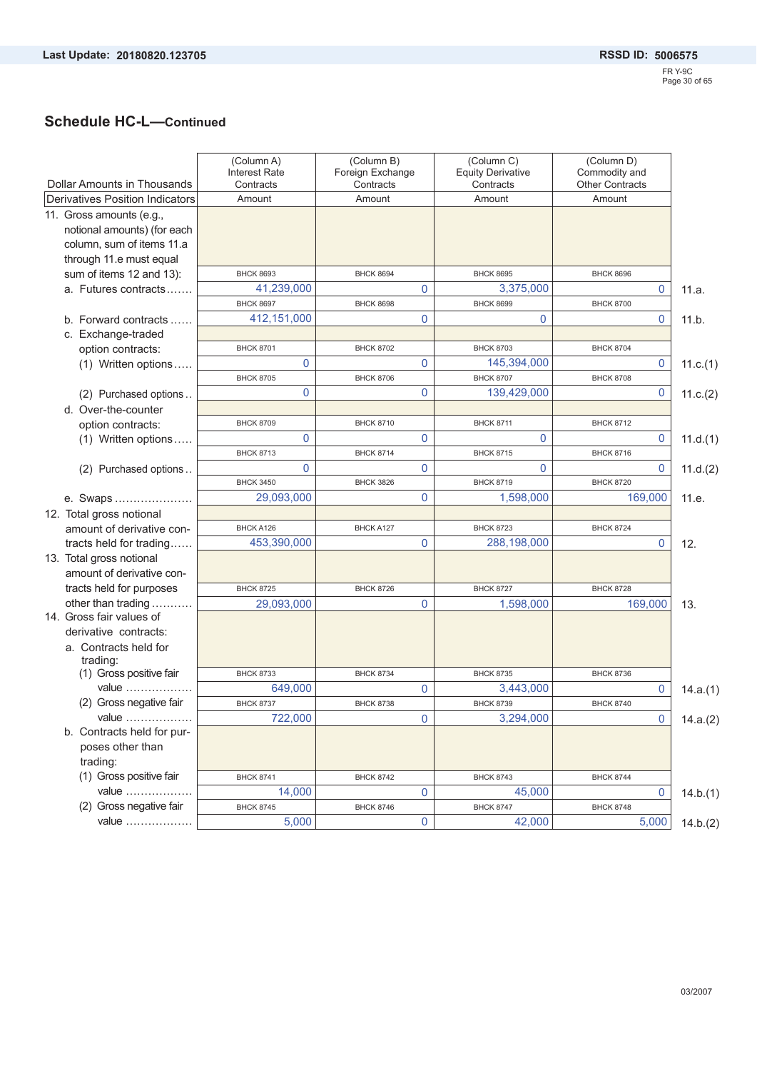## Schedule HC-L—Continued

| Dollar Amounts in Thousands | (Column A) Interest Rate Contracts | (Column B) Foreign Exchange Contracts | (Column C) Equity Derivative Contracts | (Column D) Commodity and Other Contracts | |
|---|---|---|---|---|---|
| Derivatives Position Indicators | Amount | Amount | Amount | Amount | |
| 11. Gross amounts (e.g., notional amounts) (for each column, sum of items 11.a through 11.e must equal sum of items 12 and 13): | | | | | |
| a. Futures contracts | BHCK 8693 41,239,000 | BHCK 8694 0 | BHCK 8695 3,375,000 | BHCK 8696 0 | 11.a. |
| b. Forward contracts | BHCK 8697 412,151,000 | BHCK 8698 0 | BHCK 8699 0 | BHCK 8700 0 | 11.b. |
| c. Exchange-traded option contracts: | | | | | |
| (1) Written options | BHCK 8701 0 | BHCK 8702 0 | BHCK 8703 145,394,000 | BHCK 8704 0 | 11.c.(1) |
| (2) Purchased options | BHCK 8705 0 | BHCK 8706 0 | BHCK 8707 139,429,000 | BHCK 8708 0 | 11.c.(2) |
| d. Over-the-counter option contracts: | | | | | |
| (1) Written options | BHCK 8709 0 | BHCK 8710 0 | BHCK 8711 0 | BHCK 8712 0 | 11.d.(1) |
| (2) Purchased options | BHCK 8713 0 | BHCK 8714 0 | BHCK 8715 0 | BHCK 8716 0 | 11.d.(2) |
| e. Swaps | BHCK 3450 29,093,000 | BHCK 3826 0 | BHCK 8719 1,598,000 | BHCK 8720 169,000 | 11.e. |
| 12. Total gross notional amount of derivative contracts held for trading | BHCK A126 453,390,000 | BHCK A127 0 | BHCK 8723 288,198,000 | BHCK 8724 0 | 12. |
| 13. Total gross notional amount of derivative contracts held for purposes other than trading | BHCK 8725 29,093,000 | BHCK 8726 0 | BHCK 8727 1,598,000 | BHCK 8728 169,000 | 13. |
| 14. Gross fair values of derivative contracts: | | | | | |
| a. Contracts held for trading: | | | | | |
| (1) Gross positive fair value | BHCK 8733 649,000 | BHCK 8734 0 | BHCK 8735 3,443,000 | BHCK 8736 0 | 14.a.(1) |
| (2) Gross negative fair value | BHCK 8737 722,000 | BHCK 8738 0 | BHCK 8739 3,294,000 | BHCK 8740 0 | 14.a.(2) |
| b. Contracts held for purposes other than trading: | | | | | |
| (1) Gross positive fair value | BHCK 8741 14,000 | BHCK 8742 0 | BHCK 8743 45,000 | BHCK 8744 0 | 14.b.(1) |
| (2) Gross negative fair value | BHCK 8745 5,000 | BHCK 8746 0 | BHCK 8747 42,000 | BHCK 8748 5,000 | 14.b.(2) |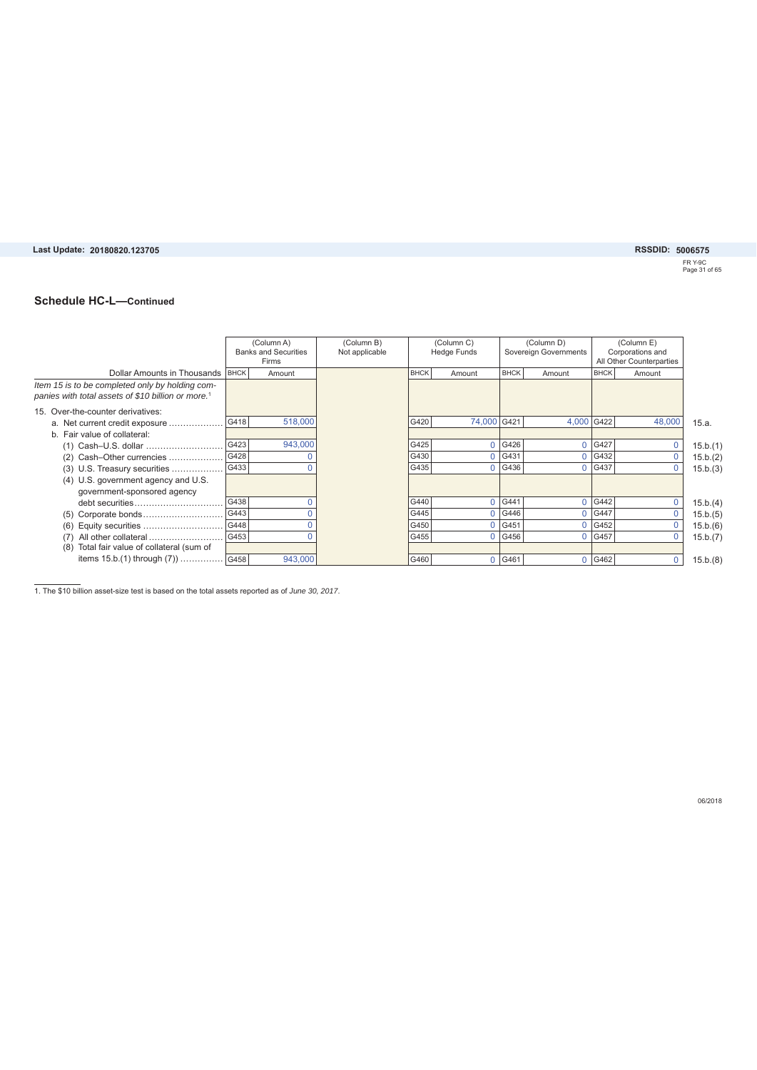## Schedule HC-L—Continued

| Dollar Amounts in Thousands | (Column A) Banks and Securities Firms | | (Column B) Not applicable | (Column C) Hedge Funds | | (Column D) Sovereign Governments | | (Column E) Corporations and All Other Counterparties | | |
|---|---|---|---|---|---|---|---|---|---|---|
| | BHCK | Amount | | BHCK | Amount | BHCK | Amount | BHCK | Amount | |
| *Item 15 is to be completed only by holding companies with total assets of $10 billion or more.*[1] | | | | | | | | | | |
| 15. Over-the-counter derivatives: | | | | | | | | | | |
| a. Net current credit exposure | G418 | 518,000 | | G420 | 74,000 | G421 | 4,000 | G422 | 48,000 | 15.a. |
| b. Fair value of collateral: | | | | | | | | | | |
| (1) Cash–U.S. dollar | G423 | 943,000 | | G425 | 0 | G426 | 0 | G427 | 0 | 15.b.(1) |
| (2) Cash–Other currencies | G428 | 0 | | G430 | 0 | G431 | 0 | G432 | 0 | 15.b.(2) |
| (3) U.S. Treasury securities | G433 | 0 | | G435 | 0 | G436 | 0 | G437 | 0 | 15.b.(3) |
| (4) U.S. government agency and U.S. government-sponsored agency debt securities | G438 | 0 | | G440 | 0 | G441 | 0 | G442 | 0 | 15.b.(4) |
| (5) Corporate bonds | G443 | 0 | | G445 | 0 | G446 | 0 | G447 | 0 | 15.b.(5) |
| (6) Equity securities | G448 | 0 | | G450 | 0 | G451 | 0 | G452 | 0 | 15.b.(6) |
| (7) All other collateral | G453 | 0 | | G455 | 0 | G456 | 0 | G457 | 0 | 15.b.(7) |
| (8) Total fair value of collateral (sum of items 15.b.(1) through (7)) | G458 | 943,000 | | G460 | 0 | G461 | 0 | G462 | 0 | 15.b.(8) |

1. The $10 billion asset-size test is based on the total assets reported as of *June 30, 2017*.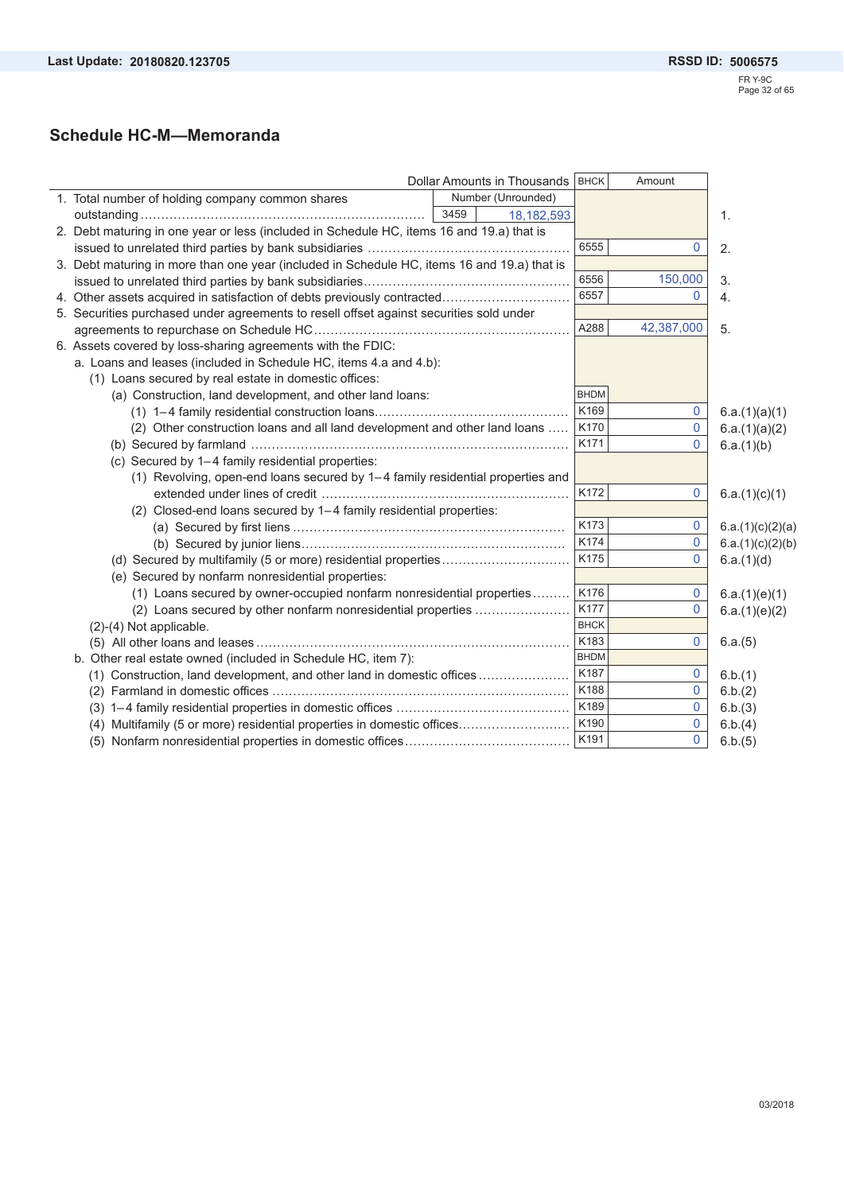## Schedule HC-M—Memoranda

| Dollar Amounts in Thousands | BHCK | Amount | |
|---|---|---|---|
| 1. Total number of holding company common shares outstanding — Number (Unrounded): 3459 — 18,182,593 | | | 1. |
| 2. Debt maturing in one year or less (included in Schedule HC, items 16 and 19.a) that is issued to unrelated third parties by bank subsidiaries | 6555 | 0 | 2. |
| 3. Debt maturing in more than one year (included in Schedule HC, items 16 and 19.a) that is issued to unrelated third parties by bank subsidiaries | 6556 | 150,000 | 3. |
| 4. Other assets acquired in satisfaction of debts previously contracted | 6557 | 0 | 4. |
| 5. Securities purchased under agreements to resell offset against securities sold under agreements to repurchase on Schedule HC | A288 | 42,387,000 | 5. |
| 6. Assets covered by loss-sharing agreements with the FDIC: | | | |
| a. Loans and leases (included in Schedule HC, items 4.a and 4.b): | | | |
| (1) Loans secured by real estate in domestic offices: | | | |
| (a) Construction, land development, and other land loans: | BHDM | | |
| (1) 1–4 family residential construction loans | K169 | 0 | 6.a.(1)(a)(1) |
| (2) Other construction loans and all land development and other land loans | K170 | 0 | 6.a.(1)(a)(2) |
| (b) Secured by farmland | K171 | 0 | 6.a.(1)(b) |
| (c) Secured by 1–4 family residential properties: | | | |
| (1) Revolving, open-end loans secured by 1–4 family residential properties and extended under lines of credit | K172 | 0 | 6.a.(1)(c)(1) |
| (2) Closed-end loans secured by 1–4 family residential properties: | | | |
| (a) Secured by first liens | K173 | 0 | 6.a.(1)(c)(2)(a) |
| (b) Secured by junior liens | K174 | 0 | 6.a.(1)(c)(2)(b) |
| (d) Secured by multifamily (5 or more) residential properties | K175 | 0 | 6.a.(1)(d) |
| (e) Secured by nonfarm nonresidential properties: | | | |
| (1) Loans secured by owner-occupied nonfarm nonresidential properties | K176 | 0 | 6.a.(1)(e)(1) |
| (2) Loans secured by other nonfarm nonresidential properties | K177 | 0 | 6.a.(1)(e)(2) |
| (2)-(4) Not applicable. | BHCK | | |
| (5) All other loans and leases | K183 | 0 | 6.a.(5) |
| b. Other real estate owned (included in Schedule HC, item 7): | BHDM | | |
| (1) Construction, land development, and other land in domestic offices | K187 | 0 | 6.b.(1) |
| (2) Farmland in domestic offices | K188 | 0 | 6.b.(2) |
| (3) 1–4 family residential properties in domestic offices | K189 | 0 | 6.b.(3) |
| (4) Multifamily (5 or more) residential properties in domestic offices | K190 | 0 | 6.b.(4) |
| (5) Nonfarm nonresidential properties in domestic offices | K191 | 0 | 6.b.(5) |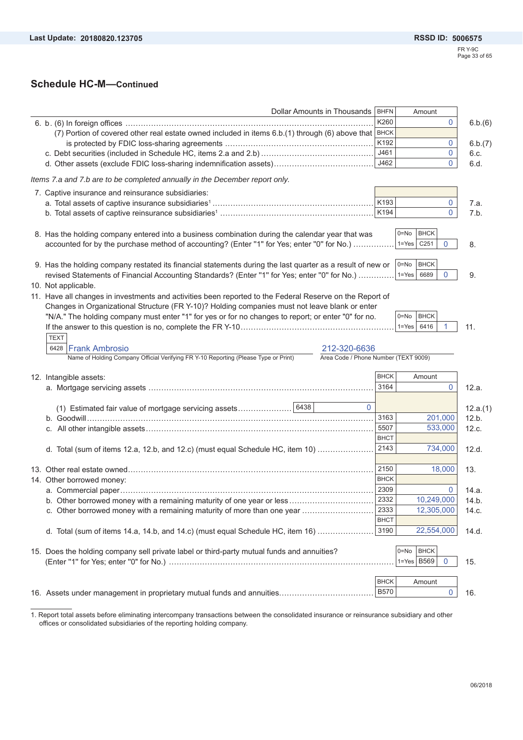## Schedule HC-M—Continued

| Dollar Amounts in Thousands | BHFN | Amount | |
|---|---|---|---|
| 6. b. (6) In foreign offices | K260 | 0 | 6.b.(6) |
| (7) Portion of covered other real estate owned included in items 6.b.(1) through (6) above that is protected by FDIC loss-sharing agreements | BHCK K192 | 0 | 6.b.(7) |
| c. Debt securities (included in Schedule HC, items 2.a and 2.b) | J461 | 0 | 6.c. |
| d. Other assets (exclude FDIC loss-sharing indemnification assets) | J462 | 0 | 6.d. |

*Items 7.a and 7.b are to be completed annually in the December report only.*

| | Code | Amount | |
|---|---|---|---|
| 7. Captive insurance and reinsurance subsidiaries: | | | |
| a. Total assets of captive insurance subsidiaries[1] | K193 | 0 | 7.a. |
| b. Total assets of captive reinsurance subsidiaries[1] | K194 | 0 | 7.b. |

| | 0=No / 1=Yes | BHCK | | |
|---|---|---|---|---|
| 8. Has the holding company entered into a business combination during the calendar year that was accounted for by the purchase method of accounting? (Enter "1" for Yes; enter "0" for No.) | 0=No / 1=Yes | C251 | 0 | 8. |
| 9. Has the holding company restated its financial statements during the last quarter as a result of new or revised Statements of Financial Accounting Standards? (Enter "1" for Yes; enter "0" for No.) | 0=No / 1=Yes | 6689 | 0 | 9. |
| 10. Not applicable. | | | | |
| 11. Have all changes in investments and activities been reported to the Federal Reserve on the Report of Changes in Organizational Structure (FR Y-10)? Holding companies must not leave blank or enter "N/A." The holding company must enter "1" for yes or for no changes to report; or enter "0" for no. If the answer to this question is no, complete the FR Y-10 | 0=No / 1=Yes | 6416 | 1 | 11. |

TEXT 6428 Frank Ambrosio — Name of Holding Company Official Verifying FR Y-10 Reporting (Please Type or Print)

212-320-6636 — Area Code / Phone Number (TEXT 9009)

| | BHCK | Amount | |
|---|---|---|---|
| 12. Intangible assets: | | | |
| a. Mortgage servicing assets | 3164 | 0 | 12.a. |
| (1) Estimated fair value of mortgage servicing assets — 6438: 0 | | | 12.a.(1) |
| b. Goodwill | 3163 | 201,000 | 12.b. |
| c. All other intangible assets | 5507 | 533,000 | 12.c. |
| d. Total (sum of items 12.a, 12.b, and 12.c) (must equal Schedule HC, item 10) | BHCT 2143 | 734,000 | 12.d. |
| 13. Other real estate owned | 2150 | 18,000 | 13. |
| 14. Other borrowed money: | BHCK | | |
| a. Commercial paper | 2309 | 0 | 14.a. |
| b. Other borrowed money with a remaining maturity of one year or less | 2332 | 10,249,000 | 14.b. |
| c. Other borrowed money with a remaining maturity of more than one year | 2333 | 12,305,000 | 14.c. |
| d. Total (sum of items 14.a, 14.b, and 14.c) (must equal Schedule HC, item 16) | BHCT 3190 | 22,554,000 | 14.d. |

| | 0=No / 1=Yes | BHCK | | |
|---|---|---|---|---|
| 15. Does the holding company sell private label or third-party mutual funds and annuities? (Enter "1" for Yes; enter "0" for No.) | 0=No / 1=Yes | B569 | 0 | 15. |

| | BHCK | Amount | |
|---|---|---|---|
| 16. Assets under management in proprietary mutual funds and annuities | B570 | 0 | 16. |

1. Report total assets before eliminating intercompany transactions between the consolidated insurance or reinsurance subsidiary and other offices or consolidated subsidiaries of the reporting holding company.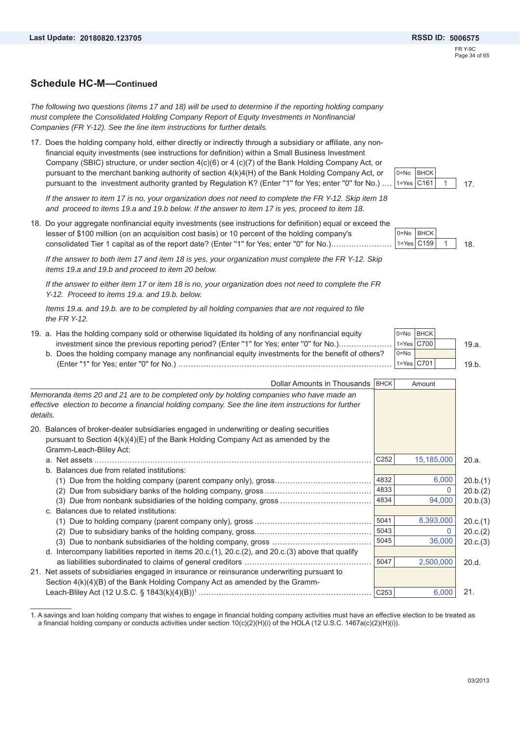## Schedule HC-M—Continued

*The following two questions (items 17 and 18) will be used to determine if the reporting holding company must complete the Consolidated Holding Company Report of Equity Investments in Nonfinancial Companies (FR Y-12). See the line item instructions for further details.*

17. Does the holding company hold, either directly or indirectly through a subsidiary or affiliate, any nonfinancial equity investments (see instructions for definition) within a Small Business Investment Company (SBIC) structure, or under section 4(c)(6) or 4 (c)(7) of the Bank Holding Company Act, or pursuant to the merchant banking authority of section 4(k)4(H) of the Bank Holding Company Act, or pursuant to the investment authority granted by Regulation K? (Enter "1" for Yes; enter "0" for No.) ....

| | BHCK | | |
|---|---|---|---|
| 0=No / 1=Yes | C161 | 1 | 17. |

*If the answer to item 17 is no, your organization does not need to complete the FR Y-12. Skip item 18 and proceed to items 19.a and 19.b below. If the answer to item 17 is yes, proceed to item 18.*

18. Do your aggregate nonfinancial equity investments (see instructions for definition) equal or exceed the lesser of $100 million (on an acquisition cost basis) or 10 percent of the holding company's consolidated Tier 1 capital as of the report date? (Enter "1" for Yes; enter "0" for No.)........................

| | BHCK | | |
|---|---|---|---|
| 0=No / 1=Yes | C159 | 1 | 18. |

*If the answer to both item 17 and item 18 is yes, your organization must complete the FR Y-12. Skip items 19.a and 19.b and proceed to item 20 below.*

*If the answer to either item 17 or item 18 is no, your organization does not need to complete the FR Y-12. Proceed to items 19.a. and 19.b. below.*

*Items 19.a. and 19.b. are to be completed by all holding companies that are not required to file the FR Y-12.*

19. a. Has the holding company sold or otherwise liquidated its holding of any nonfinancial equity investment since the previous reporting period? (Enter "1" for Yes; enter "0" for No.)....................
    b. Does the holding company manage any nonfinancial equity investments for the benefit of others? (Enter "1" for Yes; enter "0" for No.) ..................................................................................

| | BHCK | | |
|---|---|---|---|
| 0=No / 1=Yes | C700 | | 19.a. |
| 0=No / 1=Yes | C701 | | 19.b. |

| Dollar Amounts in Thousands | BHCK | Amount | |
|---|---|---|---|
| *Memoranda items 20 and 21 are to be completed only by holding companies who have made an effective election to become a financial holding company. See the line item instructions for further details.* | | | |
| 20. Balances of broker-dealer subsidiaries engaged in underwriting or dealing securities pursuant to Section 4(k)(4)(E) of the Bank Holding Company Act as amended by the Gramm-Leach-Bliley Act: | | | |
| a. Net assets ..................................................................................................... | C252 | 15,185,000 | 20.a. |
| b. Balances due from related institutions: | | | |
| (1) Due from the holding company (parent company only), gross..................................... | 4832 | 6,000 | 20.b.(1) |
| (2) Due from subsidiary banks of the holding company, gross .......................................... | 4833 | 0 | 20.b.(2) |
| (3) Due from nonbank subsidiaries of the holding company, gross ................................... | 4834 | 94,000 | 20.b.(3) |
| c. Balances due to related institutions: | | | |
| (1) Due to holding company (parent company only), gross ............................................. | 5041 | 8,393,000 | 20.c.(1) |
| (2) Due to subsidiary banks of the holding company, gross............................................. | 5043 | 0 | 20.c.(2) |
| (3) Due to nonbank subsidiaries of the holding company, gross ...................................... | 5045 | 36,000 | 20.c.(3) |
| d. Intercompany liabilities reported in items 20.c.(1), 20.c.(2), and 20.c.(3) above that qualify as liabilities subordinated to claims of general creditors ................................................ | 5047 | 2,500,000 | 20.d. |
| 21. Net assets of subsidiaries engaged in insurance or reinsurance underwriting pursuant to Section 4(k)(4)(B) of the Bank Holding Company Act as amended by the Gramm-Leach-Bliley Act (12 U.S.C. § 1843(k)(4)(B))[1] ................................................................... | C253 | 6,000 | 21. |

1. A savings and loan holding company that wishes to engage in financial holding company activities must have an effective election to be treated as a financial holding company or conducts activities under section 10(c)(2)(H)(i) of the HOLA (12 U.S.C. 1467a(c)(2)(H)(i)).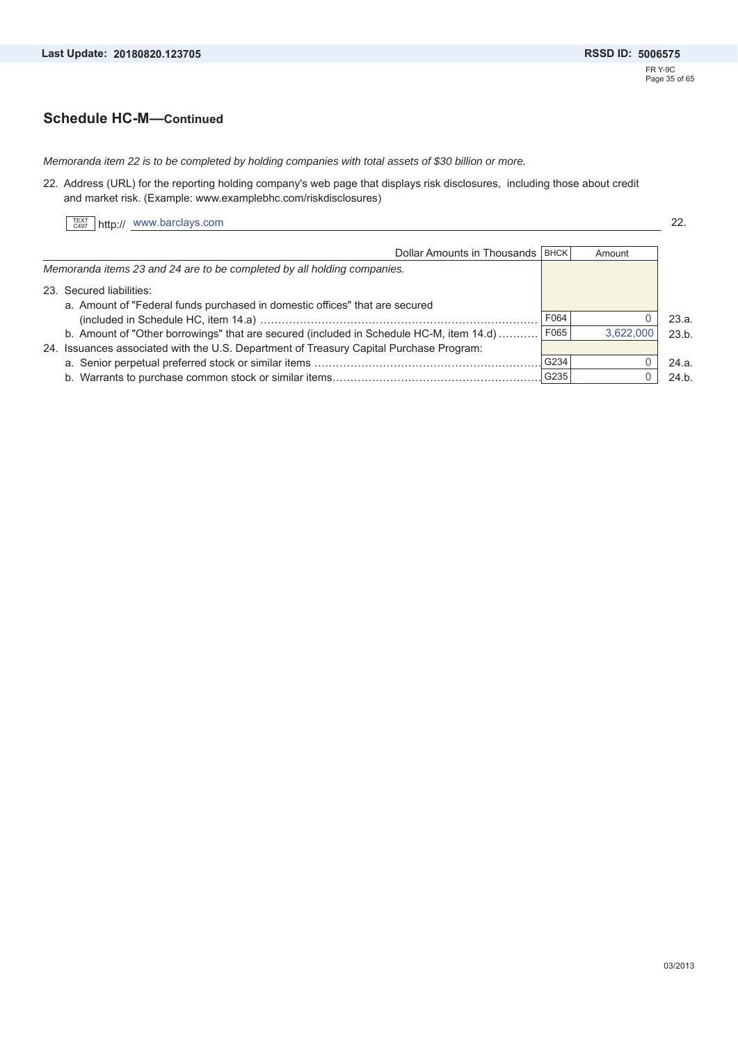## Schedule HC-M—Continued

*Memoranda item 22 is to be completed by holding companies with total assets of $30 billion or more.*

22. Address (URL) for the reporting holding company's web page that displays risk disclosures, including those about credit and market risk. (Example: www.examplebhc.com/riskdisclosures)

TEXT C497 http:// www.barclays.com — 22.

| Dollar Amounts in Thousands | BHCK | Amount | |
|---|---|---|---|
| *Memoranda items 23 and 24 are to be completed by all holding companies.* | | | |
| 23. Secured liabilities: | | | |
| a. Amount of "Federal funds purchased in domestic offices" that are secured (included in Schedule HC, item 14.a) | F064 | 0 | 23.a. |
| b. Amount of "Other borrowings" that are secured (included in Schedule HC-M, item 14.d) | F065 | 3,622,000 | 23.b. |
| 24. Issuances associated with the U.S. Department of Treasury Capital Purchase Program: | | | |
| a. Senior perpetual preferred stock or similar items | G234 | 0 | 24.a. |
| b. Warrants to purchase common stock or similar items | G235 | 0 | 24.b. |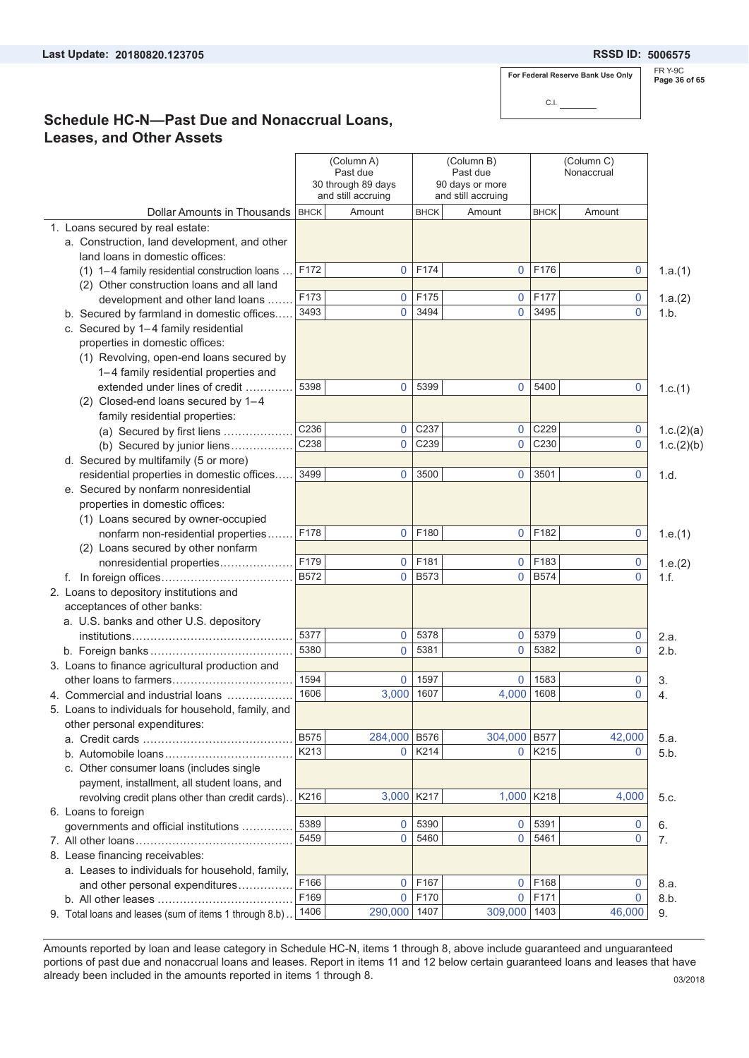Last Update: 20180820.123705

RSSD ID: 5006575

For Federal Reserve Bank Use Only

C.I. ________

FR Y-9C

## Schedule HC-N—Past Due and Nonaccrual Loans, Leases, and Other Assets

| Dollar Amounts in Thousands | (Column A) Past due 30 through 89 days and still accruing | | (Column B) Past due 90 days or more and still accruing | | (Column C) Nonaccrual | | |
|---|---|---|---|---|---|---|---|
| | BHCK | Amount | BHCK | Amount | BHCK | Amount | |
| 1. Loans secured by real estate: | | | | | | | |
| a. Construction, land development, and other land loans in domestic offices: | | | | | | | |
| (1) 1–4 family residential construction loans | F172 | 0 | F174 | 0 | F176 | 0 | 1.a.(1) |
| (2) Other construction loans and all land development and other land loans | F173 | 0 | F175 | 0 | F177 | 0 | 1.a.(2) |
| b. Secured by farmland in domestic offices | 3493 | 0 | 3494 | 0 | 3495 | 0 | 1.b. |
| c. Secured by 1–4 family residential properties in domestic offices: | | | | | | | |
| (1) Revolving, open-end loans secured by 1–4 family residential properties and extended under lines of credit | 5398 | 0 | 5399 | 0 | 5400 | 0 | 1.c.(1) |
| (2) Closed-end loans secured by 1–4 family residential properties: | | | | | | | |
| (a) Secured by first liens | C236 | 0 | C237 | 0 | C229 | 0 | 1.c.(2)(a) |
| (b) Secured by junior liens | C238 | 0 | C239 | 0 | C230 | 0 | 1.c.(2)(b) |
| d. Secured by multifamily (5 or more) residential properties in domestic offices | 3499 | 0 | 3500 | 0 | 3501 | 0 | 1.d. |
| e. Secured by nonfarm nonresidential properties in domestic offices: | | | | | | | |
| (1) Loans secured by owner-occupied nonfarm non-residential properties | F178 | 0 | F180 | 0 | F182 | 0 | 1.e.(1) |
| (2) Loans secured by other nonfarm nonresidential properties | F179 | 0 | F181 | 0 | F183 | 0 | 1.e.(2) |
| f. In foreign offices | B572 | 0 | B573 | 0 | B574 | 0 | 1.f. |
| 2. Loans to depository institutions and acceptances of other banks: | | | | | | | |
| a. U.S. banks and other U.S. depository institutions | 5377 | 0 | 5378 | 0 | 5379 | 0 | 2.a. |
| b. Foreign banks | 5380 | 0 | 5381 | 0 | 5382 | 0 | 2.b. |
| 3. Loans to finance agricultural production and other loans to farmers | 1594 | 0 | 1597 | 0 | 1583 | 0 | 3. |
| 4. Commercial and industrial loans | 1606 | 3,000 | 1607 | 4,000 | 1608 | 0 | 4. |
| 5. Loans to individuals for household, family, and other personal expenditures: | | | | | | | |
| a. Credit cards | B575 | 284,000 | B576 | 304,000 | B577 | 42,000 | 5.a. |
| b. Automobile loans | K213 | 0 | K214 | 0 | K215 | 0 | 5.b. |
| c. Other consumer loans (includes single payment, installment, all student loans, and revolving credit plans other than credit cards) | K216 | 3,000 | K217 | 1,000 | K218 | 4,000 | 5.c. |
| 6. Loans to foreign governments and official institutions | 5389 | 0 | 5390 | 0 | 5391 | 0 | 6. |
| 7. All other loans | 5459 | 0 | 5460 | 0 | 5461 | 0 | 7. |
| 8. Lease financing receivables: | | | | | | | |
| a. Leases to individuals for household, family, and other personal expenditures | F166 | 0 | F167 | 0 | F168 | 0 | 8.a. |
| b. All other leases | F169 | 0 | F170 | 0 | F171 | 0 | 8.b. |
| 9. Total loans and leases (sum of items 1 through 8.b) | 1406 | 290,000 | 1407 | 309,000 | 1403 | 46,000 | 9. |

Amounts reported by loan and lease category in Schedule HC-N, items 1 through 8, above include guaranteed and unguaranteed portions of past due and nonaccrual loans and leases. Report in items 11 and 12 below certain guaranteed loans and leases that have already been included in the amounts reported in items 1 through 8.

03/2018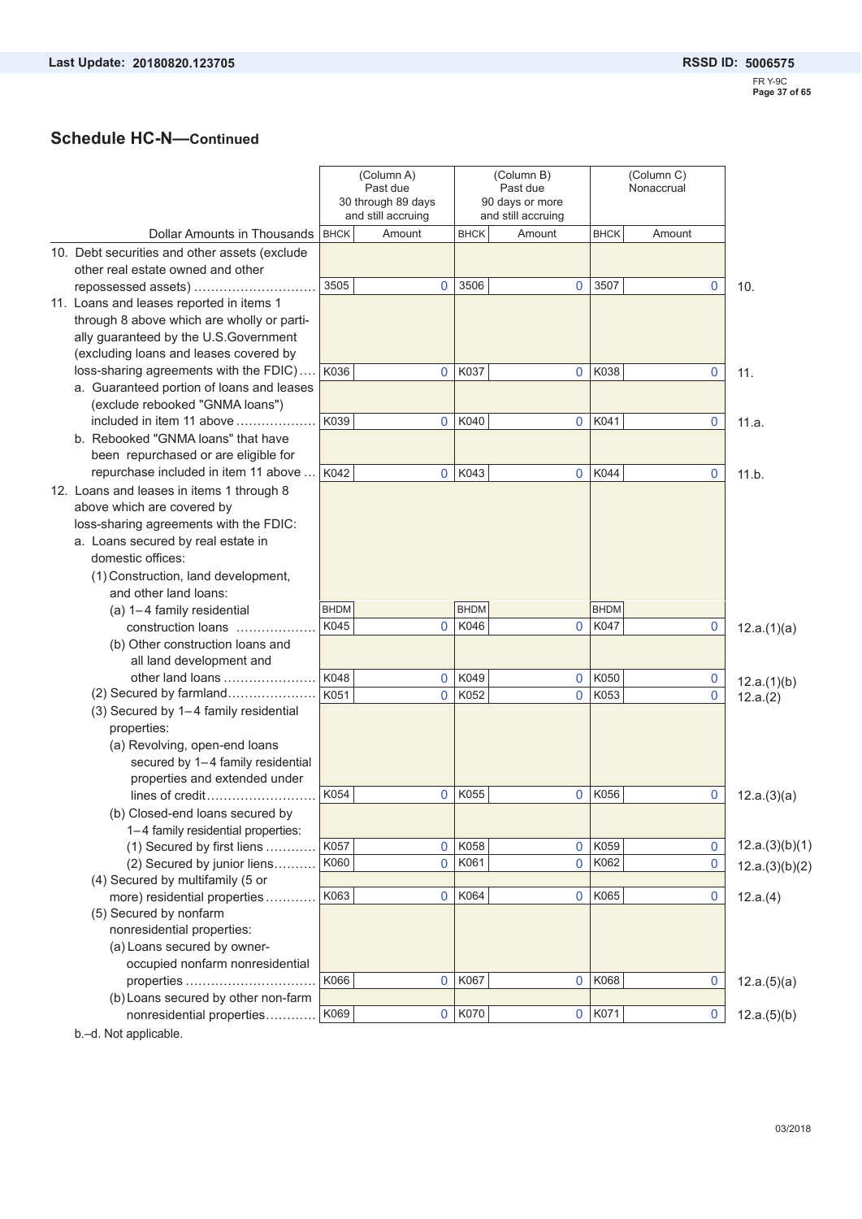Last Update: 20180820.123705 RSSD ID: 5006575

## Schedule HC-N—Continued

| Dollar Amounts in Thousands | BHCK | (Column A) Past due 30 through 89 days and still accruing Amount | BHCK | (Column B) Past due 90 days or more and still accruing Amount | BHCK | (Column C) Nonaccrual Amount | |
|---|---|---|---|---|---|---|---|
| 10. Debt securities and other assets (exclude other real estate owned and other repossessed assets) | 3505 | 0 | 3506 | 0 | 3507 | 0 | 10. |
| 11. Loans and leases reported in items 1 through 8 above which are wholly or partially guaranteed by the U.S.Government (excluding loans and leases covered by loss-sharing agreements with the FDIC) | K036 | 0 | K037 | 0 | K038 | 0 | 11. |
| a. Guaranteed portion of loans and leases (exclude rebooked "GNMA loans") included in item 11 above | K039 | 0 | K040 | 0 | K041 | 0 | 11.a. |
| b. Rebooked "GNMA loans" that have been repurchased or are eligible for repurchase included in item 11 above | K042 | 0 | K043 | 0 | K044 | 0 | 11.b. |
| 12. Loans and leases in items 1 through 8 above which are covered by loss-sharing agreements with the FDIC: | | | | | | | |
| a. Loans secured by real estate in domestic offices: | | | | | | | |
| (1) Construction, land development, and other land loans: | BHDM | | BHDM | | BHDM | | |
| (a) 1–4 family residential construction loans | K045 | 0 | K046 | 0 | K047 | 0 | 12.a.(1)(a) |
| (b) Other construction loans and all land development and other land loans | K048 | 0 | K049 | 0 | K050 | 0 | 12.a.(1)(b) |
| (2) Secured by farmland | K051 | 0 | K052 | 0 | K053 | 0 | 12.a.(2) |
| (3) Secured by 1–4 family residential properties: | | | | | | | |
| (a) Revolving, open-end loans secured by 1–4 family residential properties and extended under lines of credit | K054 | 0 | K055 | 0 | K056 | 0 | 12.a.(3)(a) |
| (b) Closed-end loans secured by 1–4 family residential properties: | | | | | | | |
| (1) Secured by first liens | K057 | 0 | K058 | 0 | K059 | 0 | 12.a.(3)(b)(1) |
| (2) Secured by junior liens | K060 | 0 | K061 | 0 | K062 | 0 | 12.a.(3)(b)(2) |
| (4) Secured by multifamily (5 or more) residential properties | K063 | 0 | K064 | 0 | K065 | 0 | 12.a.(4) |
| (5) Secured by nonfarm nonresidential properties: | | | | | | | |
| (a) Loans secured by owner-occupied nonfarm nonresidential properties | K066 | 0 | K067 | 0 | K068 | 0 | 12.a.(5)(a) |
| (b) Loans secured by other non-farm nonresidential properties | K069 | 0 | K070 | 0 | K071 | 0 | 12.a.(5)(b) |

b.–d. Not applicable.

03/2018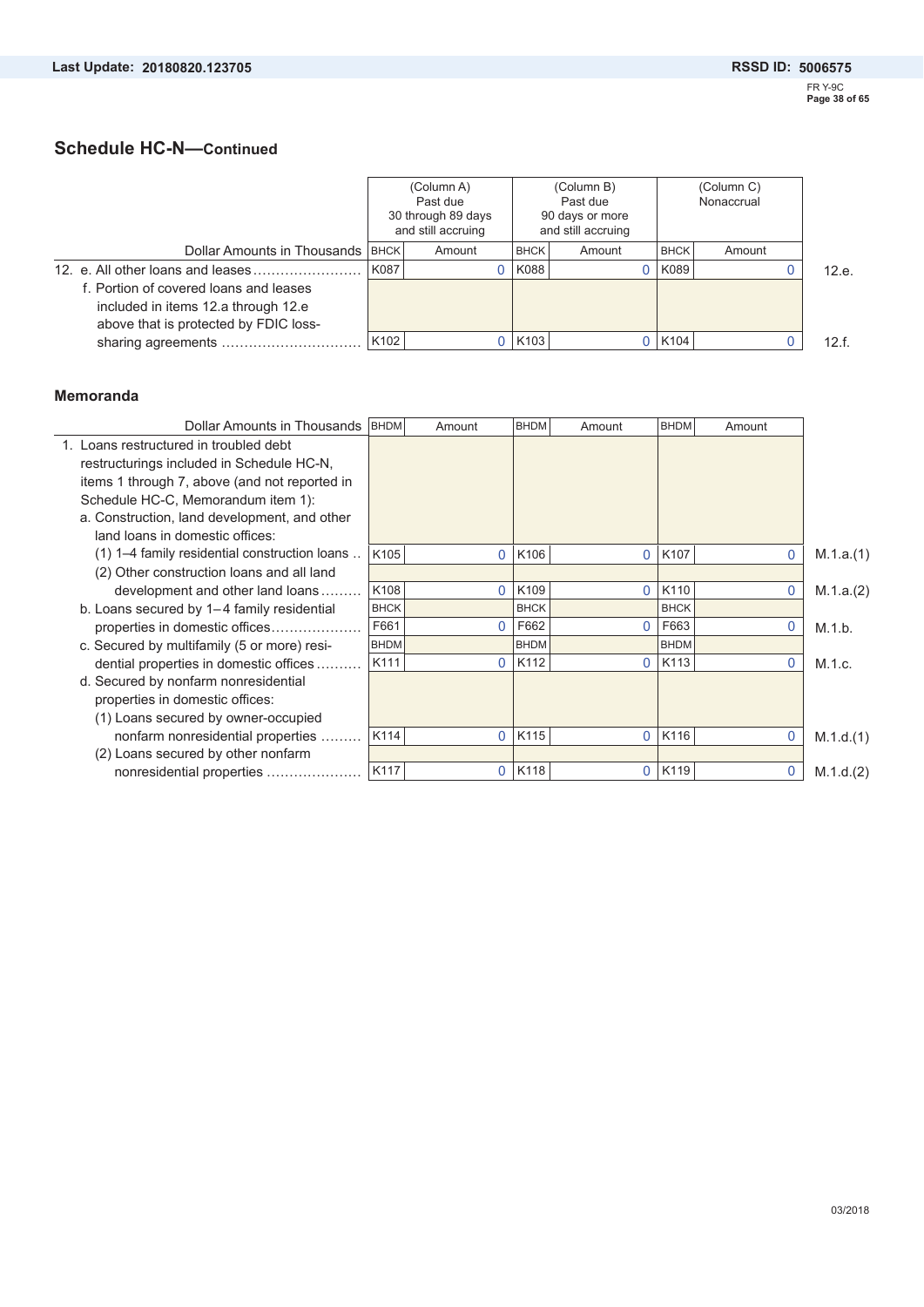## Schedule HC-N—Continued

| Dollar Amounts in Thousands | (Column A) Past due 30 through 89 days and still accruing | | (Column B) Past due 90 days or more and still accruing | | (Column C) Nonaccrual | | |
|---|---|---|---|---|---|---|---|
| | BHCK | Amount | BHCK | Amount | BHCK | Amount | |
| 12. e. All other loans and leases | K087 | 0 | K088 | 0 | K089 | 0 | 12.e. |
| f. Portion of covered loans and leases included in items 12.a through 12.e above that is protected by FDIC loss-sharing agreements | K102 | 0 | K103 | 0 | K104 | 0 | 12.f. |

### Memoranda

| Dollar Amounts in Thousands | BHDM | Amount | BHDM | Amount | BHDM | Amount | |
|---|---|---|---|---|---|---|---|
| 1. Loans restructured in troubled debt restructurings included in Schedule HC-N, items 1 through 7, above (and not reported in Schedule HC-C, Memorandum item 1): | | | | | | | |
| a. Construction, land development, and other land loans in domestic offices: | | | | | | | |
| (1) 1–4 family residential construction loans | K105 | 0 | K106 | 0 | K107 | 0 | M.1.a.(1) |
| (2) Other construction loans and all land development and other land loans | K108 | 0 | K109 | 0 | K110 | 0 | M.1.a.(2) |
| | BHCK | | BHCK | | BHCK | | |
| b. Loans secured by 1–4 family residential properties in domestic offices | F661 | 0 | F662 | 0 | F663 | 0 | M.1.b. |
| | BHDM | | BHDM | | BHDM | | |
| c. Secured by multifamily (5 or more) residential properties in domestic offices | K111 | 0 | K112 | 0 | K113 | 0 | M.1.c. |
| d. Secured by nonfarm nonresidential properties in domestic offices: | | | | | | | |
| (1) Loans secured by owner-occupied nonfarm nonresidential properties | K114 | 0 | K115 | 0 | K116 | 0 | M.1.d.(1) |
| (2) Loans secured by other nonfarm nonresidential properties | K117 | 0 | K118 | 0 | K119 | 0 | M.1.d.(2) |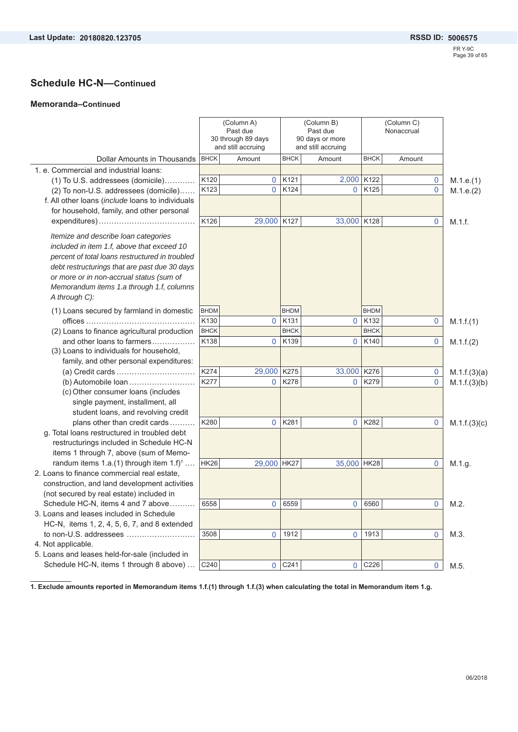## Schedule HC-N—Continued

### Memoranda–Continued

| Dollar Amounts in Thousands | (Column A) Past due 30 through 89 days and still accruing | | (Column B) Past due 90 days or more and still accruing | | (Column C) Nonaccrual | | |
|---|---|---|---|---|---|---|---|
| | BHCK | Amount | BHCK | Amount | BHCK | Amount | |
| 1. e. Commercial and industrial loans: | | | | | | | |
| (1) To U.S. addressees (domicile) | K120 | 0 | K121 | 2,000 | K122 | 0 | M.1.e.(1) |
| (2) To non-U.S. addressees (domicile) | K123 | 0 | K124 | 0 | K125 | 0 | M.1.e.(2) |
| f. All other loans (*include* loans to individuals for household, family, and other personal expenditures) | K126 | 29,000 | K127 | 33,000 | K128 | 0 | M.1.f. |
| *Itemize and describe loan categories included in item 1.f, above that exceed 10 percent of total loans restructured in troubled debt restructurings that are past due 30 days or more or in non-accrual status (sum of Memorandum items 1.a through 1.f, columns A through C):* | | | | | | | |
| (1) Loans secured by farmland in domestic offices | BHDM K130 | 0 | BHDM K131 | 0 | BHDM K132 | 0 | M.1.f.(1) |
| (2) Loans to finance agricultural production and other loans to farmers | BHCK K138 | 0 | BHCK K139 | 0 | BHCK K140 | 0 | M.1.f.(2) |
| (3) Loans to individuals for household, family, and other personal expenditures: | | | | | | | |
| (a) Credit cards | K274 | 29,000 | K275 | 33,000 | K276 | 0 | M.1.f.(3)(a) |
| (b) Automobile loan | K277 | 0 | K278 | 0 | K279 | 0 | M.1.f.(3)(b) |
| (c) Other consumer loans (includes single payment, installment, all student loans, and revolving credit plans other than credit cards | K280 | 0 | K281 | 0 | K282 | 0 | M.1.f.(3)(c) |
| g. Total loans restructured in troubled debt restructurings included in Schedule HC-N items 1 through 7, above (sum of Memorandum items 1.a.(1) through item 1.f)[1] | HK26 | 29,000 | HK27 | 35,000 | HK28 | 0 | M.1.g. |
| 2. Loans to finance commercial real estate, construction, and land development activities (not secured by real estate) included in Schedule HC-N, items 4 and 7 above | 6558 | 0 | 6559 | 0 | 6560 | 0 | M.2. |
| 3. Loans and leases included in Schedule HC-N, items 1, 2, 4, 5, 6, 7, and 8 extended to non-U.S. addressees | 3508 | 0 | 1912 | 0 | 1913 | 0 | M.3. |
| 4. Not applicable. | | | | | | | |
| 5. Loans and leases held-for-sale (included in Schedule HC-N, items 1 through 8 above) | C240 | 0 | C241 | 0 | C226 | 0 | M.5. |

**1. Exclude amounts reported in Memorandum items 1.f.(1) through 1.f.(3) when calculating the total in Memorandum item 1.g.**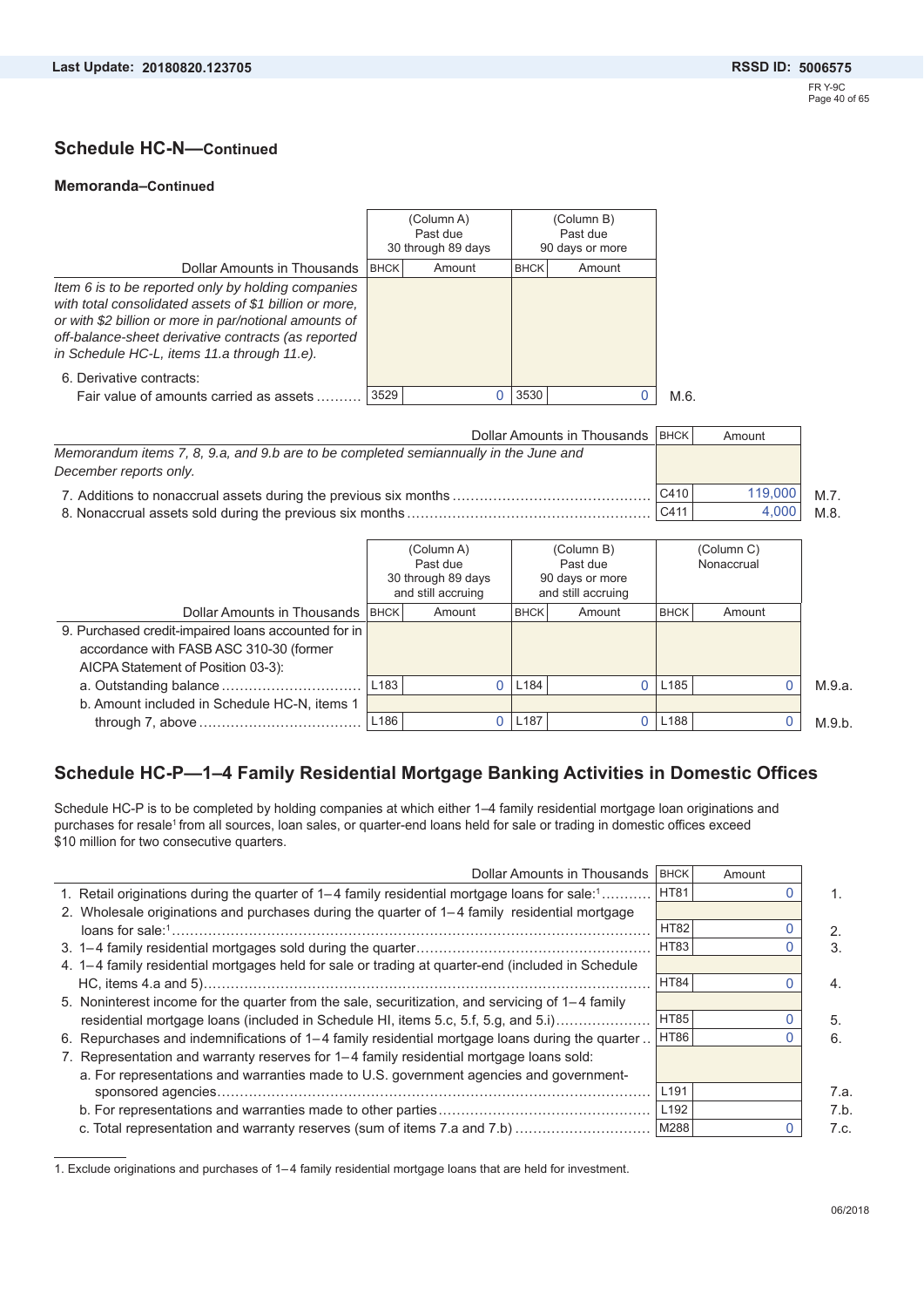## Schedule HC-N—Continued

### Memoranda–Continued

| Dollar Amounts in Thousands | (Column A) Past due 30 through 89 days | | (Column B) Past due 90 days or more | | |
|---|---|---|---|---|---|
| | BHCK | Amount | BHCK | Amount | |
| *Item 6 is to be reported only by holding companies with total consolidated assets of $1 billion or more, or with $2 billion or more in par/notional amounts of off-balance-sheet derivative contracts (as reported in Schedule HC-L, items 11.a through 11.e).* | | | | | |
| 6. Derivative contracts: | | | | | |
| Fair value of amounts carried as assets | 3529 | 0 | 3530 | 0 | M.6. |

| Dollar Amounts in Thousands | BHCK | Amount | |
|---|---|---|---|
| *Memorandum items 7, 8, 9.a, and 9.b are to be completed semiannually in the June and December reports only.* | | | |
| 7. Additions to nonaccrual assets during the previous six months | C410 | 119,000 | M.7. |
| 8. Nonaccrual assets sold during the previous six months | C411 | 4,000 | M.8. |

| Dollar Amounts in Thousands | (Column A) Past due 30 through 89 days and still accruing | | (Column B) Past due 90 days or more and still accruing | | (Column C) Nonaccrual | | |
|---|---|---|---|---|---|---|---|
| | BHCK | Amount | BHCK | Amount | BHCK | Amount | |
| 9. Purchased credit-impaired loans accounted for in accordance with FASB ASC 310-30 (former AICPA Statement of Position 03-3): | | | | | | | |
| a. Outstanding balance | L183 | 0 | L184 | 0 | L185 | 0 | M.9.a. |
| b. Amount included in Schedule HC-N, items 1 through 7, above | L186 | 0 | L187 | 0 | L188 | 0 | M.9.b. |

## Schedule HC-P—1–4 Family Residential Mortgage Banking Activities in Domestic Offices

Schedule HC-P is to be completed by holding companies at which either 1–4 family residential mortgage loan originations and purchases for resale[1] from all sources, loan sales, or quarter-end loans held for sale or trading in domestic offices exceed $10 million for two consecutive quarters.

| Dollar Amounts in Thousands | BHCK | Amount | |
|---|---|---|---|
| 1. Retail originations during the quarter of 1–4 family residential mortgage loans for sale:[1] | HT81 | 0 | 1. |
| 2. Wholesale originations and purchases during the quarter of 1–4 family residential mortgage loans for sale:[1] | HT82 | 0 | 2. |
| 3. 1–4 family residential mortgages sold during the quarter | HT83 | 0 | 3. |
| 4. 1–4 family residential mortgages held for sale or trading at quarter-end (included in Schedule HC, items 4.a and 5) | HT84 | 0 | 4. |
| 5. Noninterest income for the quarter from the sale, securitization, and servicing of 1–4 family residential mortgage loans (included in Schedule HI, items 5.c, 5.f, 5.g, and 5.i) | HT85 | 0 | 5. |
| 6. Repurchases and indemnifications of 1–4 family residential mortgage loans during the quarter | HT86 | 0 | 6. |
| 7. Representation and warranty reserves for 1–4 family residential mortgage loans sold: | | | |
| a. For representations and warranties made to U.S. government agencies and government-sponsored agencies | L191 | | 7.a. |
| b. For representations and warranties made to other parties | L192 | | 7.b. |
| c. Total representation and warranty reserves (sum of items 7.a and 7.b) | M288 | 0 | 7.c. |

1. Exclude originations and purchases of 1–4 family residential mortgage loans that are held for investment.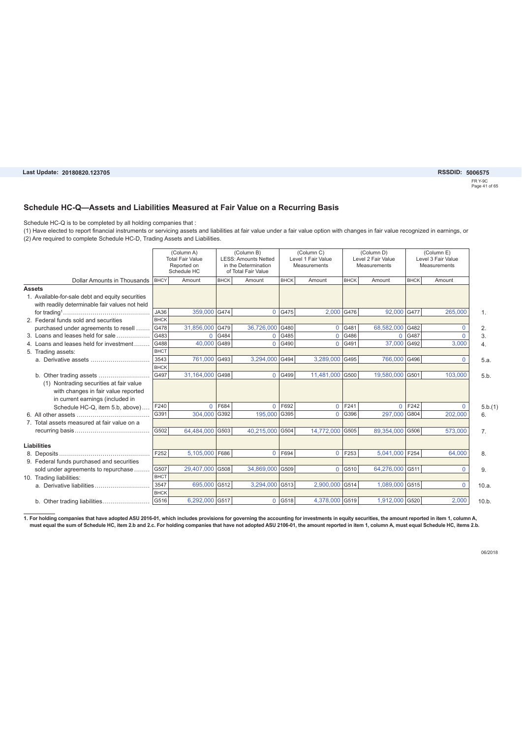Last Update: 20180820.123705

RSSDID: 5006575

## Schedule HC-Q—Assets and Liabilities Measured at Fair Value on a Recurring Basis

Schedule HC-Q is to be completed by all holding companies that :

(1) Have elected to report financial instruments or servicing assets and liabilities at fair value under a fair value option with changes in fair value recognized in earnings, or
(2) Are required to complete Schedule HC-D, Trading Assets and Liabilities.

| Dollar Amounts in Thousands | (Column A) Total Fair Value Reported on Schedule HC | | (Column B) LESS: Amounts Netted in the Determination of Total Fair Value | | (Column C) Level 1 Fair Value Measurements | | (Column D) Level 2 Fair Value Measurements | | (Column E) Level 3 Fair Value Measurements | | |
|---|---|---|---|---|---|---|---|---|---|---|---|
| | BHCY | Amount | BHCK | Amount | BHCK | Amount | BHCK | Amount | BHCK | Amount | |
| **Assets** | | | | | | | | | | | |
| 1. Available-for-sale debt and equity securities with readily determinable fair values not held for trading[1] | JA36 | 359,000 | G474 | 0 | G475 | 2,000 | G476 | 92,000 | G477 | 265,000 | 1. |
| 2. Federal funds sold and securities purchased under agreements to resell | BHCK G478 | 31,856,000 | G479 | 36,726,000 | G480 | 0 | G481 | 68,582,000 | G482 | 0 | 2. |
| 3. Loans and leases held for sale | G483 | 0 | G484 | 0 | G485 | 0 | G486 | 0 | G487 | 0 | 3. |
| 4. Loans and leases held for investment | G488 | 40,000 | G489 | 0 | G490 | 0 | G491 | 37,000 | G492 | 3,000 | 4. |
| 5. Trading assets: | | | | | | | | | | | |
| a. Derivative assets | BHCT 3543 | 761,000 | G493 | 3,294,000 | G494 | 3,289,000 | G495 | 766,000 | G496 | 0 | 5.a. |
| b. Other trading assets | BHCK G497 | 31,164,000 | G498 | 0 | G499 | 11,481,000 | G500 | 19,580,000 | G501 | 103,000 | 5.b. |
| (1) Nontrading securities at fair value with changes in fair value reported in current earnings (included in Schedule HC-Q, item 5.b, above) | F240 | 0 | F684 | 0 | F692 | 0 | F241 | 0 | F242 | 0 | 5.b.(1) |
| 6. All other assets | G391 | 304,000 | G392 | 195,000 | G395 | 0 | G396 | 297,000 | G804 | 202,000 | 6. |
| 7. Total assets measured at fair value on a recurring basis | G502 | 64,484,000 | G503 | 40,215,000 | G504 | 14,772,000 | G505 | 89,354,000 | G506 | 573,000 | 7. |
| **Liabilities** | | | | | | | | | | | |
| 8. Deposits | F252 | 5,105,000 | F686 | 0 | F694 | 0 | F253 | 5,041,000 | F254 | 64,000 | 8. |
| 9. Federal funds purchased and securities sold under agreements to repurchase | G507 | 29,407,000 | G508 | 34,869,000 | G509 | 0 | G510 | 64,276,000 | G511 | 0 | 9. |
| 10. Trading liabilities: | | | | | | | | | | | |
| a. Derivative liabilities | BHCT 3547 | 695,000 | G512 | 3,294,000 | G513 | 2,900,000 | G514 | 1,089,000 | G515 | 0 | 10.a. |
| b. Other trading liabilities | BHCK G516 | 6,292,000 | G517 | 0 | G518 | 4,378,000 | G519 | 1,912,000 | G520 | 2,000 | 10.b. |

**1. For holding companies that have adopted ASU 2016-01, which includes provisions for governing the accounting for investments in equity securities, the amount reported in item 1, column A, must equal the sum of Schedule HC, item 2.b and 2.c. For holding companies that have not adopted ASU 2106-01, the amount reported in item 1, column A, must equal Schedule HC, items 2.b.**

06/2018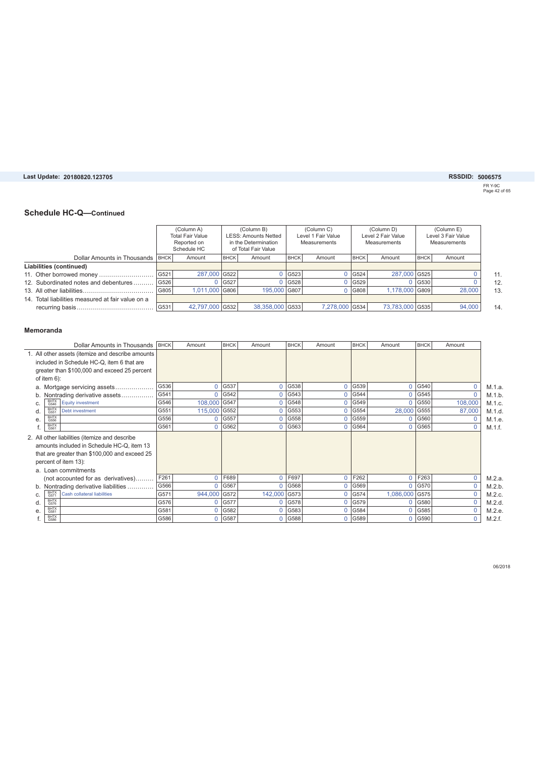## Schedule HC-Q—Continued

| Dollar Amounts in Thousands | BHCK | (Column A) Total Fair Value Reported on Schedule HC Amount | BHCK | (Column B) LESS: Amounts Netted in the Determination of Total Fair Value Amount | BHCK | (Column C) Level 1 Fair Value Measurements Amount | BHCK | (Column D) Level 2 Fair Value Measurements Amount | BHCK | (Column E) Level 3 Fair Value Measurements Amount | |
|---|---|---|---|---|---|---|---|---|---|---|---|
| **Liabilities (continued)** | | | | | | | | | | | |
| 11. Other borrowed money | G521 | 287,000 | G522 | 0 | G523 | 0 | G524 | 287,000 | G525 | 0 | 11. |
| 12. Subordinated notes and debentures | G526 | 0 | G527 | 0 | G528 | 0 | G529 | 0 | G530 | 0 | 12. |
| 13. All other liabilities | G805 | 1,011,000 | G806 | 195,000 | G807 | 0 | G808 | 1,178,000 | G809 | 28,000 | 13. |
| 14. Total liabilities measured at fair value on a recurring basis | G531 | 42,797,000 | G532 | 38,358,000 | G533 | 7,278,000 | G534 | 73,783,000 | G535 | 94,000 | 14. |

### Memoranda

| Dollar Amounts in Thousands | BHCK | Amount | BHCK | Amount | BHCK | Amount | BHCK | Amount | BHCK | Amount | |
|---|---|---|---|---|---|---|---|---|---|---|---|
| 1. All other assets (itemize and describe amounts included in Schedule HC-Q, item 6 that are greater than $100,000 and exceed 25 percent of item 6): | | | | | | | | | | | |
| a. Mortgage servicing assets | G536 | 0 | G537 | 0 | G538 | 0 | G539 | 0 | G540 | 0 | M.1.a. |
| b. Nontrading derivative assets | G541 | 0 | G542 | 0 | G543 | 0 | G544 | 0 | G545 | 0 | M.1.b. |
| c. BHTX G546 Equity investment | G546 | 108,000 | G547 | 0 | G548 | 0 | G549 | 0 | G550 | 108,000 | M.1.c. |
| d. BHTX G551 Debt investment | G551 | 115,000 | G552 | 0 | G553 | 0 | G554 | 28,000 | G555 | 87,000 | M.1.d. |
| e. BHTX G556 | G556 | 0 | G557 | 0 | G558 | 0 | G559 | 0 | G560 | 0 | M.1.e. |
| f. BHTX G561 | G561 | 0 | G562 | 0 | G563 | 0 | G564 | 0 | G565 | 0 | M.1.f. |
| 2. All other liabilities (itemize and describe amounts included in Schedule HC-Q, item 13 that are greater than $100,000 and exceed 25 percent of item 13): | | | | | | | | | | | |
| a. Loan commitments (not accounted for as derivatives) | F261 | 0 | F689 | 0 | F697 | 0 | F262 | 0 | F263 | 0 | M.2.a. |
| b. Nontrading derivative liabilities | G566 | 0 | G567 | 0 | G568 | 0 | G569 | 0 | G570 | 0 | M.2.b. |
| c. BHTX G571 Cash collateral liabilities | G571 | 944,000 | G572 | 142,000 | G573 | 0 | G574 | 1,086,000 | G575 | 0 | M.2.c. |
| d. BHTX G576 | G576 | 0 | G577 | 0 | G578 | 0 | G579 | 0 | G580 | 0 | M.2.d. |
| e. BHTX G581 | G581 | 0 | G582 | 0 | G583 | 0 | G584 | 0 | G585 | 0 | M.2.e. |
| f. BHTX G586 | G586 | 0 | G587 | 0 | G588 | 0 | G589 | 0 | G590 | 0 | M.2.f. |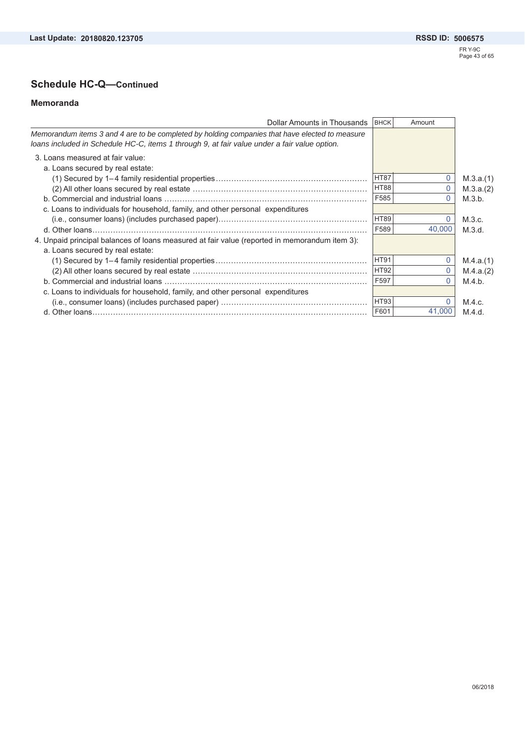## Schedule HC-Q—Continued

### Memoranda

| Dollar Amounts in Thousands | BHCK | Amount | |
|---|---|---|---|
| *Memorandum items 3 and 4 are to be completed by holding companies that have elected to measure loans included in Schedule HC-C, items 1 through 9, at fair value under a fair value option.* | | | |
| 3. Loans measured at fair value: | | | |
| a. Loans secured by real estate: | | | |
| (1) Secured by 1–4 family residential properties | HT87 | 0 | M.3.a.(1) |
| (2) All other loans secured by real estate | HT88 | 0 | M.3.a.(2) |
| b. Commercial and industrial loans | F585 | 0 | M.3.b. |
| c. Loans to individuals for household, family, and other personal expenditures (i.e., consumer loans) (includes purchased paper) | HT89 | 0 | M.3.c. |
| d. Other loans | F589 | 40,000 | M.3.d. |
| 4. Unpaid principal balances of loans measured at fair value (reported in memorandum item 3): | | | |
| a. Loans secured by real estate: | | | |
| (1) Secured by 1–4 family residential properties | HT91 | 0 | M.4.a.(1) |
| (2) All other loans secured by real estate | HT92 | 0 | M.4.a.(2) |
| b. Commercial and industrial loans | F597 | 0 | M.4.b. |
| c. Loans to individuals for household, family, and other personal expenditures (i.e., consumer loans) (includes purchased paper) | HT93 | 0 | M.4.c. |
| d. Other loans | F601 | 41,000 | M.4.d. |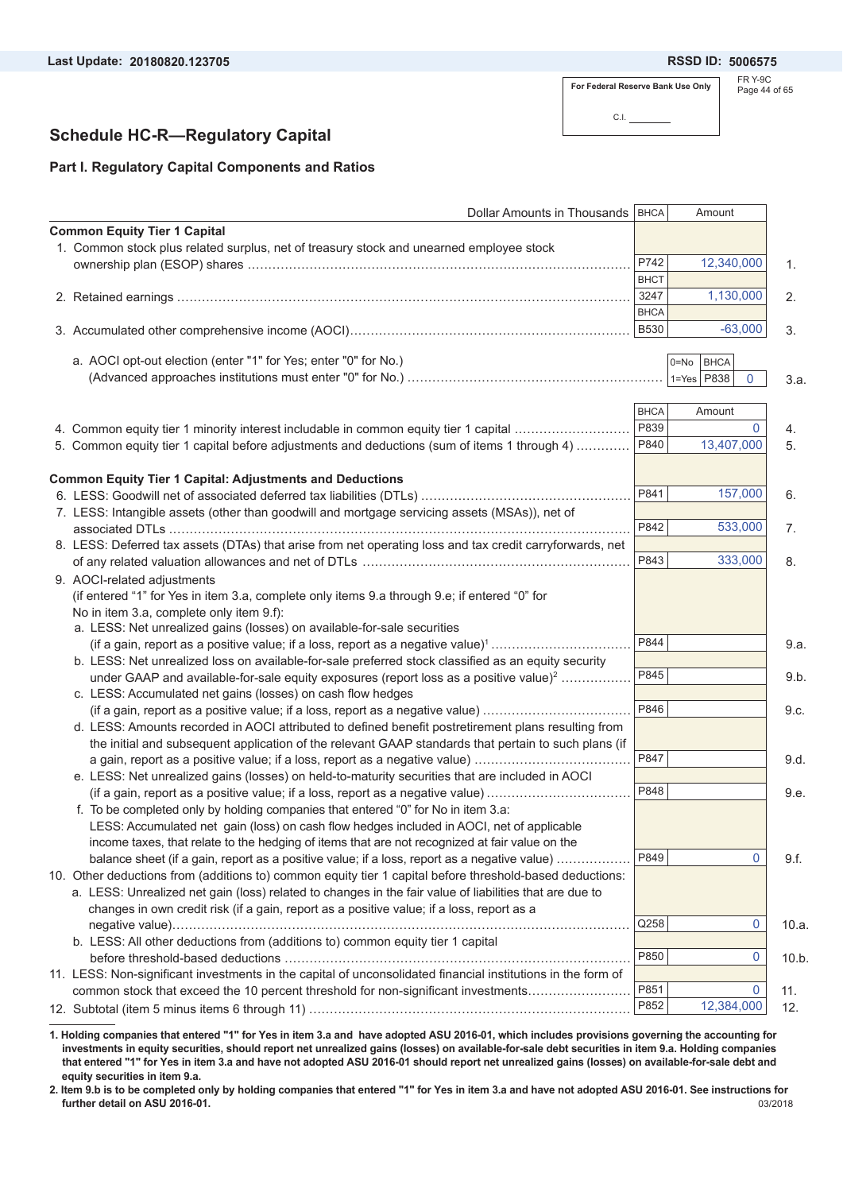Last Update: 20180820.123705

RSSD ID: 5006575

FR Y-9C

For Federal Reserve Bank Use Only

C.I. ________

# Schedule HC-R—Regulatory Capital

## Part I. Regulatory Capital Components and Ratios

| Dollar Amounts in Thousands | BHCA | Amount | |
|---|---|---|---|
| **Common Equity Tier 1 Capital** | | | |
| 1. Common stock plus related surplus, net of treasury stock and unearned employee stock ownership plan (ESOP) shares | P742 | 12,340,000 | 1. |
| 2. Retained earnings | BHCT 3247 | 1,130,000 | 2. |
| 3. Accumulated other comprehensive income (AOCI) | BHCA B530 | -63,000 | 3. |
| a. AOCI opt-out election (enter "1" for Yes; enter "0" for No.) (Advanced approaches institutions must enter "0" for No.) (0=No, 1=Yes) | BHCA P838 | 0 | 3.a. |
| | **BHCA** | **Amount** | |
| 4. Common equity tier 1 minority interest includable in common equity tier 1 capital | P839 | 0 | 4. |
| 5. Common equity tier 1 capital before adjustments and deductions (sum of items 1 through 4) | P840 | 13,407,000 | 5. |
| **Common Equity Tier 1 Capital: Adjustments and Deductions** | | | |
| 6. LESS: Goodwill net of associated deferred tax liabilities (DTLs) | P841 | 157,000 | 6. |
| 7. LESS: Intangible assets (other than goodwill and mortgage servicing assets (MSAs)), net of associated DTLs | P842 | 533,000 | 7. |
| 8. LESS: Deferred tax assets (DTAs) that arise from net operating loss and tax credit carryforwards, net of any related valuation allowances and net of DTLs | P843 | 333,000 | 8. |
| 9. AOCI-related adjustments (if entered "1" for Yes in item 3.a, complete only items 9.a through 9.e; if entered "0" for No in item 3.a, complete only item 9.f): | | | |
| a. LESS: Net unrealized gains (losses) on available-for-sale securities (if a gain, report as a positive value; if a loss, report as a negative value)[1] | P844 | | 9.a. |
| b. LESS: Net unrealized loss on available-for-sale preferred stock classified as an equity security under GAAP and available-for-sale equity exposures (report loss as a positive value)[2] | P845 | | 9.b. |
| c. LESS: Accumulated net gains (losses) on cash flow hedges (if a gain, report as a positive value; if a loss, report as a negative value) | P846 | | 9.c. |
| d. LESS: Amounts recorded in AOCI attributed to defined benefit postretirement plans resulting from the initial and subsequent application of the relevant GAAP standards that pertain to such plans (if a gain, report as a positive value; if a loss, report as a negative value) | P847 | | 9.d. |
| e. LESS: Net unrealized gains (losses) on held-to-maturity securities that are included in AOCI (if a gain, report as a positive value; if a loss, report as a negative value) | P848 | | 9.e. |
| f. To be completed only by holding companies that entered "0" for No in item 3.a: LESS: Accumulated net gain (loss) on cash flow hedges included in AOCI, net of applicable income taxes, that relate to the hedging of items that are not recognized at fair value on the balance sheet (if a gain, report as a positive value; if a loss, report as a negative value) | P849 | 0 | 9.f. |
| 10. Other deductions from (additions to) common equity tier 1 capital before threshold-based deductions: | | | |
| a. LESS: Unrealized net gain (loss) related to changes in the fair value of liabilities that are due to changes in own credit risk (if a gain, report as a positive value; if a loss, report as a negative value) | Q258 | 0 | 10.a. |
| b. LESS: All other deductions from (additions to) common equity tier 1 capital before threshold-based deductions | P850 | 0 | 10.b. |
| 11. LESS: Non-significant investments in the capital of unconsolidated financial institutions in the form of common stock that exceed the 10 percent threshold for non-significant investments | P851 | 0 | 11. |
| 12. Subtotal (item 5 minus items 6 through 11) | P852 | 12,384,000 | 12. |

---

**1. Holding companies that entered "1" for Yes in item 3.a and have adopted ASU 2016-01, which includes provisions governing the accounting for investments in equity securities, should report net unrealized gains (losses) on available-for-sale debt securities in item 9.a. Holding companies that entered "1" for Yes in item 3.a and have not adopted ASU 2016-01 should report net unrealized gains (losses) on available-for-sale debt and equity securities in item 9.a.**

**2. Item 9.b is to be completed only by holding companies that entered "1" for Yes in item 3.a and have not adopted ASU 2016-01. See instructions for further detail on ASU 2016-01.**

03/2018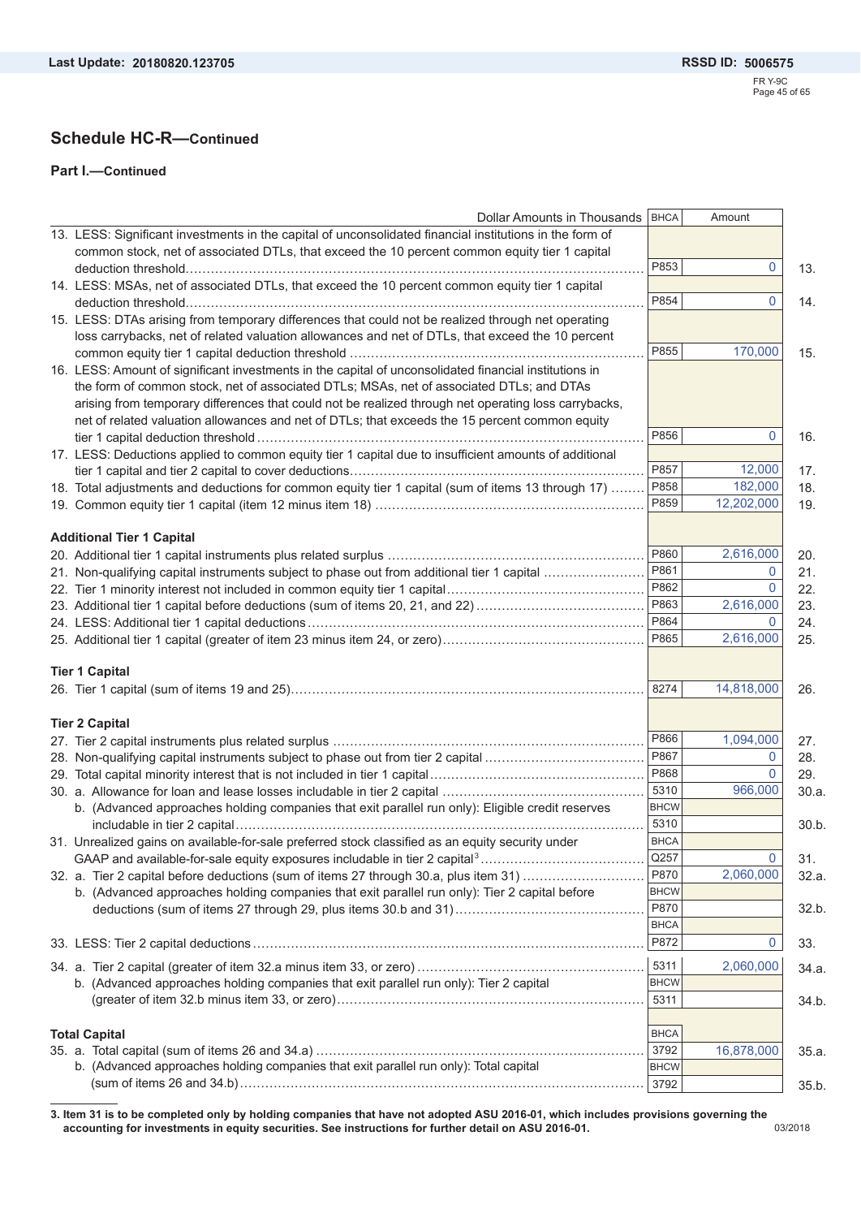Last Update: 20180820.123705

RSSD ID: 5006575

## Schedule HC-R—Continued

### Part I.—Continued

| Dollar Amounts in Thousands | BHCA | Amount | |
|---|---|---|---|
| 13. LESS: Significant investments in the capital of unconsolidated financial institutions in the form of common stock, net of associated DTLs, that exceed the 10 percent common equity tier 1 capital deduction threshold | P853 | 0 | 13. |
| 14. LESS: MSAs, net of associated DTLs, that exceed the 10 percent common equity tier 1 capital deduction threshold | P854 | 0 | 14. |
| 15. LESS: DTAs arising from temporary differences that could not be realized through net operating loss carrybacks, net of related valuation allowances and net of DTLs, that exceed the 10 percent common equity tier 1 capital deduction threshold | P855 | 170,000 | 15. |
| 16. LESS: Amount of significant investments in the capital of unconsolidated financial institutions in the form of common stock, net of associated DTLs; MSAs, net of associated DTLs; and DTAs arising from temporary differences that could not be realized through net operating loss carrybacks, net of related valuation allowances and net of DTLs; that exceeds the 15 percent common equity tier 1 capital deduction threshold | P856 | 0 | 16. |
| 17. LESS: Deductions applied to common equity tier 1 capital due to insufficient amounts of additional tier 1 capital and tier 2 capital to cover deductions | P857 | 12,000 | 17. |
| 18. Total adjustments and deductions for common equity tier 1 capital (sum of items 13 through 17) | P858 | 182,000 | 18. |
| 19. Common equity tier 1 capital (item 12 minus item 18) | P859 | 12,202,000 | 19. |
| **Additional Tier 1 Capital** | | | |
| 20. Additional tier 1 capital instruments plus related surplus | P860 | 2,616,000 | 20. |
| 21. Non-qualifying capital instruments subject to phase out from additional tier 1 capital | P861 | 0 | 21. |
| 22. Tier 1 minority interest not included in common equity tier 1 capital | P862 | 0 | 22. |
| 23. Additional tier 1 capital before deductions (sum of items 20, 21, and 22) | P863 | 2,616,000 | 23. |
| 24. LESS: Additional tier 1 capital deductions | P864 | 0 | 24. |
| 25. Additional tier 1 capital (greater of item 23 minus item 24, or zero) | P865 | 2,616,000 | 25. |
| **Tier 1 Capital** | | | |
| 26. Tier 1 capital (sum of items 19 and 25) | 8274 | 14,818,000 | 26. |
| **Tier 2 Capital** | | | |
| 27. Tier 2 capital instruments plus related surplus | P866 | 1,094,000 | 27. |
| 28. Non-qualifying capital instruments subject to phase out from tier 2 capital | P867 | 0 | 28. |
| 29. Total capital minority interest that is not included in tier 1 capital | P868 | 0 | 29. |
| 30. a. Allowance for loan and lease losses includable in tier 2 capital | 5310 | 966,000 | 30.a. |
| b. (Advanced approaches holding companies that exit parallel run only): Eligible credit reserves includable in tier 2 capital | BHCW 5310 | | 30.b. |
| 31. Unrealized gains on available-for-sale preferred stock classified as an equity security under GAAP and available-for-sale equity exposures includable in tier 2 capital[3] | BHCA Q257 | 0 | 31. |
| 32. a. Tier 2 capital before deductions (sum of items 27 through 30.a, plus item 31) | P870 | 2,060,000 | 32.a. |
| b. (Advanced approaches holding companies that exit parallel run only): Tier 2 capital before deductions (sum of items 27 through 29, plus items 30.b and 31) | BHCW P870 | | 32.b. |
| 33. LESS: Tier 2 capital deductions | BHCA P872 | 0 | 33. |
| 34. a. Tier 2 capital (greater of item 32.a minus item 33, or zero) | 5311 | 2,060,000 | 34.a. |
| b. (Advanced approaches holding companies that exit parallel run only): Tier 2 capital (greater of item 32.b minus item 33, or zero) | BHCW 5311 | | 34.b. |
| **Total Capital** | | | |
| 35. a. Total capital (sum of items 26 and 34.a) | BHCA 3792 | 16,878,000 | 35.a. |
| b. (Advanced approaches holding companies that exit parallel run only): Total capital (sum of items 26 and 34.b) | BHCW 3792 | | 35.b. |

3. Item 31 is to be completed only by holding companies that have not adopted ASU 2016-01, which includes provisions governing the accounting for investments in equity securities. See instructions for further detail on ASU 2016-01.

03/2018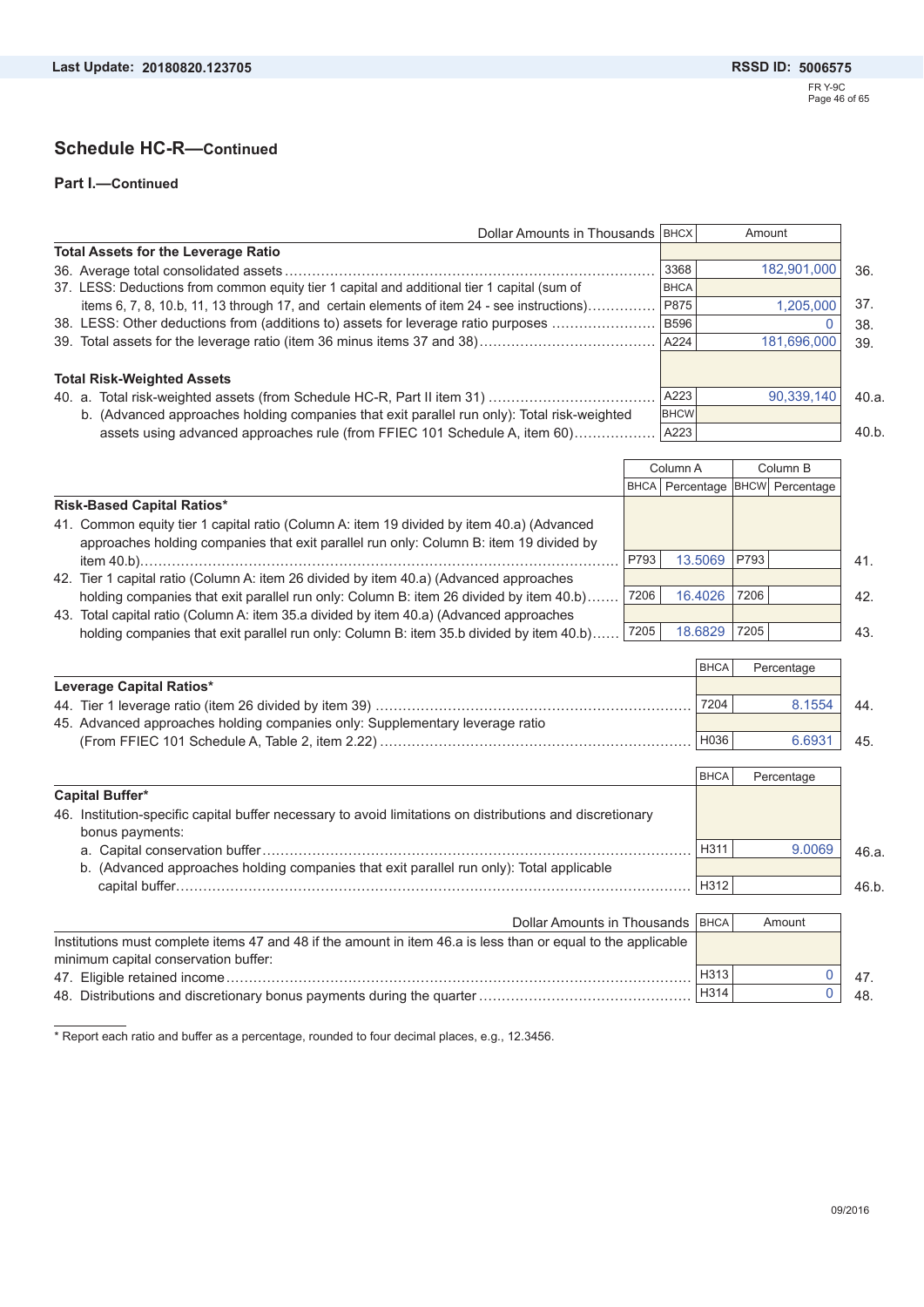## Schedule HC-R—Continued

### Part I.—Continued

| Dollar Amounts in Thousands | BHCX | Amount | |
|---|---|---|---|
| **Total Assets for the Leverage Ratio** | | | |
| 36. Average total consolidated assets | 3368 | 182,901,000 | 36. |
| 37. LESS: Deductions from common equity tier 1 capital and additional tier 1 capital (sum of items 6, 7, 8, 10.b, 11, 13 through 17, and certain elements of item 24 - see instructions) | BHCA P875 | 1,205,000 | 37. |
| 38. LESS: Other deductions from (additions to) assets for leverage ratio purposes | B596 | 0 | 38. |
| 39. Total assets for the leverage ratio (item 36 minus items 37 and 38) | A224 | 181,696,000 | 39. |
| **Total Risk-Weighted Assets** | | | |
| 40. a. Total risk-weighted assets (from Schedule HC-R, Part II item 31) | A223 | 90,339,140 | 40.a. |
| b. (Advanced approaches holding companies that exit parallel run only): Total risk-weighted assets using advanced approaches rule (from FFIEC 101 Schedule A, item 60) | BHCW A223 | | 40.b. |

| | Column A | | Column B | | |
|---|---|---|---|---|---|
| | BHCA | Percentage | BHCW | Percentage | |
| **Risk-Based Capital Ratios*** | | | | | |
| 41. Common equity tier 1 capital ratio (Column A: item 19 divided by item 40.a) (Advanced approaches holding companies that exit parallel run only: Column B: item 19 divided by item 40.b) | P793 | 13.5069 | P793 | | 41. |
| 42. Tier 1 capital ratio (Column A: item 26 divided by item 40.a) (Advanced approaches holding companies that exit parallel run only: Column B: item 26 divided by item 40.b) | 7206 | 16.4026 | 7206 | | 42. |
| 43. Total capital ratio (Column A: item 35.a divided by item 40.a) (Advanced approaches holding companies that exit parallel run only: Column B: item 35.b divided by item 40.b) | 7205 | 18.6829 | 7205 | | 43. |

| | BHCA | Percentage | |
|---|---|---|---|
| **Leverage Capital Ratios*** | | | |
| 44. Tier 1 leverage ratio (item 26 divided by item 39) | 7204 | 8.1554 | 44. |
| 45. Advanced approaches holding companies only: Supplementary leverage ratio (From FFIEC 101 Schedule A, Table 2, item 2.22) | H036 | 6.6931 | 45. |

| | BHCA | Percentage | |
|---|---|---|---|
| **Capital Buffer*** | | | |
| 46. Institution-specific capital buffer necessary to avoid limitations on distributions and discretionary bonus payments: | | | |
| a. Capital conservation buffer | H311 | 9.0069 | 46.a. |
| b. (Advanced approaches holding companies that exit parallel run only): Total applicable capital buffer | H312 | | 46.b. |

| Dollar Amounts in Thousands | BHCA | Amount | |
|---|---|---|---|
| Institutions must complete items 47 and 48 if the amount in item 46.a is less than or equal to the applicable minimum capital conservation buffer: | | | |
| 47. Eligible retained income | H313 | 0 | 47. |
| 48. Distributions and discretionary bonus payments during the quarter | H314 | 0 | 48. |

* Report each ratio and buffer as a percentage, rounded to four decimal places, e.g., 12.3456.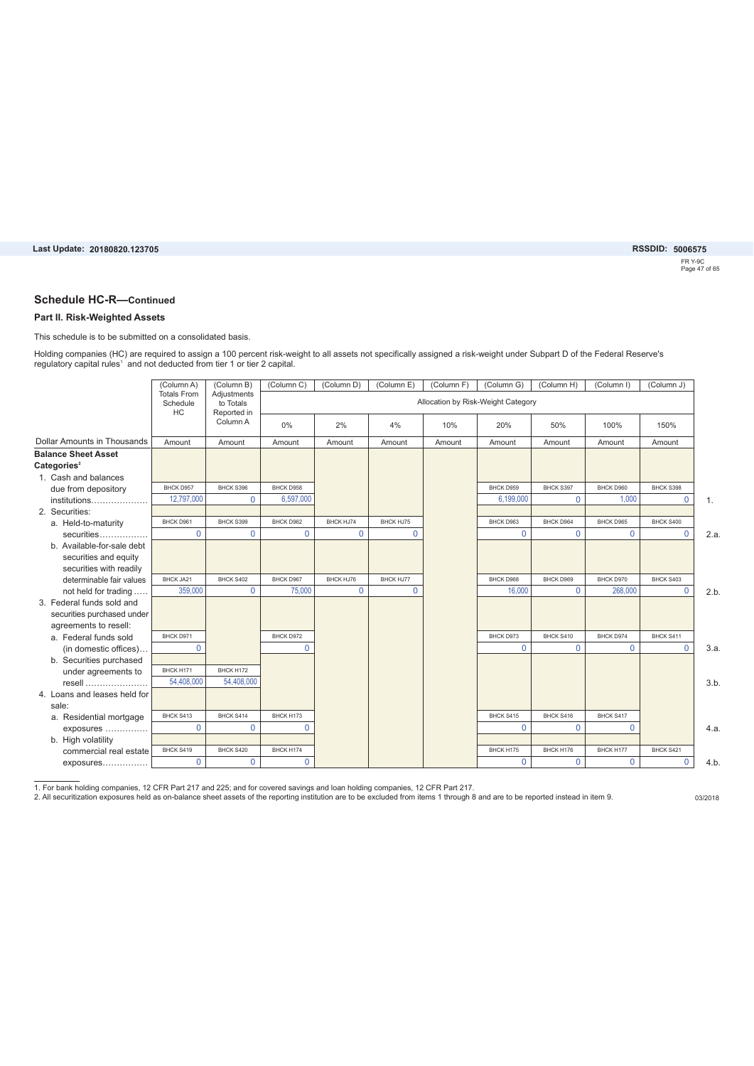## Schedule HC-R—Continued

### Part II. Risk-Weighted Assets

This schedule is to be submitted on a consolidated basis.

Holding companies (HC) are required to assign a 100 percent risk-weight to all assets not specifically assigned a risk-weight under Subpart D of the Federal Reserve's regulatory capital rules[1] and not deducted from tier 1 or tier 2 capital.

| Dollar Amounts in Thousands | (Column A) Totals From Schedule HC | (Column B) Adjustments to Totals Reported in Column A | (Column C) | (Column D) | (Column E) | (Column F) | (Column G) | (Column H) | (Column I) | (Column J) | |
|---|---|---|---|---|---|---|---|---|---|---|---|
| | | | Allocation by Risk-Weight Category | | | | | | | | |
| | | | 0% | 2% | 4% | 10% | 20% | 50% | 100% | 150% | |
| | Amount | Amount | Amount | Amount | Amount | Amount | Amount | Amount | Amount | Amount | |
| **Balance Sheet Asset Categories[2]** | | | | | | | | | | | |
| 1. Cash and balances due from depository institutions | BHCK D957 12,797,000 | BHCK S396 0 | BHCK D958 6,597,000 | | | | BHCK D959 6,199,000 | BHCK S397 0 | BHCK D960 1,000 | BHCK S398 0 | 1. |
| 2. Securities: | | | | | | | | | | | |
| a. Held-to-maturity securities | BHCK D961 0 | BHCK S399 0 | BHCK D962 0 | BHCK HJ74 0 | BHCK HJ75 0 | | BHCK D963 0 | BHCK D964 0 | BHCK D965 0 | BHCK S400 0 | 2.a. |
| b. Available-for-sale debt securities and equity securities with readily determinable fair values not held for trading | BHCK JA21 359,000 | BHCK S402 0 | BHCK D967 75,000 | BHCK HJ76 0 | BHCK HJ77 0 | | BHCK D968 16,000 | BHCK D969 0 | BHCK D970 268,000 | BHCK S403 0 | 2.b. |
| 3. Federal funds sold and securities purchased under agreements to resell: | | | | | | | | | | | |
| a. Federal funds sold (in domestic offices) | BHCK D971 0 | | BHCK D972 0 | | | | BHCK D973 0 | BHCK S410 0 | BHCK D974 0 | BHCK S411 0 | 3.a. |
| b. Securities purchased under agreements to resell | BHCK H171 54,408,000 | BHCK H172 54,408,000 | | | | | | | | | 3.b. |
| 4. Loans and leases held for sale: | | | | | | | | | | | |
| a. Residential mortgage exposures | BHCK S413 0 | BHCK S414 0 | BHCK H173 0 | | | | BHCK S415 0 | BHCK S416 0 | BHCK S417 0 | | 4.a. |
| b. High volatility commercial real estate exposures | BHCK S419 0 | BHCK S420 0 | BHCK H174 0 | | | | BHCK H175 0 | BHCK H176 0 | BHCK H177 0 | BHCK S421 0 | 4.b. |

1. For bank holding companies, 12 CFR Part 217 and 225; and for covered savings and loan holding companies, 12 CFR Part 217.
2. All securitization exposures held as on-balance sheet assets of the reporting institution are to be excluded from items 1 through 8 and are to be reported instead in item 9.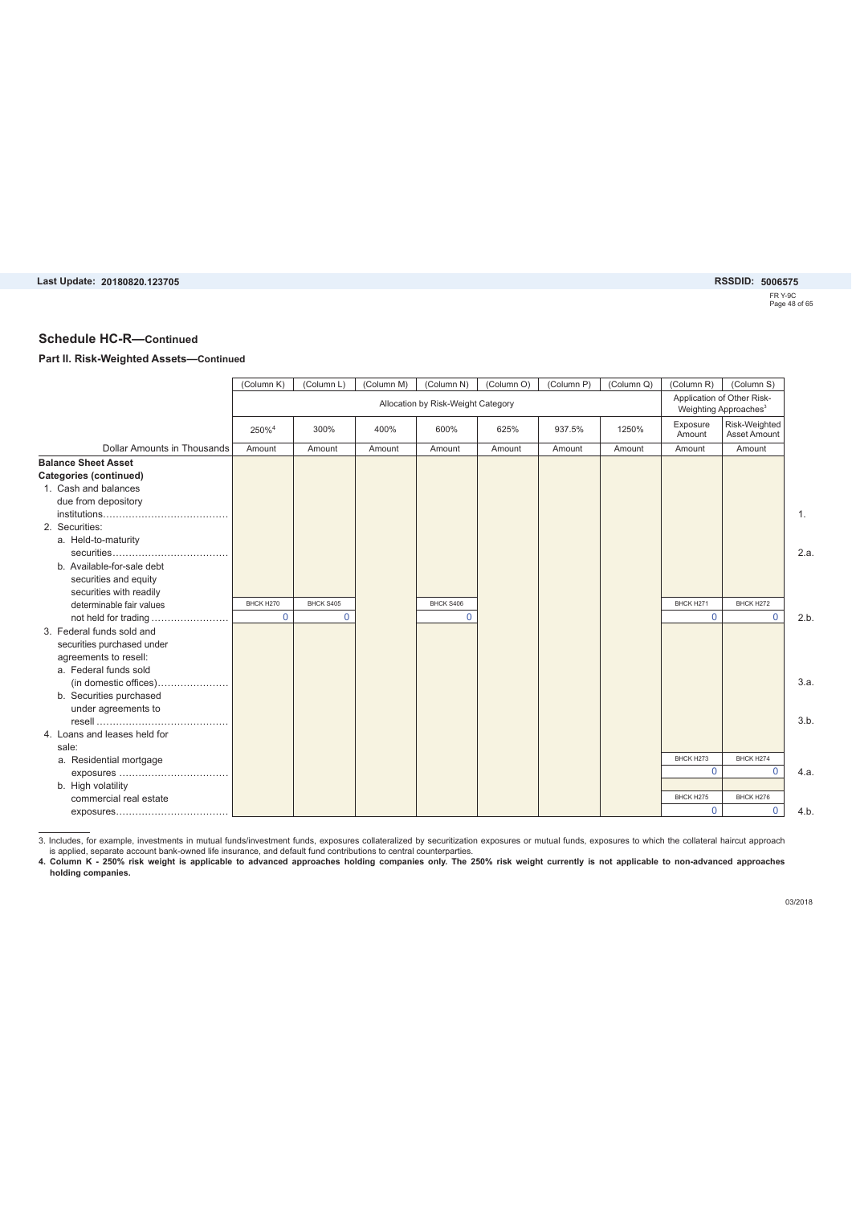## Schedule HC-R—Continued

### Part II. Risk-Weighted Assets—Continued

| Dollar Amounts in Thousands | (Column K) | (Column L) | (Column M) | (Column N) | (Column O) | (Column P) | (Column Q) | (Column R) | (Column S) | |
|---|---|---|---|---|---|---|---|---|---|---|
| | Allocation by Risk-Weight Category | | | | | | | Application of Other Risk-Weighting Approaches[3] | | |
| | 250%[4] | 300% | 400% | 600% | 625% | 937.5% | 1250% | Exposure Amount | Risk-Weighted Asset Amount | |
| | Amount | Amount | Amount | Amount | Amount | Amount | Amount | Amount | Amount | |
| **Balance Sheet Asset Categories (continued)** | | | | | | | | | | |
| 1. Cash and balances due from depository institutions | | | | | | | | | | 1. |
| 2. Securities: | | | | | | | | | | |
| a. Held-to-maturity securities | | | | | | | | | | 2.a. |
| b. Available-for-sale debt securities and equity securities with readily determinable fair values not held for trading | BHCK H270 0 | BHCK S405 0 | | BHCK S406 0 | | | | BHCK H271 0 | BHCK H272 0 | 2.b. |
| 3. Federal funds sold and securities purchased under agreements to resell: | | | | | | | | | | |
| a. Federal funds sold (in domestic offices) | | | | | | | | | | 3.a. |
| b. Securities purchased under agreements to resell | | | | | | | | | | 3.b. |
| 4. Loans and leases held for sale: | | | | | | | | | | |
| a. Residential mortgage exposures | | | | | | | | BHCK H273 0 | BHCK H274 0 | 4.a. |
| b. High volatility commercial real estate exposures | | | | | | | | BHCK H275 0 | BHCK H276 0 | 4.b. |

3. Includes, for example, investments in mutual funds/investment funds, exposures collateralized by securitization exposures or mutual funds, exposures to which the collateral haircut approach is applied, separate account bank-owned life insurance, and default fund contributions to central counterparties.

**4. Column K - 250% risk weight is applicable to advanced approaches holding companies only. The 250% risk weight currently is not applicable to non-advanced approaches holding companies.**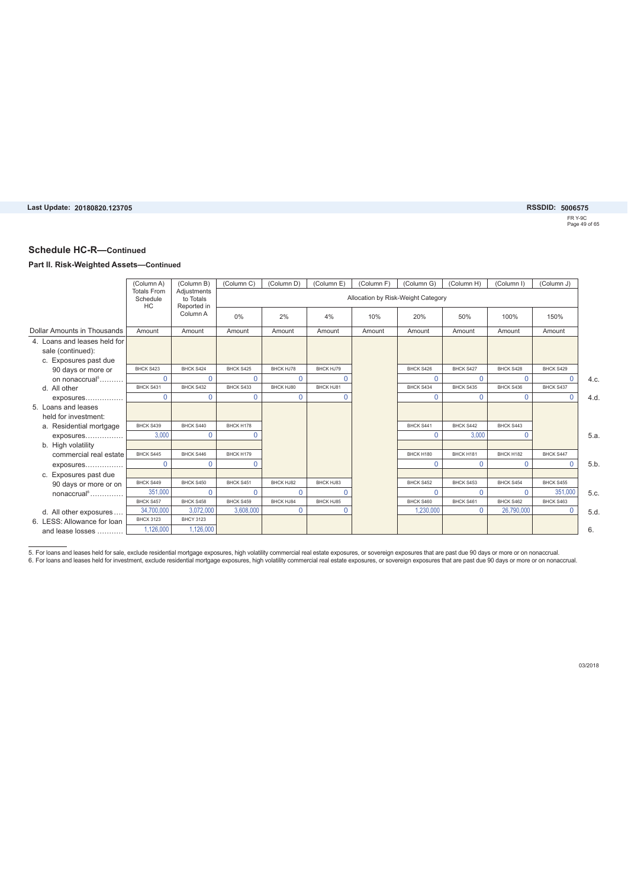## Schedule HC-R—Continued

### Part II. Risk-Weighted Assets—Continued

| Dollar Amounts in Thousands | (Column A) Totals From Schedule HC | (Column B) Adjustments to Totals Reported in Column A | (Column C) | (Column D) | (Column E) | (Column F) | (Column G) | (Column H) | (Column I) | (Column J) | |
|---|---|---|---|---|---|---|---|---|---|---|---|
| | | | Allocation by Risk-Weight Category | | | | | | | | |
| | | | 0% | 2% | 4% | 10% | 20% | 50% | 100% | 150% | |
| | Amount | Amount | Amount | Amount | Amount | Amount | Amount | Amount | Amount | Amount | |
| 4. Loans and leases held for sale (continued): | | | | | | | | | | | |
| c. Exposures past due 90 days or more or on nonaccrual[5] | BHCK S423 0 | BHCK S424 0 | BHCK S425 0 | BHCK HJ78 0 | BHCK HJ79 0 | | BHCK S426 0 | BHCK S427 0 | BHCK S428 0 | BHCK S429 0 | 4.c. |
| d. All other exposures | BHCK S431 0 | BHCK S432 0 | BHCK S433 0 | BHCK HJ80 0 | BHCK HJ81 0 | | BHCK S434 0 | BHCK S435 0 | BHCK S436 0 | BHCK S437 0 | 4.d. |
| 5. Loans and leases held for investment: | | | | | | | | | | | |
| a. Residential mortgage exposures | BHCK S439 3,000 | BHCK S440 0 | BHCK H178 0 | | | | BHCK S441 0 | BHCK S442 3,000 | BHCK S443 0 | | 5.a. |
| b. High volatility commercial real estate exposures | BHCK S445 0 | BHCK S446 0 | BHCK H179 0 | | | | BHCK H180 0 | BHCK H181 0 | BHCK H182 0 | BHCK S447 0 | 5.b. |
| c. Exposures past due 90 days or more or on nonaccrual[6] | BHCK S449 351,000 | BHCK S450 0 | BHCK S451 0 | BHCK HJ82 0 | BHCK HJ83 0 | | BHCK S452 0 | BHCK S453 0 | BHCK S454 0 | BHCK S455 351,000 | 5.c. |
| d. All other exposures | BHCK S457 34,700,000 | BHCK S458 3,072,000 | BHCK S459 3,608,000 | BHCK HJ84 0 | BHCK HJ85 0 | | BHCK S460 1,230,000 | BHCK S461 0 | BHCK S462 26,790,000 | BHCK S463 0 | 5.d. |
| 6. LESS: Allowance for loan and lease losses | BHCX 3123 1,126,000 | BHCY 3123 1,126,000 | | | | | | | | | 6. |

5. For loans and leases held for sale, exclude residential mortgage exposures, high volatility commercial real estate exposures, or sovereign exposures that are past due 90 days or more or on nonaccrual.

6. For loans and leases held for investment, exclude residential mortgage exposures, high volatility commercial real estate exposures, or sovereign exposures that are past due 90 days or more or on nonaccrual.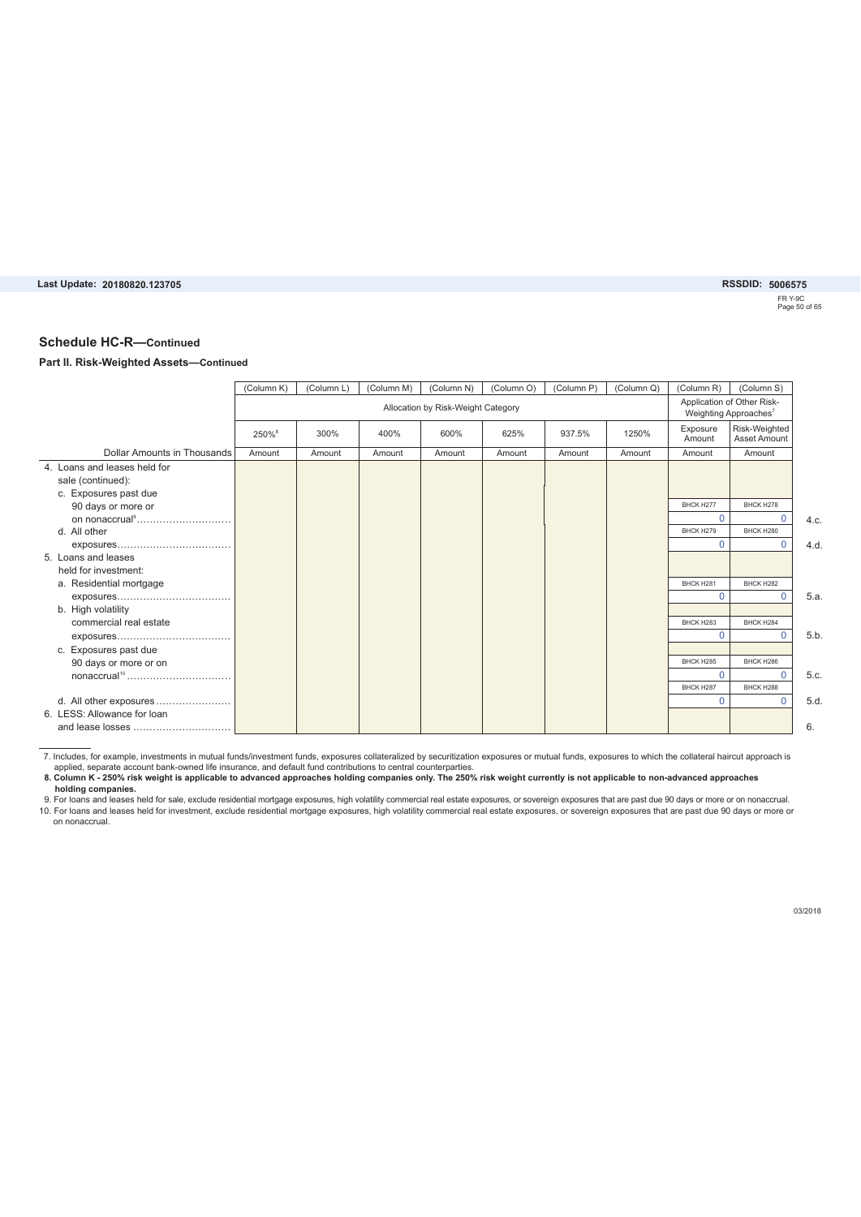## Schedule HC-R—Continued

### Part II. Risk-Weighted Assets—Continued

| Dollar Amounts in Thousands | (Column K) | (Column L) | (Column M) | (Column N) | (Column O) | (Column P) | (Column Q) | (Column R) | (Column S) | |
|---|---|---|---|---|---|---|---|---|---|---|
| | Allocation by Risk-Weight Category | | | | | | | Application of Other Risk-Weighting Approaches[7] | | |
| | 250%[8] | 300% | 400% | 600% | 625% | 937.5% | 1250% | Exposure Amount | Risk-Weighted Asset Amount | |
| | Amount | Amount | Amount | Amount | Amount | Amount | Amount | Amount | Amount | |
| 4. Loans and leases held for sale (continued): | | | | | | | | | | |
| c. Exposures past due 90 days or more or on nonaccrual[9] | | | | | | | | BHCK H277<br>0 | BHCK H278<br>0 | 4.c. |
| d. All other exposures | | | | | | | | BHCK H279<br>0 | BHCK H280<br>0 | 4.d. |
| 5. Loans and leases held for investment: | | | | | | | | | | |
| a. Residential mortgage exposures | | | | | | | | BHCK H281<br>0 | BHCK H282<br>0 | 5.a. |
| b. High volatility commercial real estate exposures | | | | | | | | BHCK H283<br>0 | BHCK H284<br>0 | 5.b. |
| c. Exposures past due 90 days or more or on nonaccrual[10] | | | | | | | | BHCK H285<br>0 | BHCK H286<br>0 | 5.c. |
| d. All other exposures | | | | | | | | BHCK H287<br>0 | BHCK H288<br>0 | 5.d. |
| 6. LESS: Allowance for loan and lease losses | | | | | | | | | | 6. |

7. Includes, for example, investments in mutual funds/investment funds, exposures collateralized by securitization exposures or mutual funds, exposures to which the collateral haircut approach is applied, separate account bank-owned life insurance, and default fund contributions to central counterparties.

**8. Column K - 250% risk weight is applicable to advanced approaches holding companies only. The 250% risk weight currently is not applicable to non-advanced approaches holding companies.**

9. For loans and leases held for sale, exclude residential mortgage exposures, high volatility commercial real estate exposures, or sovereign exposures that are past due 90 days or more or on nonaccrual.

10. For loans and leases held for investment, exclude residential mortgage exposures, high volatility commercial real estate exposures, or sovereign exposures that are past due 90 days or more or on nonaccrual.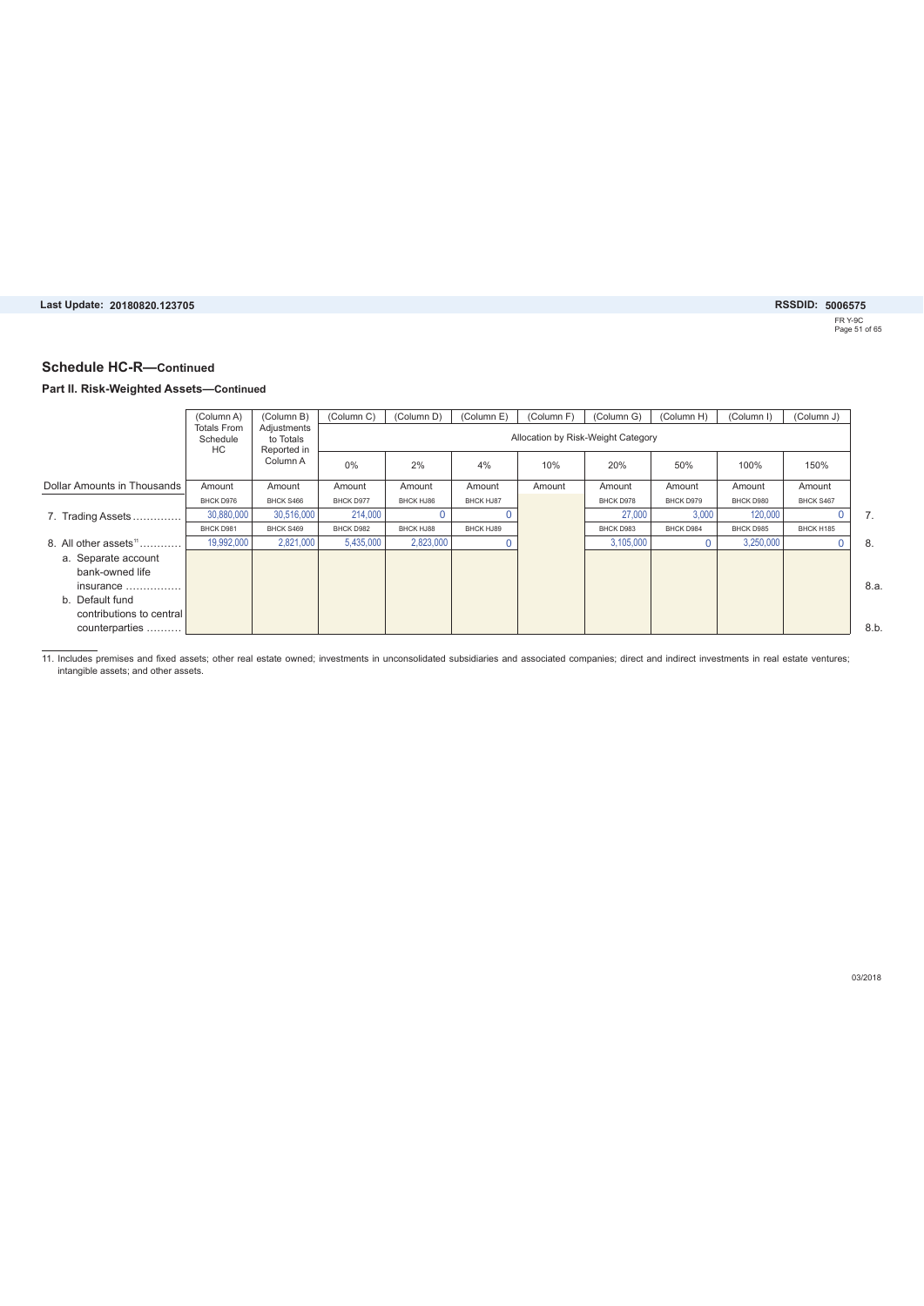## Schedule HC-R—Continued

### Part II. Risk-Weighted Assets—Continued

| | (Column A) Totals From Schedule HC | (Column B) Adjustments to Totals Reported in Column A | (Column C) | (Column D) | (Column E) | (Column F) | (Column G) | (Column H) | (Column I) | (Column J) | |
|---|---|---|---|---|---|---|---|---|---|---|---|
| | | | Allocation by Risk-Weight Category | | | | | | | | |
| | | | 0% | 2% | 4% | 10% | 20% | 50% | 100% | 150% | |
| Dollar Amounts in Thousands | Amount | Amount | Amount | Amount | Amount | Amount | Amount | Amount | Amount | Amount | |
| | BHCK D976 | BHCK S466 | BHCK D977 | BHCK HJ86 | BHCK HJ87 | | BHCK D978 | BHCK D979 | BHCK D980 | BHCK S467 | |
| 7. Trading Assets | 30,880,000 | 30,516,000 | 214,000 | 0 | 0 | | 27,000 | 3,000 | 120,000 | 0 | 7. |
| | BHCK D981 | BHCK S469 | BHCK D982 | BHCK HJ88 | BHCK HJ89 | | BHCK D983 | BHCK D984 | BHCK D985 | BHCK H185 | |
| 8. All other assets[11] | 19,992,000 | 2,821,000 | 5,435,000 | 2,823,000 | 0 | | 3,105,000 | 0 | 3,250,000 | 0 | 8. |
| a. Separate account bank-owned life insurance | | | | | | | | | | | 8.a. |
| b. Default fund contributions to central counterparties | | | | | | | | | | | 8.b. |

11. Includes premises and fixed assets; other real estate owned; investments in unconsolidated subsidiaries and associated companies; direct and indirect investments in real estate ventures; intangible assets; and other assets.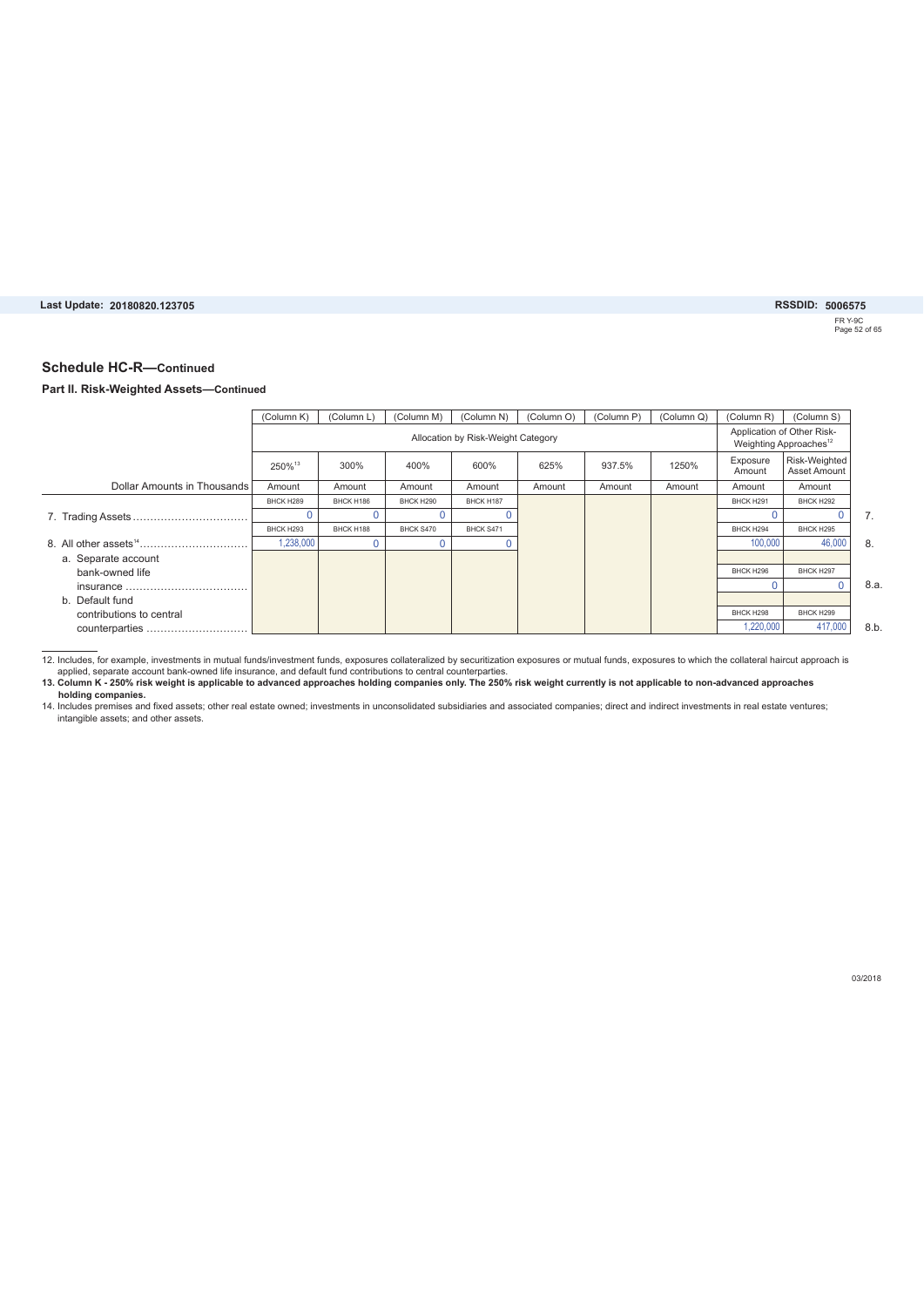## Schedule HC-R—Continued

### Part II. Risk-Weighted Assets—Continued

| Dollar Amounts in Thousands | (Column K) | (Column L) | (Column M) | (Column N) | (Column O) | (Column P) | (Column Q) | (Column R) | (Column S) | |
|---|---|---|---|---|---|---|---|---|---|---|
| | Allocation by Risk-Weight Category | | | | | | | Application of Other Risk-Weighting Approaches[12] | | |
| | 250%[13] | 300% | 400% | 600% | 625% | 937.5% | 1250% | Exposure Amount | Risk-Weighted Asset Amount | |
| | Amount | Amount | Amount | Amount | Amount | Amount | Amount | Amount | Amount | |
| 7. Trading Assets | BHCK H289 0 | BHCK H186 0 | BHCK H290 0 | BHCK H187 0 | | | | BHCK H291 0 | BHCK H292 0 | 7. |
| 8. All other assets[14] | BHCK H293 1,238,000 | BHCK H188 0 | BHCK S470 0 | BHCK S471 0 | | | | BHCK H294 100,000 | BHCK H295 46,000 | 8. |
| a. Separate account bank-owned life insurance | | | | | | | | BHCK H296 0 | BHCK H297 0 | 8.a. |
| b. Default fund contributions to central counterparties | | | | | | | | BHCK H298 1,220,000 | BHCK H299 417,000 | 8.b. |

12. Includes, for example, investments in mutual funds/investment funds, exposures collateralized by securitization exposures or mutual funds, exposures to which the collateral haircut approach is applied, separate account bank-owned life insurance, and default fund contributions to central counterparties.

**13. Column K - 250% risk weight is applicable to advanced approaches holding companies only. The 250% risk weight currently is not applicable to non-advanced approaches holding companies.**

14. Includes premises and fixed assets; other real estate owned; investments in unconsolidated subsidiaries and associated companies; direct and indirect investments in real estate ventures; intangible assets; and other assets.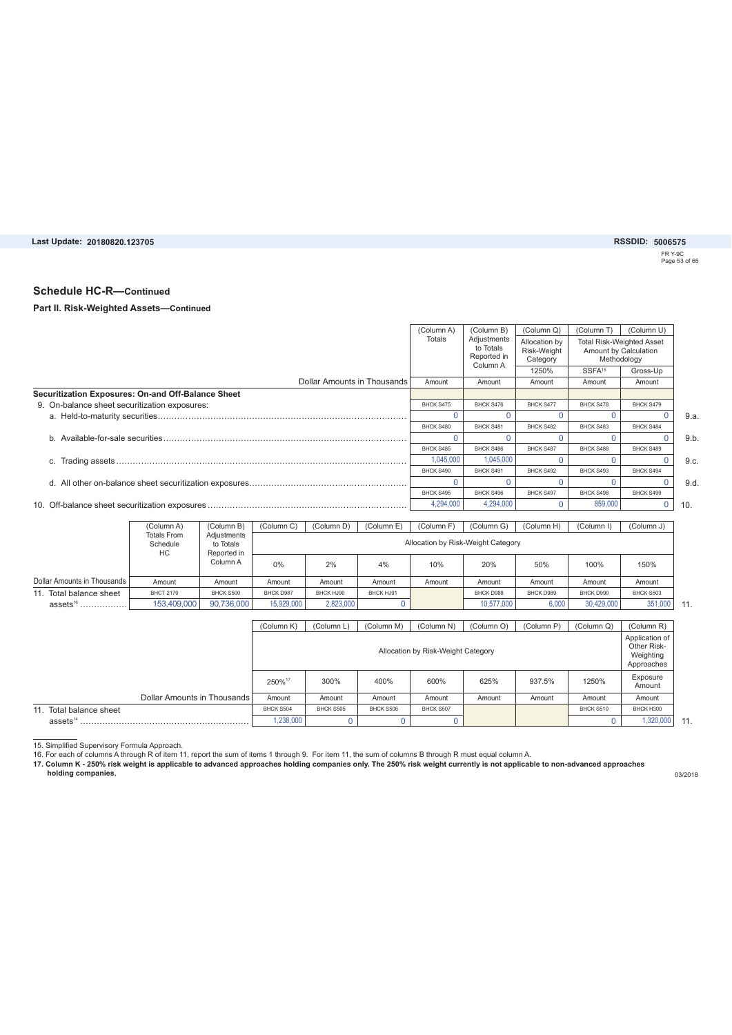Last Update: 20180820.123705 RSSDID: 5006575

FR Y-9C

## Schedule HC-R—Continued

### Part II. Risk-Weighted Assets—Continued

| | (Column A) Totals | (Column B) Adjustments to Totals Reported in Column A | (Column Q) Allocation by Risk-Weight Category | (Column T) Total Risk-Weighted Asset Amount by Calculation Methodology | (Column U) | |
|---|---|---|---|---|---|---|
| | | | 1250% | SSFA[15] | Gross-Up | |
| Dollar Amounts in Thousands | Amount | Amount | Amount | Amount | Amount | |
| **Securitization Exposures: On-and Off-Balance Sheet** | | | | | | |
| 9. On-balance sheet securitization exposures: | BHCK S475 | BHCK S476 | BHCK S477 | BHCK S478 | BHCK S479 | |
| a. Held-to-maturity securities | 0 | 0 | 0 | 0 | 0 | 9.a. |
| | BHCK S480 | BHCK S481 | BHCK S482 | BHCK S483 | BHCK S484 | |
| b. Available-for-sale securities | 0 | 0 | 0 | 0 | 0 | 9.b. |
| | BHCK S485 | BHCK S486 | BHCK S487 | BHCK S488 | BHCK S489 | |
| c. Trading assets | 1,045,000 | 1,045,000 | 0 | 0 | 0 | 9.c. |
| | BHCK S490 | BHCK S491 | BHCK S492 | BHCK S493 | BHCK S494 | |
| d. All other on-balance sheet securitization exposures | 0 | 0 | 0 | 0 | 0 | 9.d. |
| | BHCK S495 | BHCK S496 | BHCK S497 | BHCK S498 | BHCK S499 | |
| 10. Off-balance sheet securitization exposures | 4,294,000 | 4,294,000 | 0 | 859,000 | 0 | 10. |

| | (Column A) Totals From Schedule HC | (Column B) Adjustments to Totals Reported in Column A | (Column C) Allocation by Risk-Weight Category | (Column D) | (Column E) | (Column F) | (Column G) | (Column H) | (Column I) | (Column J) | |
|---|---|---|---|---|---|---|---|---|---|---|---|
| | | | 0% | 2% | 4% | 10% | 20% | 50% | 100% | 150% | |
| Dollar Amounts in Thousands | Amount | Amount | Amount | Amount | Amount | Amount | Amount | Amount | Amount | Amount | |
| 11. Total balance sheet | BHCT 2170 | BHCK S500 | BHCK D987 | BHCK HJ90 | BHCK HJ91 | | BHCK D988 | BHCK D989 | BHCK D990 | BHCK S503 | |
| assets[16] | 153,409,000 | 90,736,000 | 15,929,000 | 2,823,000 | 0 | | 10,577,000 | 6,000 | 30,429,000 | 351,000 | 11. |

| | (Column K) Allocation by Risk-Weight Category | (Column L) | (Column M) | (Column N) | (Column O) | (Column P) | (Column Q) | (Column R) Application of Other Risk-Weighting Approaches | |
|---|---|---|---|---|---|---|---|---|---|
| | 250%[17] | 300% | 400% | 600% | 625% | 937.5% | 1250% | Exposure Amount | |
| Dollar Amounts in Thousands | Amount | Amount | Amount | Amount | Amount | Amount | Amount | Amount | |
| 11. Total balance sheet | BHCK S504 | BHCK S505 | BHCK S506 | BHCK S507 | | | BHCK S510 | BHCK H300 | |
| assets[14] | 1,238,000 | 0 | 0 | 0 | | | 0 | 1,320,000 | 11. |

15. Simplified Supervisory Formula Approach.
16. For each of columns A through R of item 11, report the sum of items 1 through 9. For item 11, the sum of columns B through R must equal column A.
**17. Column K - 250% risk weight is applicable to advanced approaches holding companies only. The 250% risk weight currently is not applicable to non-advanced approaches holding companies.**

03/2018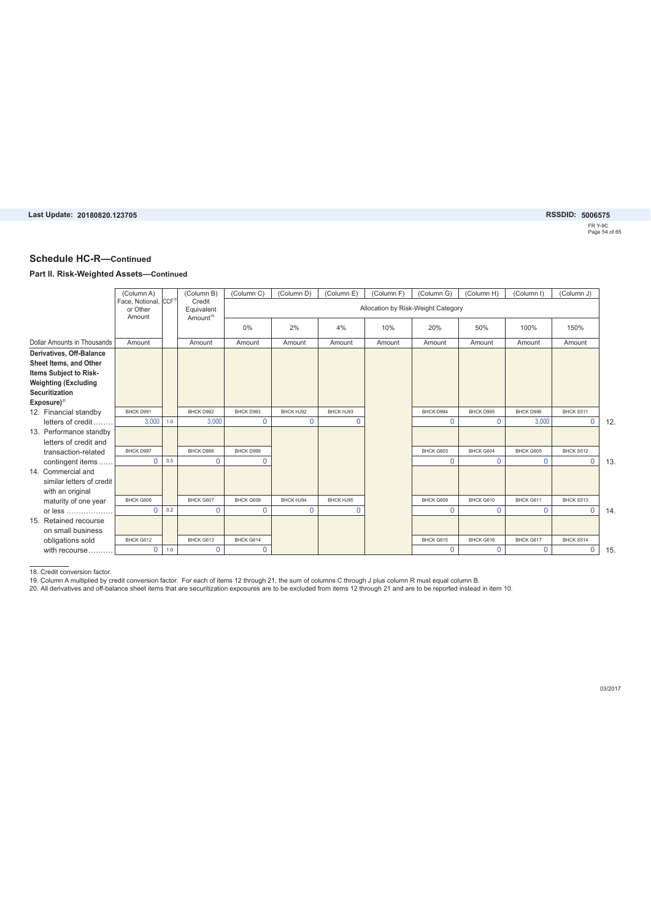## Schedule HC-R—Continued

### Part II. Risk-Weighted Assets—Continued

| Dollar Amounts in Thousands | (Column A) Face, Notional, or Other Amount | CCF[18] | (Column B) Credit Equivalent Amount[19] | (Column C) | (Column D) | (Column E) | (Column F) | (Column G) | (Column H) | (Column I) | (Column J) | |
|---|---|---|---|---|---|---|---|---|---|---|---|---|
| | | | | Allocation by Risk-Weight Category | | | | | | | | |
| | | | | 0% | 2% | 4% | 10% | 20% | 50% | 100% | 150% | |
| | Amount | | Amount | Amount | Amount | Amount | Amount | Amount | Amount | Amount | Amount | |
| **Derivatives, Off-Balance Sheet Items, and Other Items Subject to Risk-Weighting (Excluding Securitization Exposure)**[20] | | | | | | | | | | | | |
| 12. Financial standby letters of credit | BHCK D991 3,000 | 1.0 | BHCK D992 3,000 | BHCK D993 0 | BHCK HJ92 0 | BHCK HJ93 0 | | BHCK D994 0 | BHCK D995 0 | BHCK D996 3,000 | BHCK S511 0 | 12. |
| 13. Performance standby letters of credit and transaction-related contingent items | BHCK D997 0 | 0.5 | BHCK D998 0 | BHCK D999 0 | | | | BHCK G603 0 | BHCK G604 0 | BHCK G605 0 | BHCK S512 0 | 13. |
| 14. Commercial and similar letters of credit with an original maturity of one year or less | BHCK G606 0 | 0.2 | BHCK G607 0 | BHCK G608 0 | BHCK HJ94 0 | BHCK HJ95 0 | | BHCK G609 0 | BHCK G610 0 | BHCK G611 0 | BHCK S513 0 | 14. |
| 15. Retained recourse on small business obligations sold with recourse | BHCK G612 0 | 1.0 | BHCK G613 0 | BHCK G614 0 | | | | BHCK G615 0 | BHCK G616 0 | BHCK G617 0 | BHCK S514 0 | 15. |

18. Credit conversion factor.

19. Column A multiplied by credit conversion factor. For each of items 12 through 21, the sum of columns C through J plus column R must equal column B.

20. All derivatives and off-balance sheet items that are securitization exposures are to be excluded from items 12 through 21 and are to be reported instead in item 10.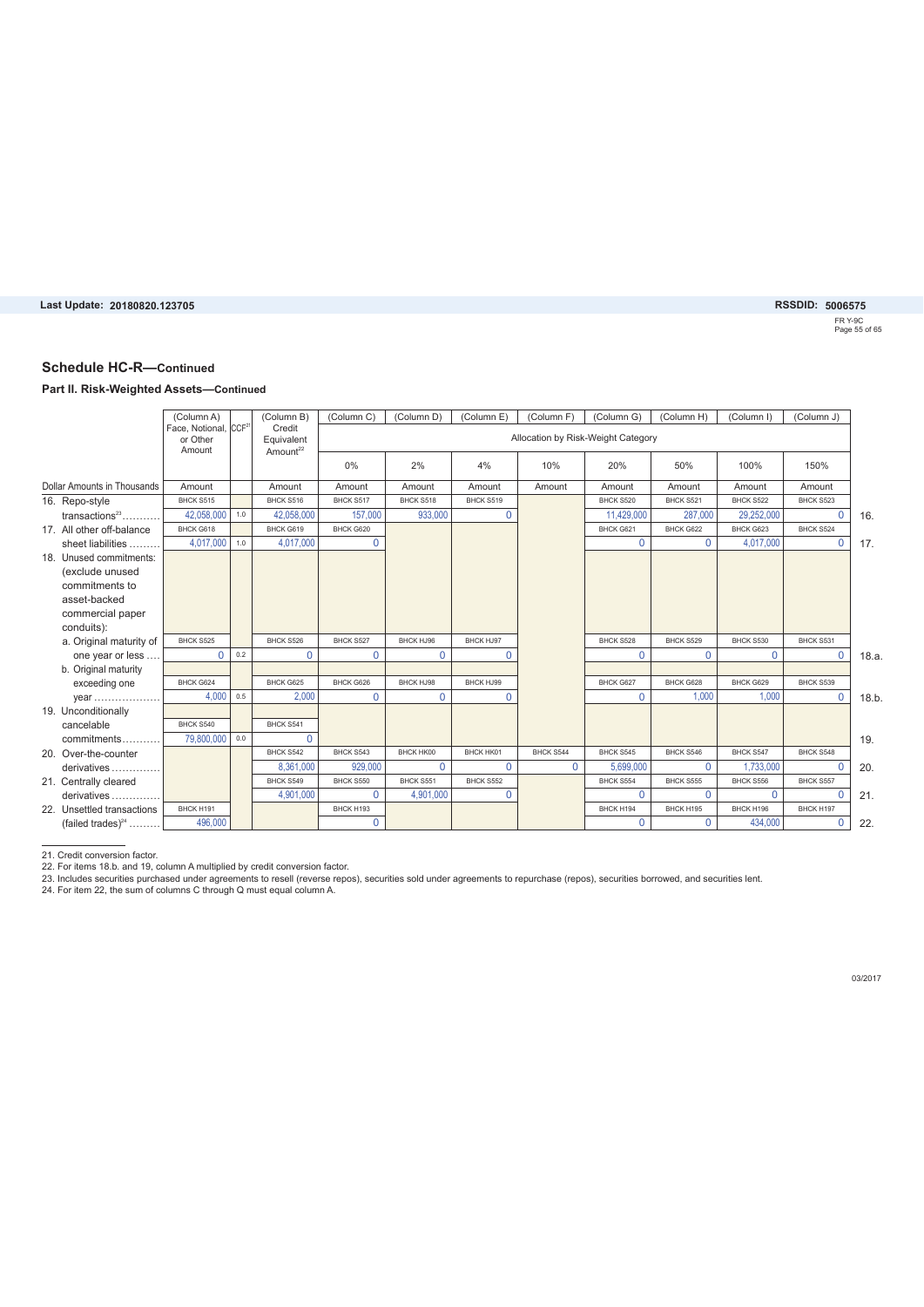Last Update: 20180820.123705

RSSDID: 5006575

## Schedule HC-R—Continued

### Part II. Risk-Weighted Assets—Continued

| Dollar Amounts in Thousands | (Column A) Face, Notional, or Other Amount | CCF[21] | (Column B) Credit Equivalent Amount[22] | (Column C) 0% | (Column D) 2% | (Column E) 4% | (Column F) 10% | (Column G) 20% | (Column H) 50% | (Column I) 100% | (Column J) 150% | |
|---|---|---|---|---|---|---|---|---|---|---|---|---|
| | | | | Allocation by Risk-Weight Category | | | | | | | | |
| | Amount | | Amount | Amount | Amount | Amount | Amount | Amount | Amount | Amount | Amount | |
| 16. Repo-style transactions[23] | BHCK S515 42,058,000 | 1.0 | BHCK S516 42,058,000 | BHCK S517 157,000 | BHCK S518 933,000 | BHCK S519 0 | | BHCK S520 11,429,000 | BHCK S521 287,000 | BHCK S522 29,252,000 | BHCK S523 0 | 16. |
| 17. All other off-balance sheet liabilities | BHCK G618 4,017,000 | 1.0 | BHCK G619 4,017,000 | BHCK G620 0 | | | | BHCK G621 0 | BHCK G622 0 | BHCK G623 4,017,000 | BHCK S524 0 | 17. |
| 18. Unused commitments: (exclude unused commitments to asset-backed commercial paper conduits): | | | | | | | | | | | | |
| a. Original maturity of one year or less | BHCK S525 0 | 0.2 | BHCK S526 0 | BHCK S527 0 | BHCK HJ96 0 | BHCK HJ97 0 | | BHCK S528 0 | BHCK S529 0 | BHCK S530 0 | BHCK S531 0 | 18.a. |
| b. Original maturity exceeding one year | BHCK G624 4,000 | 0.5 | BHCK G625 2,000 | BHCK G626 0 | BHCK HJ98 0 | BHCK HJ99 0 | | BHCK G627 0 | BHCK G628 1,000 | BHCK G629 1,000 | BHCK S539 0 | 18.b. |
| 19. Unconditionally cancelable commitments | BHCK S540 79,800,000 | 0.0 | BHCK S541 0 | | | | | | | | | 19. |
| 20. Over-the-counter derivatives | | | BHCK S542 8,361,000 | BHCK S543 929,000 | BHCK HK00 0 | BHCK HK01 0 | BHCK S544 0 | BHCK S545 5,699,000 | BHCK S546 0 | BHCK S547 1,733,000 | BHCK S548 0 | 20. |
| 21. Centrally cleared derivatives | | | BHCK S549 4,901,000 | BHCK S550 0 | BHCK S551 4,901,000 | BHCK S552 0 | | BHCK S554 0 | BHCK S555 0 | BHCK S556 0 | BHCK S557 0 | 21. |
| 22. Unsettled transactions (failed trades)[24] | BHCK H191 496,000 | | | BHCK H193 0 | | | | BHCK H194 0 | BHCK H195 0 | BHCK H196 434,000 | BHCK H197 0 | 22. |

21. Credit conversion factor.
22. For items 18.b. and 19, column A multiplied by credit conversion factor.
23. Includes securities purchased under agreements to resell (reverse repos), securities sold under agreements to repurchase (repos), securities borrowed, and securities lent.
24. For item 22, the sum of columns C through Q must equal column A.

03/2017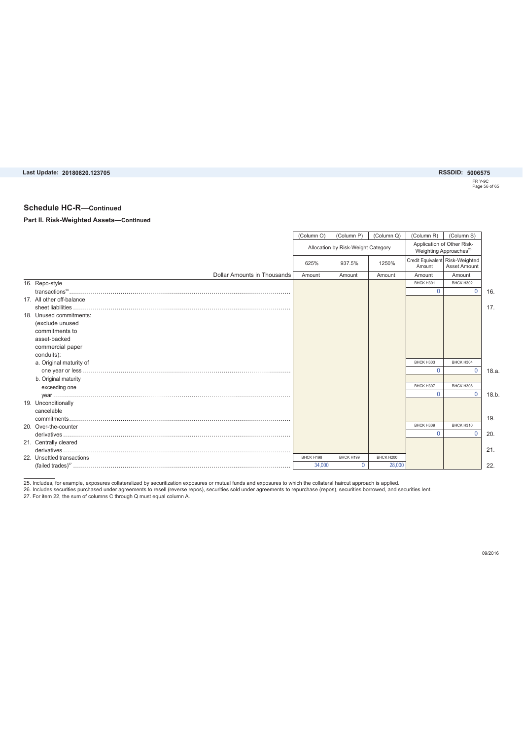Last Update: 20180820.123705

RSSDID: 5006575

## Schedule HC-R—Continued

### Part II. Risk-Weighted Assets—Continued

| | (Column O) | (Column P) | (Column Q) | (Column R) | (Column S) | |
|---|---|---|---|---|---|---|
| | Allocation by Risk-Weight Category | | | Application of Other Risk-Weighting Approaches[25] | | |
| | 625% | 937.5% | 1250% | Credit Equivalent Amount | Risk-Weighted Asset Amount | |
| Dollar Amounts in Thousands | Amount | Amount | Amount | Amount | Amount | |
| 16. Repo-style transactions[26] | | | | BHCK H301 0 | BHCK H302 0 | 16. |
| 17. All other off-balance sheet liabilities | | | | | | 17. |
| 18. Unused commitments: (exclude unused commitments to asset-backed commercial paper conduits): | | | | | | |
| a. Original maturity of one year or less | | | | BHCK H303 0 | BHCK H304 0 | 18.a. |
| b. Original maturity exceeding one year | | | | BHCK H307 0 | BHCK H308 0 | 18.b. |
| 19. Unconditionally cancelable commitments | | | | | | 19. |
| 20. Over-the-counter derivatives | | | | BHCK H309 0 | BHCK H310 0 | 20. |
| 21. Centrally cleared derivatives | | | | | | 21. |
| 22. Unsettled transactions (failed trades)[27] | BHCK H198 34,000 | BHCK H199 0 | BHCK H200 28,000 | | | 22. |

25. Includes, for example, exposures collateralized by securitization exposures or mutual funds and exposures to which the collateral haircut approach is applied.
26. Includes securities purchased under agreements to resell (reverse repos), securities sold under agreements to repurchase (repos), securities borrowed, and securities lent.
27. For item 22, the sum of columns C through Q must equal column A.

09/2016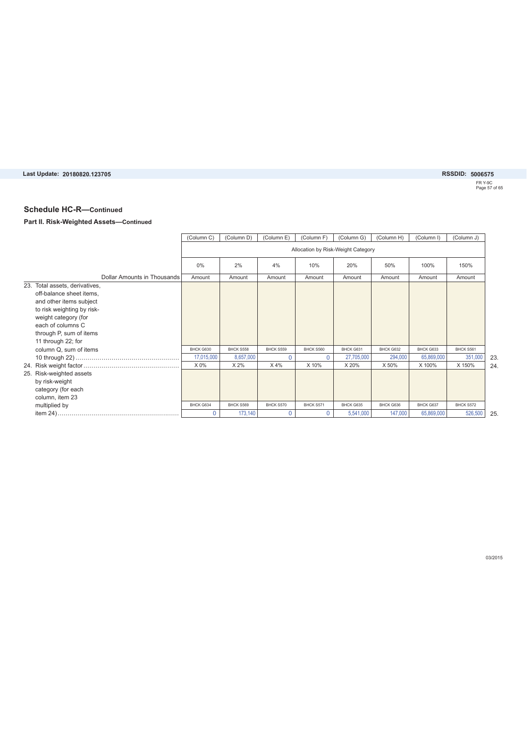## Schedule HC-R—Continued

### Part II. Risk-Weighted Assets—Continued

| Dollar Amounts in Thousands | (Column C) 0% Amount | (Column D) 2% Amount | (Column E) 4% Amount | (Column F) 10% Amount | (Column G) 20% Amount | (Column H) 50% Amount | (Column I) 100% Amount | (Column J) 150% Amount | |
|---|---|---|---|---|---|---|---|---|---|
| | Allocation by Risk-Weight Category | | | | | | | | |
| 23. Total assets, derivatives, off-balance sheet items, and other items subject to risk weighting by risk-weight category (for each of columns C through P, sum of items 11 through 22; for column Q, sum of items 10 through 22) | BHCK G630 17,015,000 | BHCK S558 8,657,000 | BHCK S559 0 | BHCK S560 0 | BHCK G631 27,705,000 | BHCK G632 294,000 | BHCK G633 65,869,000 | BHCK S561 351,000 | 23. |
| 24. Risk weight factor | X 0% | X 2% | X 4% | X 10% | X 20% | X 50% | X 100% | X 150% | 24. |
| 25. Risk-weighted assets by risk-weight category (for each column, item 23 multiplied by item 24) | BHCK G634 0 | BHCK S569 173,140 | BHCK S570 0 | BHCK S571 0 | BHCK G635 5,541,000 | BHCK G636 147,000 | BHCK G637 65,869,000 | BHCK S572 526,500 | 25. |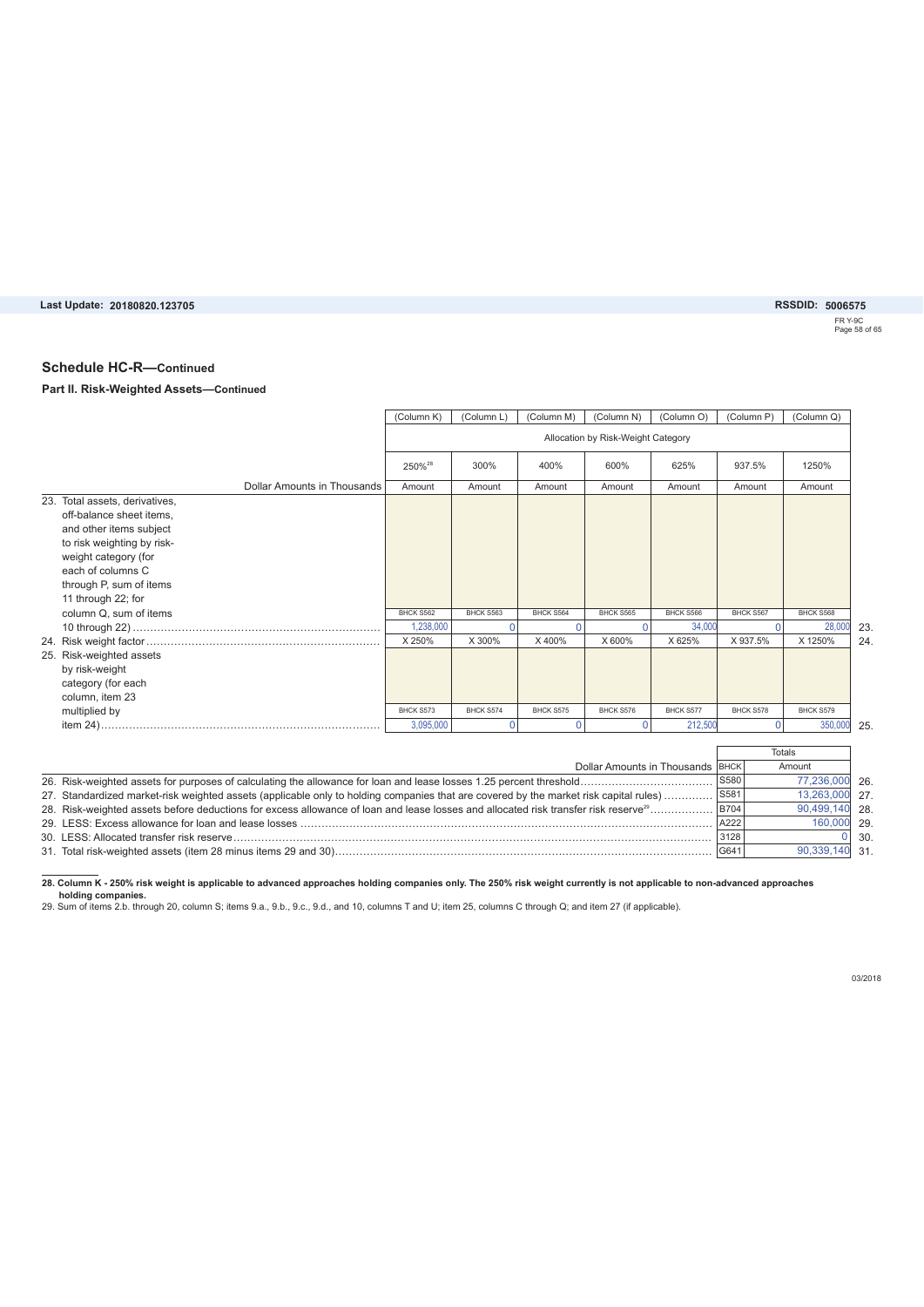## Schedule HC-R—Continued

### Part II. Risk-Weighted Assets—Continued

| | (Column K) | (Column L) | (Column M) | (Column N) | (Column O) | (Column P) | (Column Q) | |
|---|---|---|---|---|---|---|---|---|
| | Allocation by Risk-Weight Category | | | | | | | |
| | 250%[28] | 300% | 400% | 600% | 625% | 937.5% | 1250% | |
| Dollar Amounts in Thousands | Amount | Amount | Amount | Amount | Amount | Amount | Amount | |
| 23. Total assets, derivatives, off-balance sheet items, and other items subject to risk weighting by risk-weight category (for each of columns C through P, sum of items 11 through 22; for column Q, sum of items 10 through 22) | BHCK S562<br>1,238,000 | BHCK S563<br>0 | BHCK S564<br>0 | BHCK S565<br>0 | BHCK S566<br>34,000 | BHCK S567<br>0 | BHCK S568<br>28,000 | 23. |
| 24. Risk weight factor | X 250% | X 300% | X 400% | X 600% | X 625% | X 937.5% | X 1250% | 24. |
| 25. Risk-weighted assets by risk-weight category (for each column, item 23 multiplied by item 24) | BHCK S573<br>3,095,000 | BHCK S574<br>0 | BHCK S575<br>0 | BHCK S576<br>0 | BHCK S577<br>212,500 | BHCK S578<br>0 | BHCK S579<br>350,000 | 25. |

| Dollar Amounts in Thousands | BHCK | Totals Amount | |
|---|---|---|---|
| 26. Risk-weighted assets for purposes of calculating the allowance for loan and lease losses 1.25 percent threshold | S580 | 77,236,000 | 26. |
| 27. Standardized market-risk weighted assets (applicable only to holding companies that are covered by the market risk capital rules) | S581 | 13,263,000 | 27. |
| 28. Risk-weighted assets before deductions for excess allowance of loan and lease losses and allocated transfer risk reserve[29] | B704 | 90,499,140 | 28. |
| 29. LESS: Excess allowance for loan and lease losses | A222 | 160,000 | 29. |
| 30. LESS: Allocated transfer risk reserve | 3128 | 0 | 30. |
| 31. Total risk-weighted assets (item 28 minus items 29 and 30) | G641 | 90,339,140 | 31. |

**28. Column K - 250% risk weight is applicable to advanced approaches holding companies only. The 250% risk weight currently is not applicable to non-advanced approaches holding companies.**

29. Sum of items 2.b. through 20, column S; items 9.a., 9.b., 9.c., 9.d., and 10, columns T and U; item 25, columns C through Q; and item 27 (if applicable).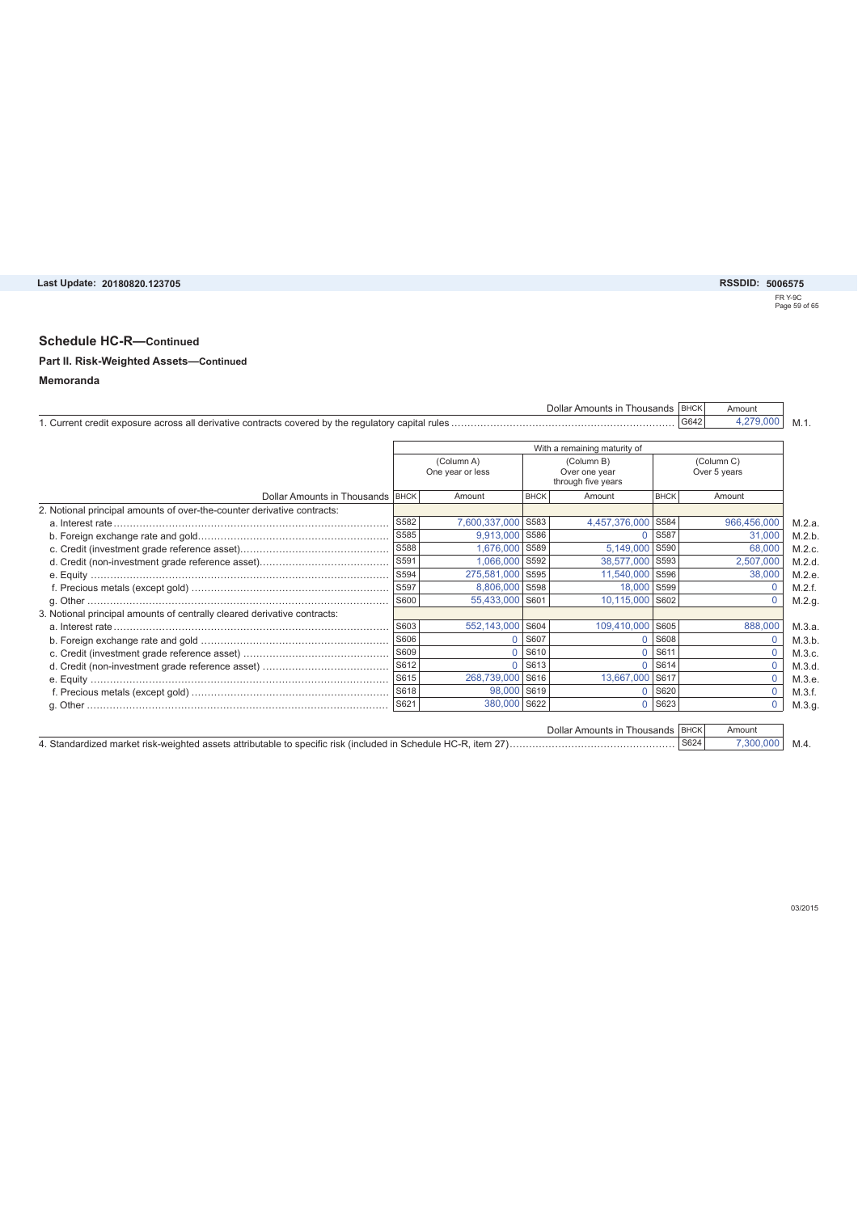## Schedule HC-R—Continued

### Part II. Risk-Weighted Assets—Continued

#### Memoranda

| Dollar Amounts in Thousands | BHCK | Amount | |
|---|---|---|---|
| 1. Current credit exposure across all derivative contracts covered by the regulatory capital rules | G642 | 4,279,000 | M.1. |

| | With a remaining maturity of | | | | | | |
|---|---|---|---|---|---|---|---|
| | (Column A) One year or less | | (Column B) Over one year through five years | | (Column C) Over 5 years | | |
| Dollar Amounts in Thousands | BHCK | Amount | BHCK | Amount | BHCK | Amount | |
| 2. Notional principal amounts of over-the-counter derivative contracts: | | | | | | | |
| a. Interest rate | S582 | 7,600,337,000 | S583 | 4,457,376,000 | S584 | 966,456,000 | M.2.a. |
| b. Foreign exchange rate and gold | S585 | 9,913,000 | S586 | 0 | S587 | 31,000 | M.2.b. |
| c. Credit (investment grade reference asset) | S588 | 1,676,000 | S589 | 5,149,000 | S590 | 68,000 | M.2.c. |
| d. Credit (non-investment grade reference asset) | S591 | 1,066,000 | S592 | 38,577,000 | S593 | 2,507,000 | M.2.d. |
| e. Equity | S594 | 275,581,000 | S595 | 11,540,000 | S596 | 38,000 | M.2.e. |
| f. Precious metals (except gold) | S597 | 8,806,000 | S598 | 18,000 | S599 | 0 | M.2.f. |
| g. Other | S600 | 55,433,000 | S601 | 10,115,000 | S602 | 0 | M.2.g. |
| 3. Notional principal amounts of centrally cleared derivative contracts: | | | | | | | |
| a. Interest rate | S603 | 552,143,000 | S604 | 109,410,000 | S605 | 888,000 | M.3.a. |
| b. Foreign exchange rate and gold | S606 | 0 | S607 | 0 | S608 | 0 | M.3.b. |
| c. Credit (investment grade reference asset) | S609 | 0 | S610 | 0 | S611 | 0 | M.3.c. |
| d. Credit (non-investment grade reference asset) | S612 | 0 | S613 | 0 | S614 | 0 | M.3.d. |
| e. Equity | S615 | 268,739,000 | S616 | 13,667,000 | S617 | 0 | M.3.e. |
| f. Precious metals (except gold) | S618 | 98,000 | S619 | 0 | S620 | 0 | M.3.f. |
| g. Other | S621 | 380,000 | S622 | 0 | S623 | 0 | M.3.g. |

| Dollar Amounts in Thousands | BHCK | Amount | |
|---|---|---|---|
| 4. Standardized market risk-weighted assets attributable to specific risk (included in Schedule HC-R, item 27) | S624 | 7,300,000 | M.4. |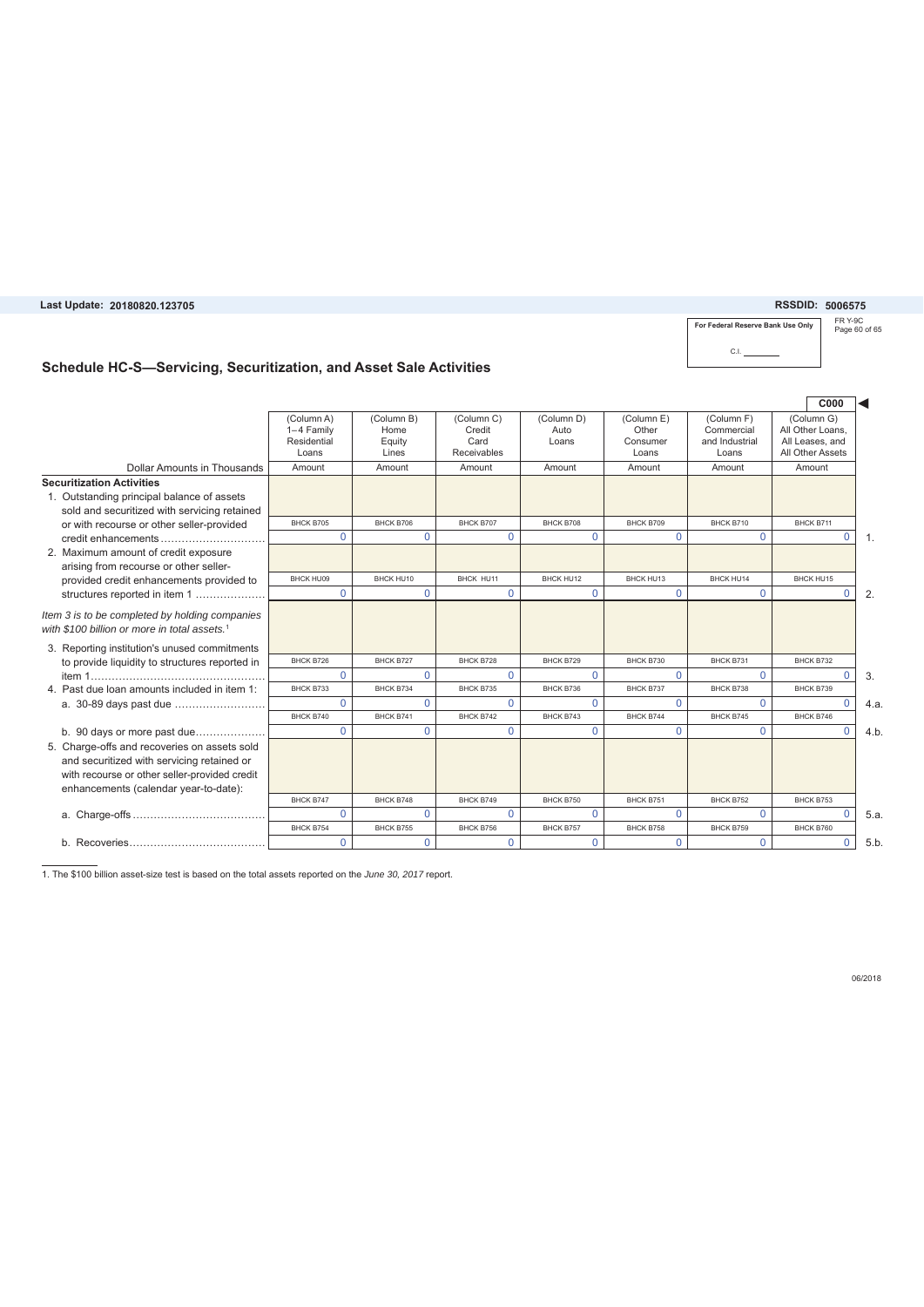Last Update: 20180820.123705

RSSDID: 5006575

For Federal Reserve Bank Use Only

C.I. ________

FR Y-9C

## Schedule HC-S—Servicing, Securitization, and Asset Sale Activities

C000

| Dollar Amounts in Thousands | (Column A) 1–4 Family Residential Loans | (Column B) Home Equity Lines | (Column C) Credit Card Receivables | (Column D) Auto Loans | (Column E) Other Consumer Loans | (Column F) Commercial and Industrial Loans | (Column G) All Other Loans, All Leases, and All Other Assets | |
|---|---|---|---|---|---|---|---|---|
| | Amount | Amount | Amount | Amount | Amount | Amount | Amount | |
| **Securitization Activities** | | | | | | | | |
| 1. Outstanding principal balance of assets sold and securitized with servicing retained or with recourse or other seller-provided credit enhancements | BHCK B705 0 | BHCK B706 0 | BHCK B707 0 | BHCK B708 0 | BHCK B709 0 | BHCK B710 0 | BHCK B711 0 | 1. |
| 2. Maximum amount of credit exposure arising from recourse or other seller-provided credit enhancements provided to structures reported in item 1 | BHCK HU09 0 | BHCK HU10 0 | BHCK HU11 0 | BHCK HU12 0 | BHCK HU13 0 | BHCK HU14 0 | BHCK HU15 0 | 2. |
| *Item 3 is to be completed by holding companies with $100 billion or more in total assets.*[1] | | | | | | | | |
| 3. Reporting institution's unused commitments to provide liquidity to structures reported in item 1 | BHCK B726 0 | BHCK B727 0 | BHCK B728 0 | BHCK B729 0 | BHCK B730 0 | BHCK B731 0 | BHCK B732 0 | 3. |
| 4. Past due loan amounts included in item 1: | | | | | | | | |
| a. 30-89 days past due | BHCK B733 0 | BHCK B734 0 | BHCK B735 0 | BHCK B736 0 | BHCK B737 0 | BHCK B738 0 | BHCK B739 0 | 4.a. |
| b. 90 days or more past due | BHCK B740 0 | BHCK B741 0 | BHCK B742 0 | BHCK B743 0 | BHCK B744 0 | BHCK B745 0 | BHCK B746 0 | 4.b. |
| 5. Charge-offs and recoveries on assets sold and securitized with servicing retained or with recourse or other seller-provided credit enhancements (calendar year-to-date): | | | | | | | | |
| a. Charge-offs | BHCK B747 0 | BHCK B748 0 | BHCK B749 0 | BHCK B750 0 | BHCK B751 0 | BHCK B752 0 | BHCK B753 0 | 5.a. |
| b. Recoveries | BHCK B754 0 | BHCK B755 0 | BHCK B756 0 | BHCK B757 0 | BHCK B758 0 | BHCK B759 0 | BHCK B760 0 | 5.b. |

1. The $100 billion asset-size test is based on the total assets reported on the *June 30, 2017* report.

06/2018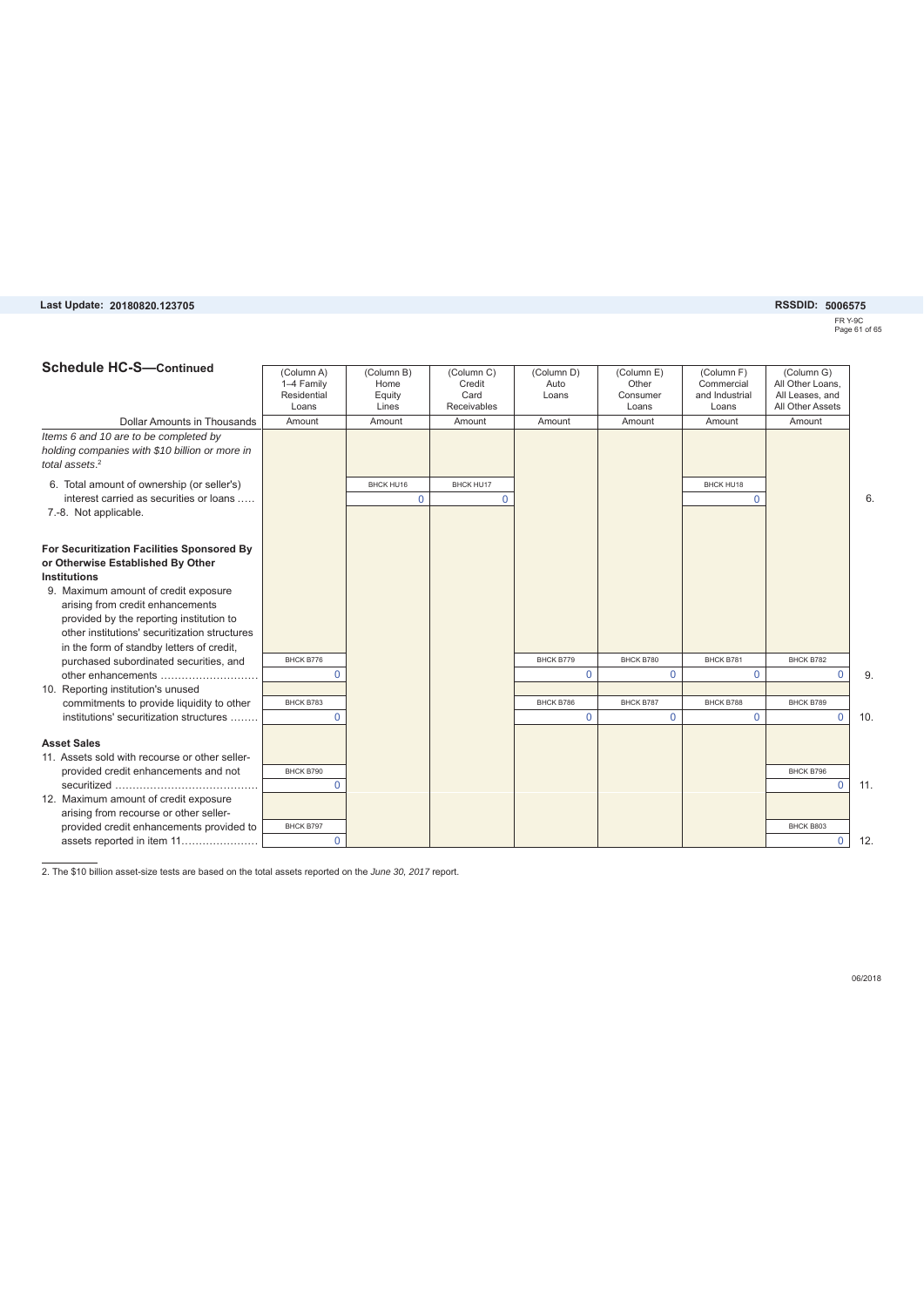## Schedule HC-S—Continued

| Dollar Amounts in Thousands | (Column A) 1–4 Family Residential Loans | (Column B) Home Equity Lines | (Column C) Credit Card Receivables | (Column D) Auto Loans | (Column E) Other Consumer Loans | (Column F) Commercial and Industrial Loans | (Column G) All Other Loans, All Leases, and All Other Assets | |
|---|---|---|---|---|---|---|---|---|
| | Amount | Amount | Amount | Amount | Amount | Amount | Amount | |
| *Items 6 and 10 are to be completed by holding companies with $10 billion or more in total assets.*[2] | | | | | | | | |
| 6. Total amount of ownership (or seller's) interest carried as securities or loans ..... | | BHCK HU16 0 | BHCK HU17 0 | | | BHCK HU18 0 | | 6. |
| 7.-8. Not applicable. | | | | | | | | |
| **For Securitization Facilities Sponsored By or Otherwise Established By Other Institutions** | | | | | | | | |
| 9. Maximum amount of credit exposure arising from credit enhancements provided by the reporting institution to other institutions' securitization structures in the form of standby letters of credit, purchased subordinated securities, and other enhancements ............................ | BHCK B776 0 | | | BHCK B779 0 | BHCK B780 0 | BHCK B781 0 | BHCK B782 0 | 9. |
| 10. Reporting institution's unused commitments to provide liquidity to other institutions' securitization structures ........ | BHCK B783 0 | | | BHCK B786 0 | BHCK B787 0 | BHCK B788 0 | BHCK B789 0 | 10. |
| **Asset Sales** | | | | | | | | |
| 11. Assets sold with recourse or other seller-provided credit enhancements and not securitized ......................................... | BHCK B790 0 | | | | | | BHCK B796 0 | 11. |
| 12. Maximum amount of credit exposure arising from recourse or other seller-provided credit enhancements provided to assets reported in item 11...................... | BHCK B797 0 | | | | | | BHCK B803 0 | 12. |

2. The $10 billion asset-size tests are based on the total assets reported on the *June 30, 2017* report.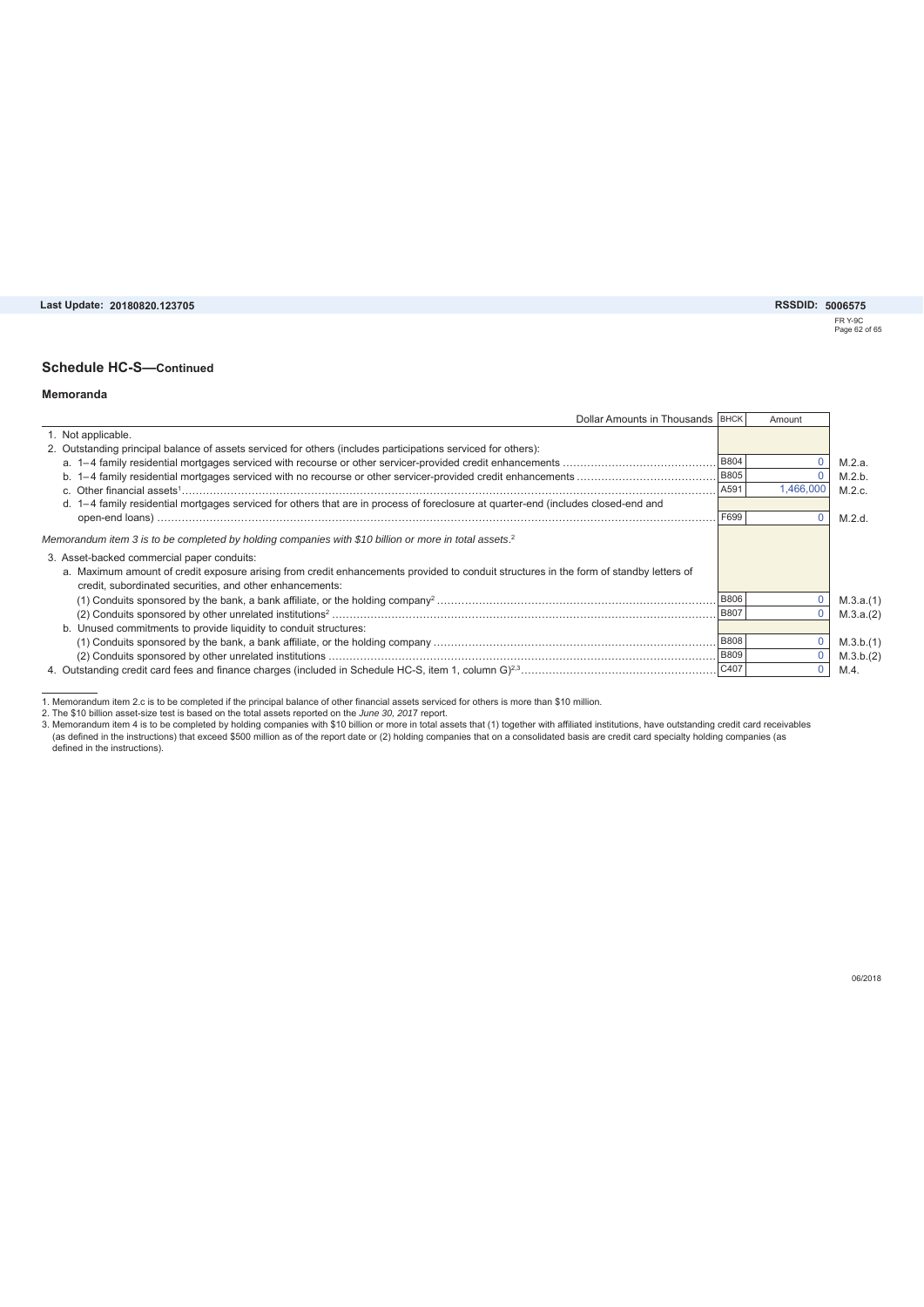## Schedule HC-S—Continued

### Memoranda

| Dollar Amounts in Thousands | BHCK | Amount | |
|---|---|---|---|
| 1. Not applicable. | | | |
| 2. Outstanding principal balance of assets serviced for others (includes participations serviced for others): | | | |
| a. 1–4 family residential mortgages serviced with recourse or other servicer-provided credit enhancements | B804 | 0 | M.2.a. |
| b. 1–4 family residential mortgages serviced with no recourse or other servicer-provided credit enhancements | B805 | 0 | M.2.b. |
| c. Other financial assets[1] | A591 | 1,466,000 | M.2.c. |
| d. 1–4 family residential mortgages serviced for others that are in process of foreclosure at quarter-end (includes closed-end and open-end loans) | F699 | 0 | M.2.d. |
| *Memorandum item 3 is to be completed by holding companies with $10 billion or more in total assets.[2]* | | | |
| 3. Asset-backed commercial paper conduits: | | | |
| a. Maximum amount of credit exposure arising from credit enhancements provided to conduit structures in the form of standby letters of credit, subordinated securities, and other enhancements: | | | |
| (1) Conduits sponsored by the bank, a bank affiliate, or the holding company[2] | B806 | 0 | M.3.a.(1) |
| (2) Conduits sponsored by other unrelated institutions[2] | B807 | 0 | M.3.a.(2) |
| b. Unused commitments to provide liquidity to conduit structures: | | | |
| (1) Conduits sponsored by the bank, a bank affiliate, or the holding company | B808 | 0 | M.3.b.(1) |
| (2) Conduits sponsored by other unrelated institutions | B809 | 0 | M.3.b.(2) |
| 4. Outstanding credit card fees and finance charges (included in Schedule HC-S, item 1, column G)[2,3] | C407 | 0 | M.4. |

1. Memorandum item 2.c is to be completed if the principal balance of other financial assets serviced for others is more than $10 million.
2. The $10 billion asset-size test is based on the total assets reported on the *June 30, 2017* report.
3. Memorandum item 4 is to be completed by holding companies with $10 billion or more in total assets that (1) together with affiliated institutions, have outstanding credit card receivables (as defined in the instructions) that exceed $500 million as of the report date or (2) holding companies that on a consolidated basis are credit card specialty holding companies (as defined in the instructions).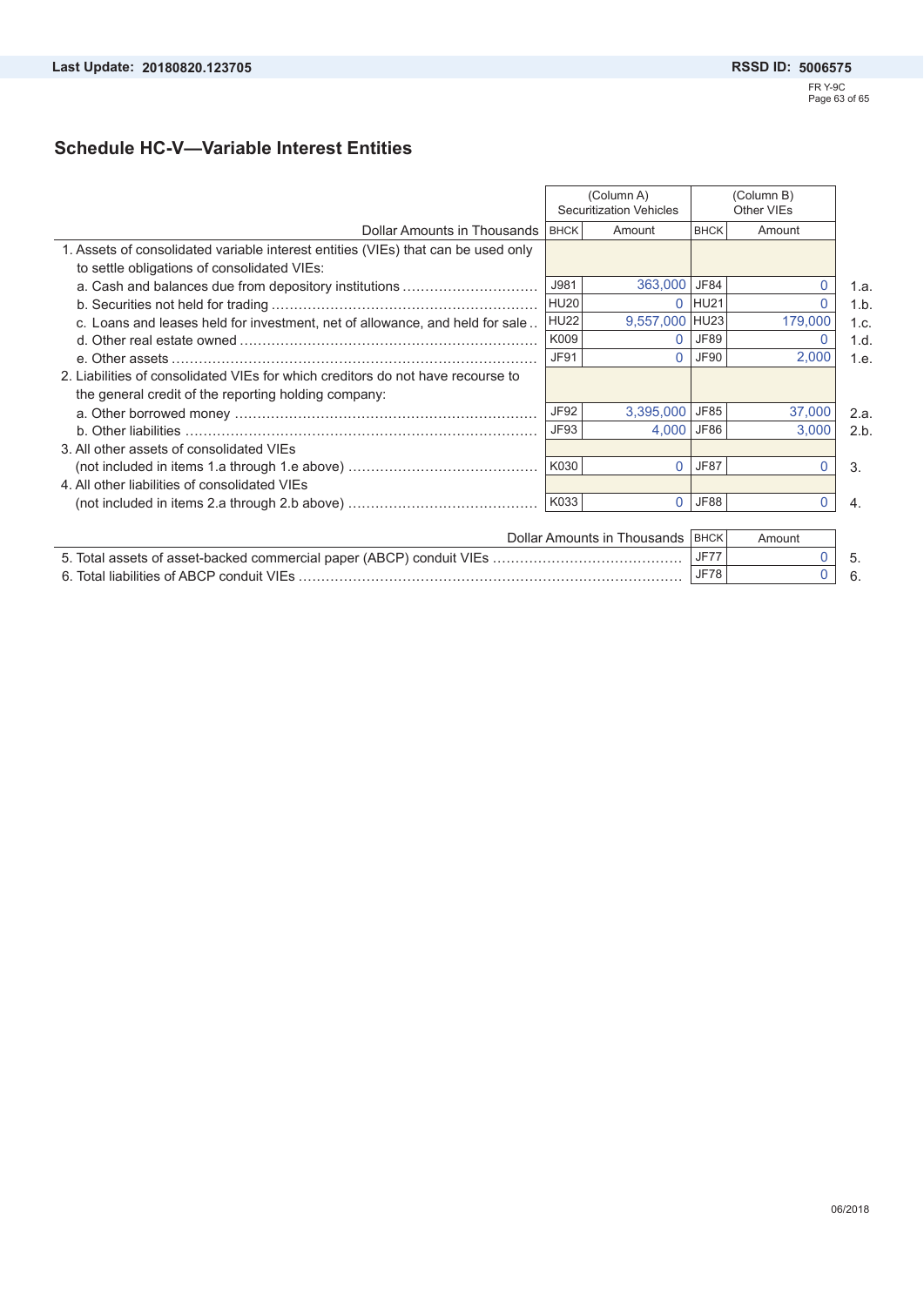## Schedule HC-V—Variable Interest Entities

| Dollar Amounts in Thousands | (Column A) Securitization Vehicles BHCK | Amount | (Column B) Other VIEs BHCK | Amount | |
|---|---|---|---|---|---|
| 1. Assets of consolidated variable interest entities (VIEs) that can be used only to settle obligations of consolidated VIEs: | | | | | |
| a. Cash and balances due from depository institutions | J981 | 363,000 | JF84 | 0 | 1.a. |
| b. Securities not held for trading | HU20 | 0 | HU21 | 0 | 1.b. |
| c. Loans and leases held for investment, net of allowance, and held for sale | HU22 | 9,557,000 | HU23 | 179,000 | 1.c. |
| d. Other real estate owned | K009 | 0 | JF89 | 0 | 1.d. |
| e. Other assets | JF91 | 0 | JF90 | 2,000 | 1.e. |
| 2. Liabilities of consolidated VIEs for which creditors do not have recourse to the general credit of the reporting holding company: | | | | | |
| a. Other borrowed money | JF92 | 3,395,000 | JF85 | 37,000 | 2.a. |
| b. Other liabilities | JF93 | 4,000 | JF86 | 3,000 | 2.b. |
| 3. All other assets of consolidated VIEs (not included in items 1.a through 1.e above) | K030 | 0 | JF87 | 0 | 3. |
| 4. All other liabilities of consolidated VIEs (not included in items 2.a through 2.b above) | K033 | 0 | JF88 | 0 | 4. |

| Dollar Amounts in Thousands | BHCK | Amount | |
|---|---|---|---|
| 5. Total assets of asset-backed commercial paper (ABCP) conduit VIEs | JF77 | 0 | 5. |
| 6. Total liabilities of ABCP conduit VIEs | JF78 | 0 | 6. |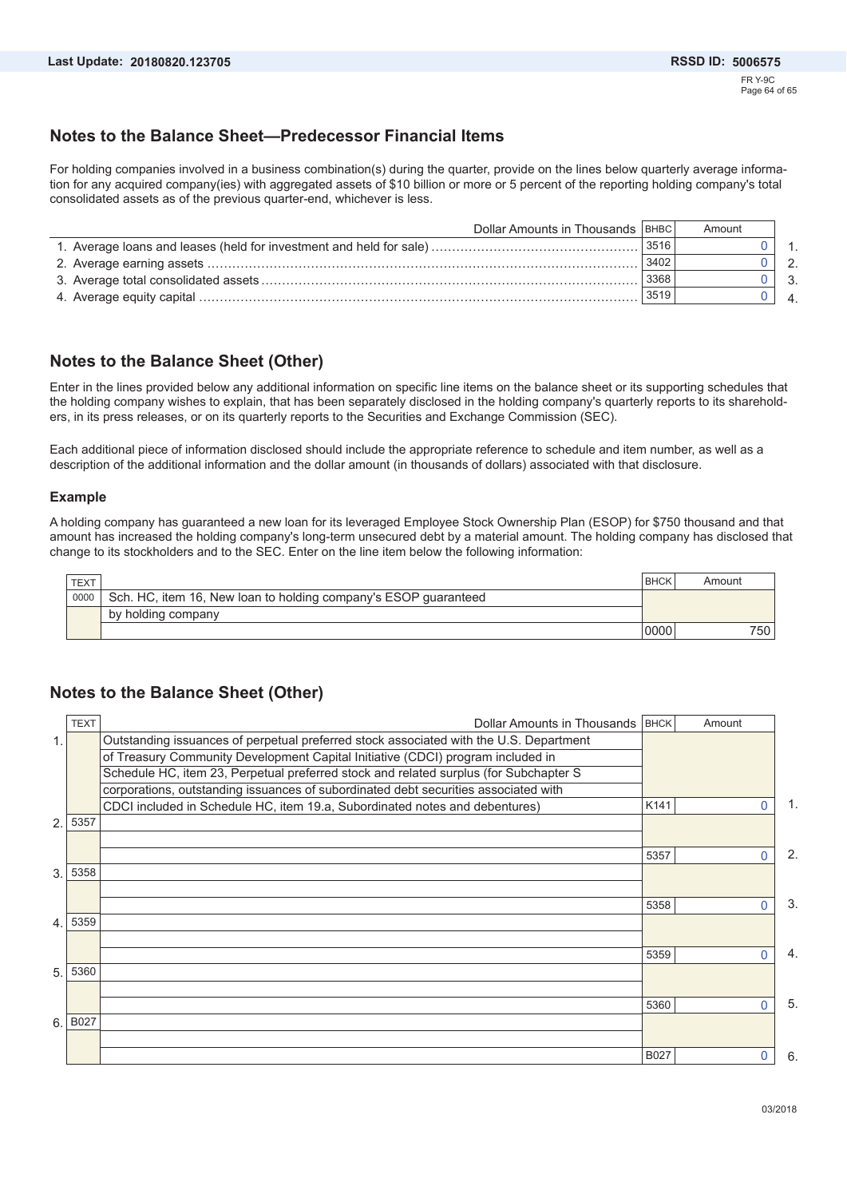## Notes to the Balance Sheet—Predecessor Financial Items

For holding companies involved in a business combination(s) during the quarter, provide on the lines below quarterly average information for any acquired company(ies) with aggregated assets of $10 billion or more or 5 percent of the reporting holding company's total consolidated assets as of the previous quarter-end, whichever is less.

| Dollar Amounts in Thousands | BHBC | Amount | |
|---|---|---|---|
| 1. Average loans and leases (held for investment and held for sale) | 3516 | 0 | 1. |
| 2. Average earning assets | 3402 | 0 | 2. |
| 3. Average total consolidated assets | 3368 | 0 | 3. |
| 4. Average equity capital | 3519 | 0 | 4. |

## Notes to the Balance Sheet (Other)

Enter in the lines provided below any additional information on specific line items on the balance sheet or its supporting schedules that the holding company wishes to explain, that has been separately disclosed in the holding company's quarterly reports to its shareholders, in its press releases, or on its quarterly reports to the Securities and Exchange Commission (SEC).

Each additional piece of information disclosed should include the appropriate reference to schedule and item number, as well as a description of the additional information and the dollar amount (in thousands of dollars) associated with that disclosure.

### Example

A holding company has guaranteed a new loan for its leveraged Employee Stock Ownership Plan (ESOP) for $750 thousand and that amount has increased the holding company's long-term unsecured debt by a material amount. The holding company has disclosed that change to its stockholders and to the SEC. Enter on the line item below the following information:

| TEXT | | BHCK | Amount |
|---|---|---|---|
| 0000 | Sch. HC, item 16, New loan to holding company's ESOP guaranteed by holding company | 0000 | 750 |

## Notes to the Balance Sheet (Other)

| | TEXT | Dollar Amounts in Thousands | BHCK | Amount | |
|---|---|---|---|---|---|
| 1. | | Outstanding issuances of perpetual preferred stock associated with the U.S. Department of Treasury Community Development Capital Initiative (CDCI) program included in Schedule HC, item 23, Perpetual preferred stock and related surplus (for Subchapter S corporations, outstanding issuances of subordinated debt securities associated with CDCI included in Schedule HC, item 19.a, Subordinated notes and debentures) | K141 | 0 | 1. |
| 2. | 5357 | | 5357 | 0 | 2. |
| 3. | 5358 | | 5358 | 0 | 3. |
| 4. | 5359 | | 5359 | 0 | 4. |
| 5. | 5360 | | 5360 | 0 | 5. |
| 6. | B027 | | B027 | 0 | 6. |

03/2018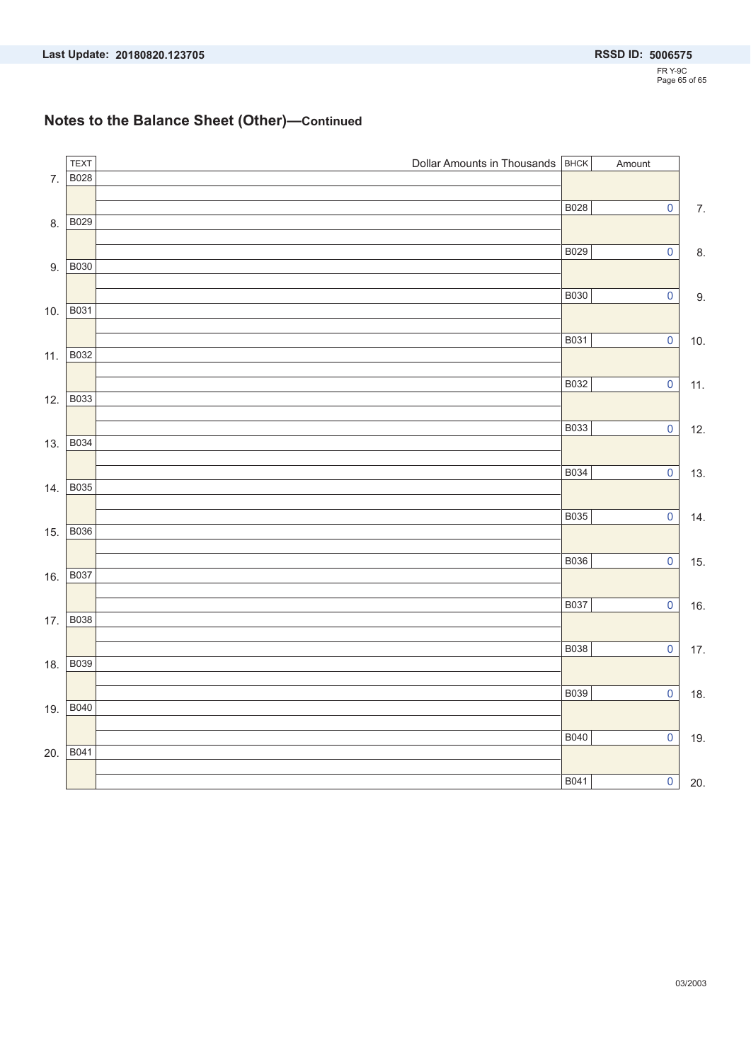## Notes to the Balance Sheet (Other)—Continued

| | TEXT | Dollar Amounts in Thousands | BHCK | Amount | |
|---|---|---|---|---|---|
| 7. | B028 | | B028 | 0 | 7. |
| 8. | B029 | | B029 | 0 | 8. |
| 9. | B030 | | B030 | 0 | 9. |
| 10. | B031 | | B031 | 0 | 10. |
| 11. | B032 | | B032 | 0 | 11. |
| 12. | B033 | | B033 | 0 | 12. |
| 13. | B034 | | B034 | 0 | 13. |
| 14. | B035 | | B035 | 0 | 14. |
| 15. | B036 | | B036 | 0 | 15. |
| 16. | B037 | | B037 | 0 | 16. |
| 17. | B038 | | B038 | 0 | 17. |
| 18. | B039 | | B039 | 0 | 18. |
| 19. | B040 | | B040 | 0 | 19. |
| 20. | B041 | | B041 | 0 | 20. |